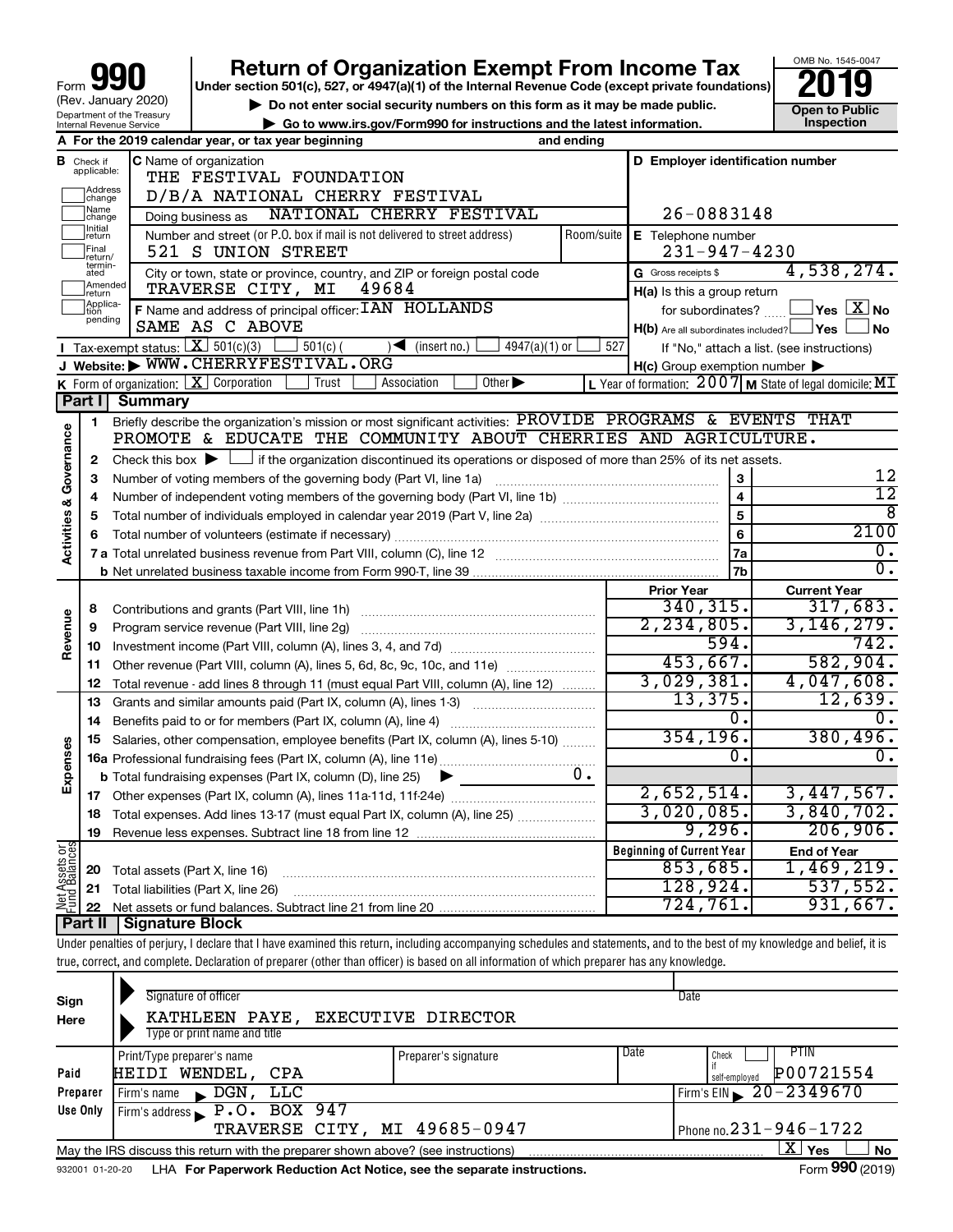Form **990** (Rev. January 2020)
Department of the Treasury
Internal Revenue Service

# Return of Organization Exempt From Income Tax

**Under section 501(c), 527, or 4947(a)(1) of the Internal Revenue Code (except private foundations)**

▶ Do not enter social security numbers on this form as it may be made public.

▶ Go to www.irs.gov/Form990 for instructions and the latest information.

OMB No. 1545-0047

**2019**

**Open to Public Inspection**

**A** For the 2019 calendar year, or tax year beginning and ending

**B** Check if applicable: Address change / Name change / Initial return / Final return/terminated / Amended return / Application pending

**C** Name of organization
THE FESTIVAL FOUNDATION
D/B/A NATIONAL CHERRY FESTIVAL
Doing business as NATIONAL CHERRY FESTIVAL

Number and street (or P.O. box if mail is not delivered to street address) Room/suite
521 S UNION STREET

City or town, state or province, country, and ZIP or foreign postal code
TRAVERSE CITY, MI 49684

**D** Employer identification number: 26-0883148

**E** Telephone number: 231-947-4230

**G** Gross receipts $ 4,538,274.

**F** Name and address of principal officer: IAN HOLLANDS
SAME AS C ABOVE

**H(a)** Is this a group return for subordinates? Yes [ ] No [X]

**H(b)** Are all subordinates included? Yes [ ] No [ ]
If "No," attach a list. (see instructions)

**H(c)** Group exemption number ▶

**I** Tax-exempt status: [X] 501(c)(3) [ ] 501(c) ( ) ◀ (insert no.) [ ] 4947(a)(1) or [ ] 527

**J** Website: ▶ WWW.CHERRYFESTIVAL.ORG

**K** Form of organization: [X] Corporation [ ] Trust [ ] Association [ ] Other ▶

**L** Year of formation: 2007 **M** State of legal domicile: MI

## Part I Summary

**Activities & Governance**

1 Briefly describe the organization's mission or most significant activities: PROVIDE PROGRAMS & EVENTS THAT PROMOTE & EDUCATE THE COMMUNITY ABOUT CHERRIES AND AGRICULTURE.

2 Check this box ▶ [ ] if the organization discontinued its operations or disposed of more than 25% of its net assets.

| Line | Description | No. | Value |
|---|---|---|---|
| 3 | Number of voting members of the governing body (Part VI, line 1a) | 3 | 12 |
| 4 | Number of independent voting members of the governing body (Part VI, line 1b) | 4 | 12 |
| 5 | Total number of individuals employed in calendar year 2019 (Part V, line 2a) | 5 | 8 |
| 6 | Total number of volunteers (estimate if necessary) | 6 | 2100 |
| 7a | Total unrelated business revenue from Part VIII, column (C), line 12 | 7a | 0. |
| 7b | Net unrelated business taxable income from Form 990-T, line 39 | 7b | 0. |

| Line | Description | Prior Year | Current Year |
|---|---|---|---|
| **Revenue** | | | |
| 8 | Contributions and grants (Part VIII, line 1h) | 340,315. | 317,683. |
| 9 | Program service revenue (Part VIII, line 2g) | 2,234,805. | 3,146,279. |
| 10 | Investment income (Part VIII, column (A), lines 3, 4, and 7d) | 594. | 742. |
| 11 | Other revenue (Part VIII, column (A), lines 5, 6d, 8c, 9c, 10c, and 11e) | 453,667. | 582,904. |
| 12 | Total revenue - add lines 8 through 11 (must equal Part VIII, column (A), line 12) | 3,029,381. | 4,047,608. |
| **Expenses** | | | |
| 13 | Grants and similar amounts paid (Part IX, column (A), lines 1-3) | 13,375. | 12,639. |
| 14 | Benefits paid to or for members (Part IX, column (A), line 4) | 0. | 0. |
| 15 | Salaries, other compensation, employee benefits (Part IX, column (A), lines 5-10) | 354,196. | 380,496. |
| 16a | Professional fundraising fees (Part IX, column (A), line 11e) | 0. | 0. |
| b | Total fundraising expenses (Part IX, column (D), line 25) ▶ 0. | | |
| 17 | Other expenses (Part IX, column (A), lines 11a-11d, 11f-24e) | 2,652,514. | 3,447,567. |
| 18 | Total expenses. Add lines 13-17 (must equal Part IX, column (A), line 25) | 3,020,085. | 3,840,702. |
| 19 | Revenue less expenses. Subtract line 18 from line 12 | 9,296. | 206,906. |
| **Net Assets or Fund Balances** | | **Beginning of Current Year** | **End of Year** |
| 20 | Total assets (Part X, line 16) | 853,685. | 1,469,219. |
| 21 | Total liabilities (Part X, line 26) | 128,924. | 537,552. |
| 22 | Net assets or fund balances. Subtract line 21 from line 20 | 724,761. | 931,667. |

## Part II Signature Block

Under penalties of perjury, I declare that I have examined this return, including accompanying schedules and statements, and to the best of my knowledge and belief, it is true, correct, and complete. Declaration of preparer (other than officer) is based on all information of which preparer has any knowledge.

**Sign Here**
Signature of officer ▶ Date
KATHLEEN PAYE, EXECUTIVE DIRECTOR
Type or print name and title

**Paid Preparer Use Only**

| Print/Type preparer's name | Preparer's signature | Date | Check if self-employed | PTIN |
|---|---|---|---|---|
| HEIDI WENDEL, CPA | | | [ ] | P00721554 |

Firm's name ▶ DGN, LLC — Firm's EIN ▶ 20-2349670

Firm's address ▶ P.O. BOX 947, TRAVERSE CITY, MI 49685-0947 — Phone no. 231-946-1722

May the IRS discuss this return with the preparer shown above? (see instructions) [X] Yes [ ] No

932001 01-20-20 LHA For Paperwork Reduction Act Notice, see the separate instructions. Form **990** (2019)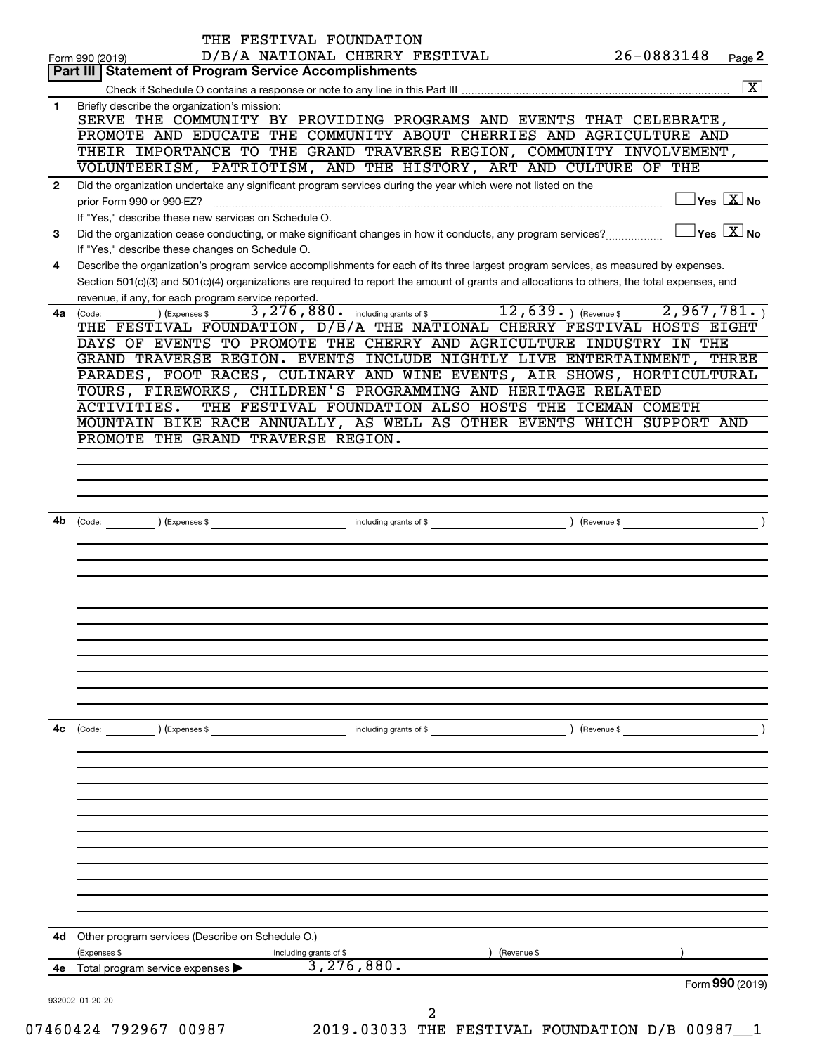THE FESTIVAL FOUNDATION
Form 990 (2019) D/B/A NATIONAL CHERRY FESTIVAL 26-0883148 Page **2**

## Part III | Statement of Program Service Accomplishments

Check if Schedule O contains a response or note to any line in this Part III ..... [X]

**1** Briefly describe the organization's mission:
SERVE THE COMMUNITY BY PROVIDING PROGRAMS AND EVENTS THAT CELEBRATE, PROMOTE AND EDUCATE THE COMMUNITY ABOUT CHERRIES AND AGRICULTURE AND THEIR IMPORTANCE TO THE GRAND TRAVERSE REGION, COMMUNITY INVOLVEMENT, VOLUNTEERISM, PATRIOTISM, AND THE HISTORY, ART AND CULTURE OF THE

**2** Did the organization undertake any significant program services during the year which were not listed on the prior Form 990 or 990-EZ? ..... [ ] Yes [X] No
If "Yes," describe these new services on Schedule O.

**3** Did the organization cease conducting, or make significant changes in how it conducts, any program services? ..... [ ] Yes [X] No
If "Yes," describe these changes on Schedule O.

**4** Describe the organization's program service accomplishments for each of its three largest program services, as measured by expenses. Section 501(c)(3) and 501(c)(4) organizations are required to report the amount of grants and allocations to others, the total expenses, and revenue, if any, for each program service reported.

**4a** (Code: ) (Expenses $ 3,276,880. including grants of $ 12,639. ) (Revenue $ 2,967,781. )
THE FESTIVAL FOUNDATION, D/B/A THE NATIONAL CHERRY FESTIVAL HOSTS EIGHT DAYS OF EVENTS TO PROMOTE THE CHERRY AND AGRICULTURE INDUSTRY IN THE GRAND TRAVERSE REGION. EVENTS INCLUDE NIGHTLY LIVE ENTERTAINMENT, THREE PARADES, FOOT RACES, CULINARY AND WINE EVENTS, AIR SHOWS, HORTICULTURAL TOURS, FIREWORKS, CHILDREN'S PROGRAMMING AND HERITAGE RELATED ACTIVITIES. THE FESTIVAL FOUNDATION ALSO HOSTS THE ICEMAN COMETH MOUNTAIN BIKE RACE ANNUALLY, AS WELL AS OTHER EVENTS WHICH SUPPORT AND PROMOTE THE GRAND TRAVERSE REGION.

**4b** (Code: ) (Expenses $ including grants of $ ) (Revenue $ )

**4c** (Code: ) (Expenses $ including grants of $ ) (Revenue $ )

**4d** Other program services (Describe on Schedule O.)
(Expenses $ including grants of $ ) (Revenue $ )

**4e** Total program service expenses ▶ 3,276,880.

Form **990** (2019)

932002 01-20-20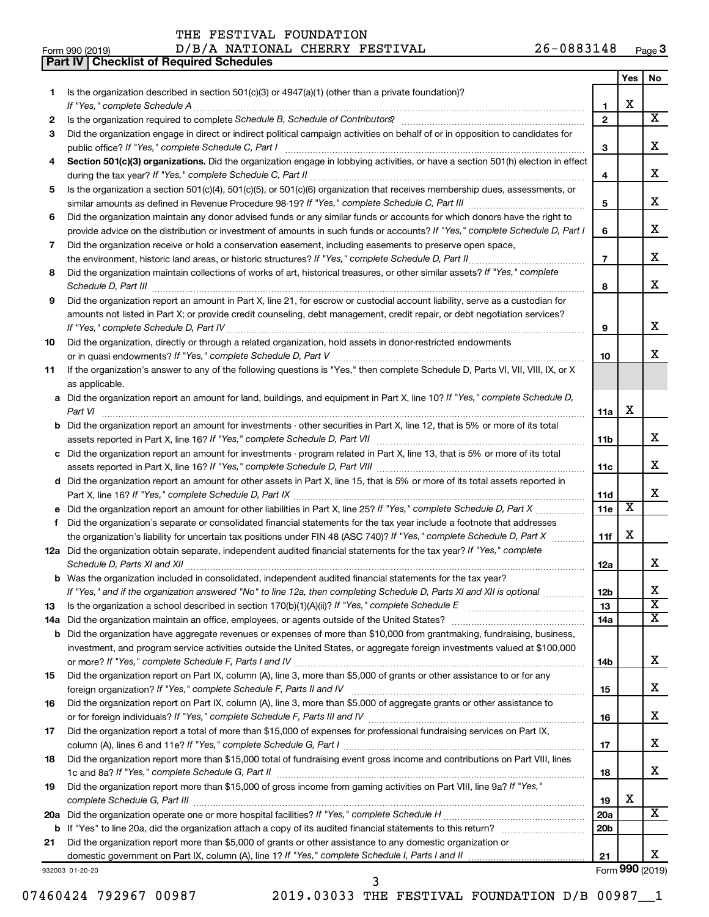THE FESTIVAL FOUNDATION
Form 990 (2019) D/B/A NATIONAL CHERRY FESTIVAL 26-0883148 Page 3

**Part IV | Checklist of Required Schedules**

| | | | Yes | No |
|---|---|---|---|---|
| 1 | Is the organization described in section 501(c)(3) or 4947(a)(1) (other than a private foundation)? *If "Yes," complete Schedule A* | 1 | X | |
| 2 | Is the organization required to complete *Schedule B, Schedule of Contributors*? | 2 | | X |
| 3 | Did the organization engage in direct or indirect political campaign activities on behalf of or in opposition to candidates for public office? *If "Yes," complete Schedule C, Part I* | 3 | | X |
| 4 | **Section 501(c)(3) organizations.** Did the organization engage in lobbying activities, or have a section 501(h) election in effect during the tax year? *If "Yes," complete Schedule C, Part II* | 4 | | X |
| 5 | Is the organization a section 501(c)(4), 501(c)(5), or 501(c)(6) organization that receives membership dues, assessments, or similar amounts as defined in Revenue Procedure 98-19? *If "Yes," complete Schedule C, Part III* | 5 | | X |
| 6 | Did the organization maintain any donor advised funds or any similar funds or accounts for which donors have the right to provide advice on the distribution or investment of amounts in such funds or accounts? *If "Yes," complete Schedule D, Part I* | 6 | | X |
| 7 | Did the organization receive or hold a conservation easement, including easements to preserve open space, the environment, historic land areas, or historic structures? *If "Yes," complete Schedule D, Part II* | 7 | | X |
| 8 | Did the organization maintain collections of works of art, historical treasures, or other similar assets? *If "Yes," complete Schedule D, Part III* | 8 | | X |
| 9 | Did the organization report an amount in Part X, line 21, for escrow or custodial account liability, serve as a custodian for amounts not listed in Part X; or provide credit counseling, debt management, credit repair, or debt negotiation services? *If "Yes," complete Schedule D, Part IV* | 9 | | X |
| 10 | Did the organization, directly or through a related organization, hold assets in donor-restricted endowments or in quasi endowments? *If "Yes," complete Schedule D, Part V* | 10 | | X |
| 11 | If the organization's answer to any of the following questions is "Yes," then complete Schedule D, Parts VI, VII, VIII, IX, or X as applicable. | | | |
| a | Did the organization report an amount for land, buildings, and equipment in Part X, line 10? *If "Yes," complete Schedule D, Part VI* | 11a | X | |
| b | Did the organization report an amount for investments - other securities in Part X, line 12, that is 5% or more of its total assets reported in Part X, line 16? *If "Yes," complete Schedule D, Part VII* | 11b | | X |
| c | Did the organization report an amount for investments - program related in Part X, line 13, that is 5% or more of its total assets reported in Part X, line 16? *If "Yes," complete Schedule D, Part VIII* | 11c | | X |
| d | Did the organization report an amount for other assets in Part X, line 15, that is 5% or more of its total assets reported in Part X, line 16? *If "Yes," complete Schedule D, Part IX* | 11d | | X |
| e | Did the organization report an amount for other liabilities in Part X, line 25? *If "Yes," complete Schedule D, Part X* | 11e | X | |
| f | Did the organization's separate or consolidated financial statements for the tax year include a footnote that addresses the organization's liability for uncertain tax positions under FIN 48 (ASC 740)? *If "Yes," complete Schedule D, Part X* | 11f | X | |
| 12a | Did the organization obtain separate, independent audited financial statements for the tax year? *If "Yes," complete Schedule D, Parts XI and XII* | 12a | | X |
| b | Was the organization included in consolidated, independent audited financial statements for the tax year? *If "Yes," and if the organization answered "No" to line 12a, then completing Schedule D, Parts XI and XII is optional* | 12b | | X |
| 13 | Is the organization a school described in section 170(b)(1)(A)(ii)? *If "Yes," complete Schedule E* | 13 | | X |
| 14a | Did the organization maintain an office, employees, or agents outside of the United States? | 14a | | X |
| b | Did the organization have aggregate revenues or expenses of more than $10,000 from grantmaking, fundraising, business, investment, and program service activities outside the United States, or aggregate foreign investments valued at $100,000 or more? *If "Yes," complete Schedule F, Parts I and IV* | 14b | | X |
| 15 | Did the organization report on Part IX, column (A), line 3, more than $5,000 of grants or other assistance to or for any foreign organization? *If "Yes," complete Schedule F, Parts II and IV* | 15 | | X |
| 16 | Did the organization report on Part IX, column (A), line 3, more than $5,000 of aggregate grants or other assistance to or for foreign individuals? *If "Yes," complete Schedule F, Parts III and IV* | 16 | | X |
| 17 | Did the organization report a total of more than $15,000 of expenses for professional fundraising services on Part IX, column (A), lines 6 and 11e? *If "Yes," complete Schedule G, Part I* | 17 | | X |
| 18 | Did the organization report more than $15,000 total of fundraising event gross income and contributions on Part VIII, lines 1c and 8a? *If "Yes," complete Schedule G, Part II* | 18 | | X |
| 19 | Did the organization report more than $15,000 of gross income from gaming activities on Part VIII, line 9a? *If "Yes," complete Schedule G, Part III* | 19 | X | |
| 20a | Did the organization operate one or more hospital facilities? *If "Yes," complete Schedule H* | 20a | | X |
| b | If "Yes" to line 20a, did the organization attach a copy of its audited financial statements to this return? | 20b | | |
| 21 | Did the organization report more than $5,000 of grants or other assistance to any domestic organization or domestic government on Part IX, column (A), line 1? *If "Yes," complete Schedule I, Parts I and II* | 21 | | X |

932003 01-20-20 Form **990** (2019)

07460424 792967 00987 2019.03033 THE FESTIVAL FOUNDATION D/B 00987__1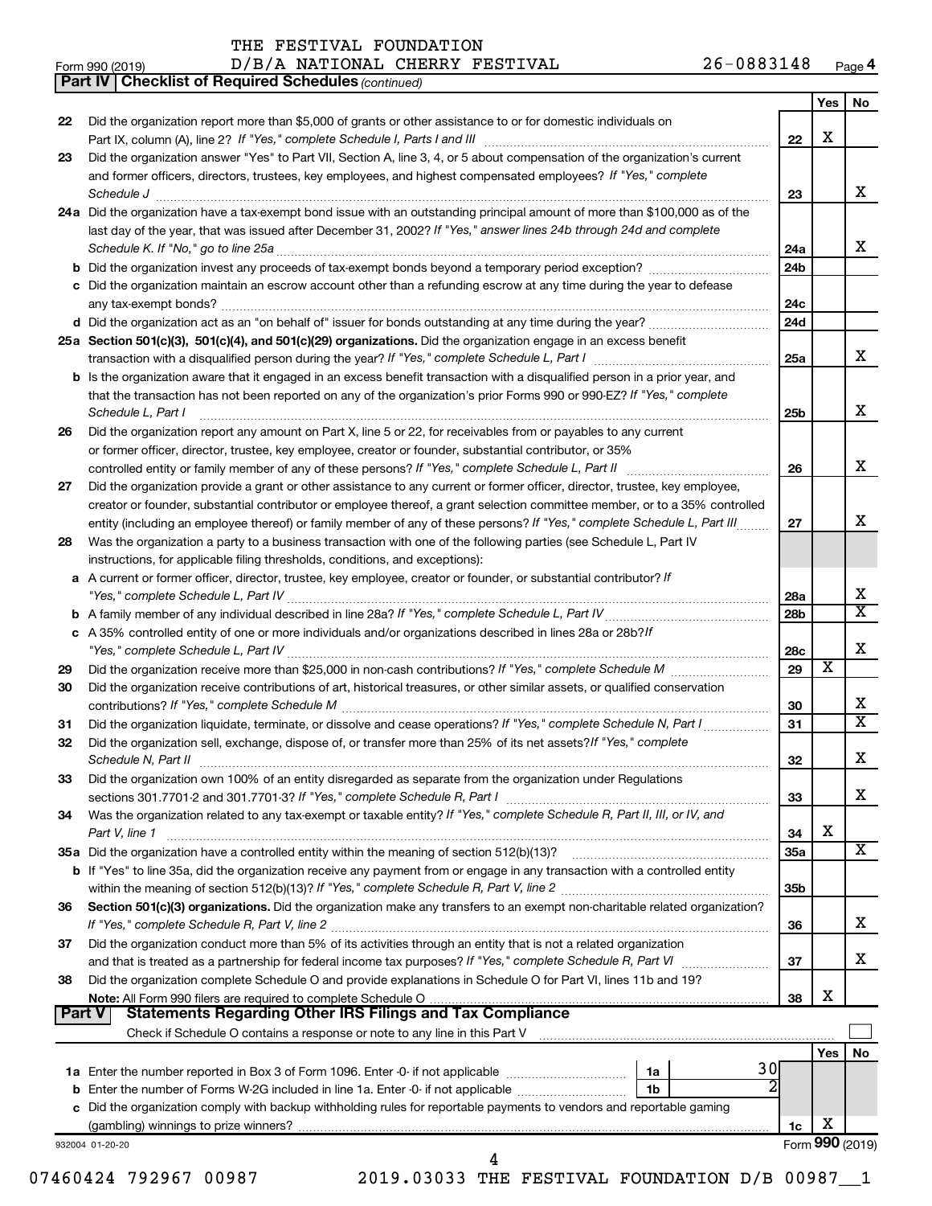THE FESTIVAL FOUNDATION
Form 990 (2019) D/B/A NATIONAL CHERRY FESTIVAL 26-0883148 Page 4

**Part IV Checklist of Required Schedules** *(continued)*

| | | | Yes | No |
|---|---|---|---|---|
| 22 | Did the organization report more than $5,000 of grants or other assistance to or for domestic individuals on Part IX, column (A), line 2? *If "Yes," complete Schedule I, Parts I and III* | 22 | X | |
| 23 | Did the organization answer "Yes" to Part VII, Section A, line 3, 4, or 5 about compensation of the organization's current and former officers, directors, trustees, key employees, and highest compensated employees? *If "Yes," complete Schedule J* | 23 | | X |
| 24a | Did the organization have a tax-exempt bond issue with an outstanding principal amount of more than $100,000 as of the last day of the year, that was issued after December 31, 2002? *If "Yes," answer lines 24b through 24d and complete Schedule K. If "No," go to line 25a* | 24a | | X |
| b | Did the organization invest any proceeds of tax-exempt bonds beyond a temporary period exception? | 24b | | |
| c | Did the organization maintain an escrow account other than a refunding escrow at any time during the year to defease any tax-exempt bonds? | 24c | | |
| d | Did the organization act as an "on behalf of" issuer for bonds outstanding at any time during the year? | 24d | | |
| 25a | **Section 501(c)(3), 501(c)(4), and 501(c)(29) organizations.** Did the organization engage in an excess benefit transaction with a disqualified person during the year? *If "Yes," complete Schedule L, Part I* | 25a | | X |
| b | Is the organization aware that it engaged in an excess benefit transaction with a disqualified person in a prior year, and that the transaction has not been reported on any of the organization's prior Forms 990 or 990-EZ? *If "Yes," complete Schedule L, Part I* | 25b | | X |
| 26 | Did the organization report any amount on Part X, line 5 or 22, for receivables from or payables to any current or former officer, director, trustee, key employee, creator or founder, substantial contributor, or 35% controlled entity or family member of any of these persons? *If "Yes," complete Schedule L, Part II* | 26 | | X |
| 27 | Did the organization provide a grant or other assistance to any current or former officer, director, trustee, key employee, creator or founder, substantial contributor or employee thereof, a grant selection committee member, or to a 35% controlled entity (including an employee thereof) or family member of any of these persons? *If "Yes," complete Schedule L, Part III* | 27 | | X |
| 28 | Was the organization a party to a business transaction with one of the following parties (see Schedule L, Part IV instructions, for applicable filing thresholds, conditions, and exceptions): | | | |
| a | A current or former officer, director, trustee, key employee, creator or founder, or substantial contributor? *If "Yes," complete Schedule L, Part IV* | 28a | | X |
| b | A family member of any individual described in line 28a? *If "Yes," complete Schedule L, Part IV* | 28b | | X |
| c | A 35% controlled entity of one or more individuals and/or organizations described in lines 28a or 28b? *If "Yes," complete Schedule L, Part IV* | 28c | | X |
| 29 | Did the organization receive more than $25,000 in non-cash contributions? *If "Yes," complete Schedule M* | 29 | X | |
| 30 | Did the organization receive contributions of art, historical treasures, or other similar assets, or qualified conservation contributions? *If "Yes," complete Schedule M* | 30 | | X |
| 31 | Did the organization liquidate, terminate, or dissolve and cease operations? *If "Yes," complete Schedule N, Part I* | 31 | | X |
| 32 | Did the organization sell, exchange, dispose of, or transfer more than 25% of its net assets? *If "Yes," complete Schedule N, Part II* | 32 | | X |
| 33 | Did the organization own 100% of an entity disregarded as separate from the organization under Regulations sections 301.7701-2 and 301.7701-3? *If "Yes," complete Schedule R, Part I* | 33 | | X |
| 34 | Was the organization related to any tax-exempt or taxable entity? *If "Yes," complete Schedule R, Part II, III, or IV, and Part V, line 1* | 34 | X | |
| 35a | Did the organization have a controlled entity within the meaning of section 512(b)(13)? | 35a | | X |
| b | If "Yes" to line 35a, did the organization receive any payment from or engage in any transaction with a controlled entity within the meaning of section 512(b)(13)? *If "Yes," complete Schedule R, Part V, line 2* | 35b | | |
| 36 | **Section 501(c)(3) organizations.** Did the organization make any transfers to an exempt non-charitable related organization? *If "Yes," complete Schedule R, Part V, line 2* | 36 | | X |
| 37 | Did the organization conduct more than 5% of its activities through an entity that is not a related organization and that is treated as a partnership for federal income tax purposes? *If "Yes," complete Schedule R, Part VI* | 37 | | X |
| 38 | Did the organization complete Schedule O and provide explanations in Schedule O for Part VI, lines 11b and 19? **Note:** All Form 990 filers are required to complete Schedule O | 38 | X | |

**Part V Statements Regarding Other IRS Filings and Tax Compliance**

Check if Schedule O contains a response or note to any line in this Part V ☐

| | | | | | Yes | No |
|---|---|---|---|---|---|---|
| 1a | Enter the number reported in Box 3 of Form 1096. Enter -0- if not applicable | 1a | 30 | | | |
| b | Enter the number of Forms W-2G included in line 1a. Enter -0- if not applicable | 1b | 2 | | | |
| c | Did the organization comply with backup withholding rules for reportable payments to vendors and reportable gaming (gambling) winnings to prize winners? | | | 1c | X | |

932004 01-20-20 Form **990** (2019)

07460424 792967 00987 2019.03033 THE FESTIVAL FOUNDATION D/B 00987__1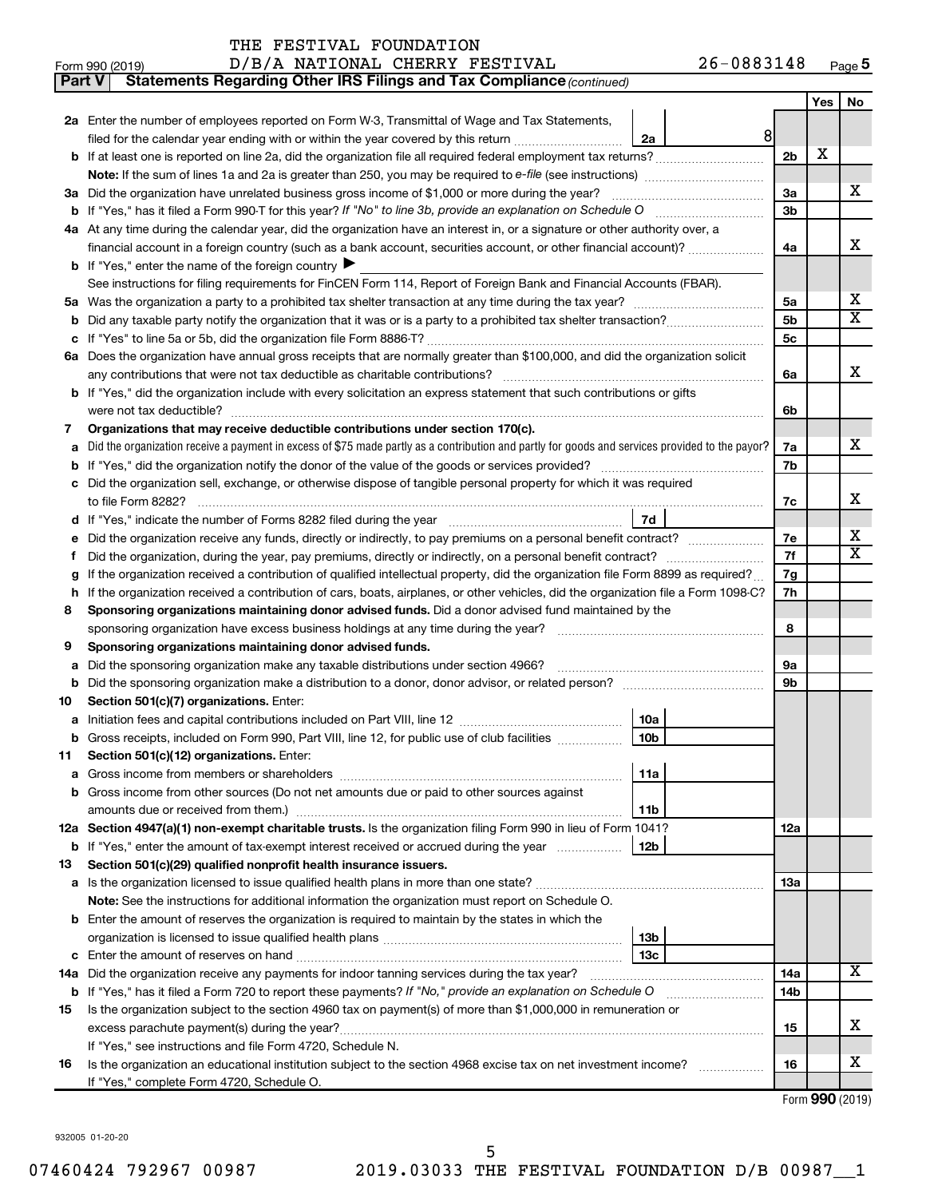THE FESTIVAL FOUNDATION
Form 990 (2019) D/B/A NATIONAL CHERRY FESTIVAL 26-0883148 Page 5

**Part V Statements Regarding Other IRS Filings and Tax Compliance** *(continued)*

| | | | | Yes | No |
|---|---|---|---|---|---|
| **2a** | Enter the number of employees reported on Form W-3, Transmittal of Wage and Tax Statements, filed for the calendar year ending with or within the year covered by this return | 2a | 8 | | |
| **b** | If at least one is reported on line 2a, did the organization file all required federal employment tax returns? | | 2b | X | |
| | **Note:** If the sum of lines 1a and 2a is greater than 250, you may be required to *e-file* (see instructions) | | | | |
| **3a** | Did the organization have unrelated business gross income of $1,000 or more during the year? | | 3a | | X |
| **b** | If "Yes," has it filed a Form 990-T for this year? *If "No" to line 3b, provide an explanation on Schedule O* | | 3b | | |
| **4a** | At any time during the calendar year, did the organization have an interest in, or a signature or other authority over, a financial account in a foreign country (such as a bank account, securities account, or other financial account)? | | 4a | | X |
| **b** | If "Yes," enter the name of the foreign country ▶ | | | | |
| | See instructions for filing requirements for FinCEN Form 114, Report of Foreign Bank and Financial Accounts (FBAR). | | | | |
| **5a** | Was the organization a party to a prohibited tax shelter transaction at any time during the tax year? | | 5a | | X |
| **b** | Did any taxable party notify the organization that it was or is a party to a prohibited tax shelter transaction? | | 5b | | X |
| **c** | If "Yes" to line 5a or 5b, did the organization file Form 8886-T? | | 5c | | |
| **6a** | Does the organization have annual gross receipts that are normally greater than $100,000, and did the organization solicit any contributions that were not tax deductible as charitable contributions? | | 6a | | X |
| **b** | If "Yes," did the organization include with every solicitation an express statement that such contributions or gifts were not tax deductible? | | 6b | | |
| **7** | **Organizations that may receive deductible contributions under section 170(c).** | | | | |
| **a** | Did the organization receive a payment in excess of $75 made partly as a contribution and partly for goods and services provided to the payor? | | 7a | | X |
| **b** | If "Yes," did the organization notify the donor of the value of the goods or services provided? | | 7b | | |
| **c** | Did the organization sell, exchange, or otherwise dispose of tangible personal property for which it was required to file Form 8282? | | 7c | | X |
| **d** | If "Yes," indicate the number of Forms 8282 filed during the year | 7d | | | |
| **e** | Did the organization receive any funds, directly or indirectly, to pay premiums on a personal benefit contract? | | 7e | | X |
| **f** | Did the organization, during the year, pay premiums, directly or indirectly, on a personal benefit contract? | | 7f | | X |
| **g** | If the organization received a contribution of qualified intellectual property, did the organization file Form 8899 as required? | | 7g | | |
| **h** | If the organization received a contribution of cars, boats, airplanes, or other vehicles, did the organization file a Form 1098-C? | | 7h | | |
| **8** | **Sponsoring organizations maintaining donor advised funds.** Did a donor advised fund maintained by the sponsoring organization have excess business holdings at any time during the year? | | 8 | | |
| **9** | **Sponsoring organizations maintaining donor advised funds.** | | | | |
| **a** | Did the sponsoring organization make any taxable distributions under section 4966? | | 9a | | |
| **b** | Did the sponsoring organization make a distribution to a donor, donor advisor, or related person? | | 9b | | |
| **10** | **Section 501(c)(7) organizations.** Enter: | | | | |
| **a** | Initiation fees and capital contributions included on Part VIII, line 12 | 10a | | | |
| **b** | Gross receipts, included on Form 990, Part VIII, line 12, for public use of club facilities | 10b | | | |
| **11** | **Section 501(c)(12) organizations.** Enter: | | | | |
| **a** | Gross income from members or shareholders | 11a | | | |
| **b** | Gross income from other sources (Do not net amounts due or paid to other sources against amounts due or received from them.) | 11b | | | |
| **12a** | **Section 4947(a)(1) non-exempt charitable trusts.** Is the organization filing Form 990 in lieu of Form 1041? | | 12a | | |
| **b** | If "Yes," enter the amount of tax-exempt interest received or accrued during the year | 12b | | | |
| **13** | **Section 501(c)(29) qualified nonprofit health insurance issuers.** | | | | |
| **a** | Is the organization licensed to issue qualified health plans in more than one state? | | 13a | | |
| | **Note:** See the instructions for additional information the organization must report on Schedule O. | | | | |
| **b** | Enter the amount of reserves the organization is required to maintain by the states in which the organization is licensed to issue qualified health plans | 13b | | | |
| **c** | Enter the amount of reserves on hand | 13c | | | |
| **14a** | Did the organization receive any payments for indoor tanning services during the tax year? | | 14a | | X |
| **b** | If "Yes," has it filed a Form 720 to report these payments? *If "No," provide an explanation on Schedule O* | | 14b | | |
| **15** | Is the organization subject to the section 4960 tax on payment(s) of more than $1,000,000 in remuneration or excess parachute payment(s) during the year? | | 15 | | X |
| | If "Yes," see instructions and file Form 4720, Schedule N. | | | | |
| **16** | Is the organization an educational institution subject to the section 4968 excise tax on net investment income? | | 16 | | X |
| | If "Yes," complete Form 4720, Schedule O. | | | | |

Form **990** (2019)

932005 01-20-20

07460424 792967 00987 2019.03033 THE FESTIVAL FOUNDATION D/B 00987__1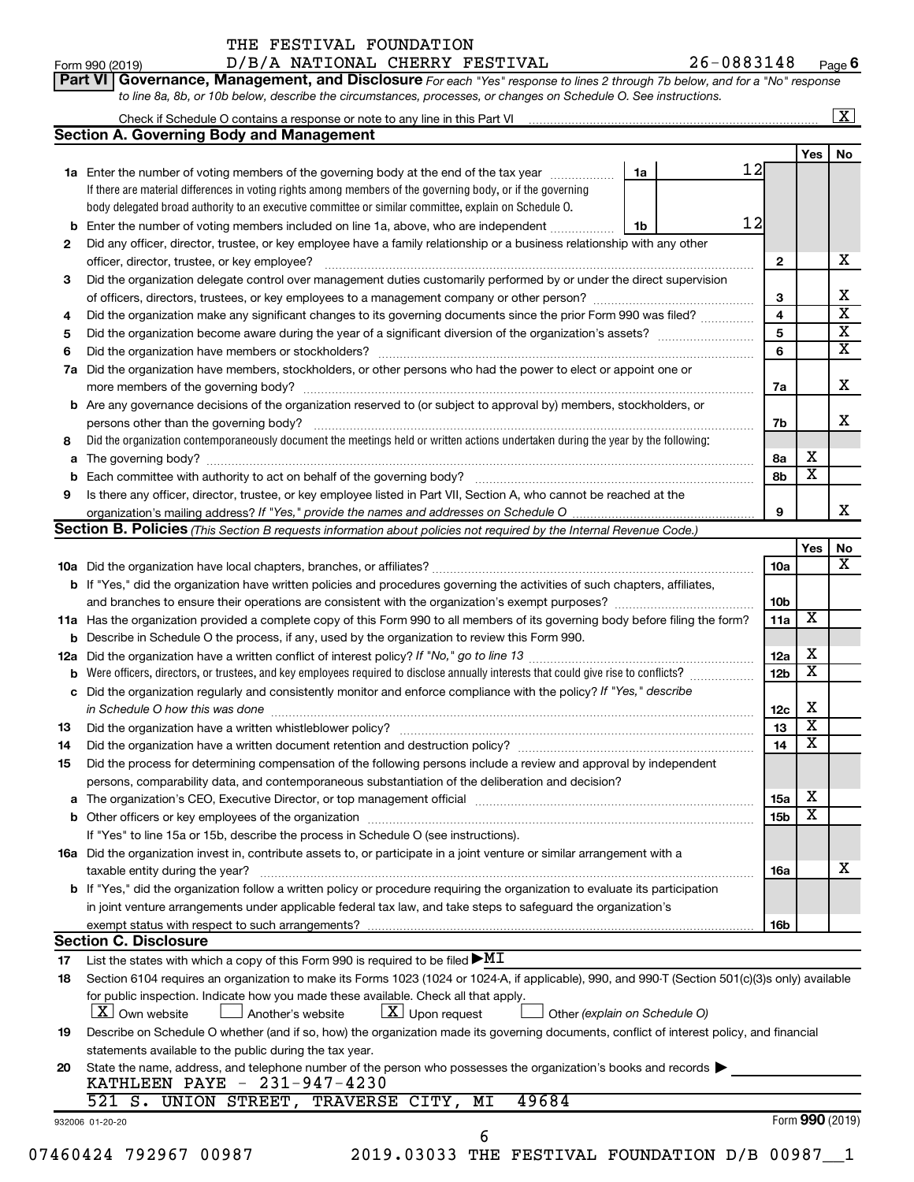THE FESTIVAL FOUNDATION

Form 990 (2019) D/B/A NATIONAL CHERRY FESTIVAL 26-0883148 Page 6

**Part VI Governance, Management, and Disclosure** *For each "Yes" response to lines 2 through 7b below, and for a "No" response to line 8a, 8b, or 10b below, describe the circumstances, processes, or changes on Schedule O. See instructions.*

Check if Schedule O contains a response or note to any line in this Part VI ..... [X]

## Section A. Governing Body and Management

| | | | | Yes | No |
|---|---|---|---|---|---|
| **1a** | Enter the number of voting members of the governing body at the end of the tax year ..... **1a** | 12 | | | |
| | If there are material differences in voting rights among members of the governing body, or if the governing body delegated broad authority to an executive committee or similar committee, explain on Schedule O. | | | | |
| **b** | Enter the number of voting members included on line 1a, above, who are independent ..... **1b** | 12 | | | |
| **2** | Did any officer, director, trustee, or key employee have a family relationship or a business relationship with any other officer, director, trustee, or key employee? | | 2 | | X |
| **3** | Did the organization delegate control over management duties customarily performed by or under the direct supervision of officers, directors, trustees, or key employees to a management company or other person? | | 3 | | X |
| **4** | Did the organization make any significant changes to its governing documents since the prior Form 990 was filed? | | 4 | | X |
| **5** | Did the organization become aware during the year of a significant diversion of the organization's assets? | | 5 | | X |
| **6** | Did the organization have members or stockholders? | | 6 | | X |
| **7a** | Did the organization have members, stockholders, or other persons who had the power to elect or appoint one or more members of the governing body? | | 7a | | X |
| **b** | Are any governance decisions of the organization reserved to (or subject to approval by) members, stockholders, or persons other than the governing body? | | 7b | | X |
| **8** | Did the organization contemporaneously document the meetings held or written actions undertaken during the year by the following: | | | | |
| **a** | The governing body? | | 8a | X | |
| **b** | Each committee with authority to act on behalf of the governing body? | | 8b | X | |
| **9** | Is there any officer, director, trustee, or key employee listed in Part VII, Section A, who cannot be reached at the organization's mailing address? *If "Yes," provide the names and addresses on Schedule O* | | 9 | | X |

## Section B. Policies *(This Section B requests information about policies not required by the Internal Revenue Code.)*

| | | | Yes | No |
|---|---|---|---|---|
| **10a** | Did the organization have local chapters, branches, or affiliates? | 10a | | X |
| **b** | If "Yes," did the organization have written policies and procedures governing the activities of such chapters, affiliates, and branches to ensure their operations are consistent with the organization's exempt purposes? | 10b | | |
| **11a** | Has the organization provided a complete copy of this Form 990 to all members of its governing body before filing the form? | 11a | X | |
| **b** | Describe in Schedule O the process, if any, used by the organization to review this Form 990. | | | |
| **12a** | Did the organization have a written conflict of interest policy? *If "No," go to line 13* | 12a | X | |
| **b** | Were officers, directors, or trustees, and key employees required to disclose annually interests that could give rise to conflicts? | 12b | X | |
| **c** | Did the organization regularly and consistently monitor and enforce compliance with the policy? *If "Yes," describe in Schedule O how this was done* | 12c | X | |
| **13** | Did the organization have a written whistleblower policy? | 13 | X | |
| **14** | Did the organization have a written document retention and destruction policy? | 14 | X | |
| **15** | Did the process for determining compensation of the following persons include a review and approval by independent persons, comparability data, and contemporaneous substantiation of the deliberation and decision? | | | |
| **a** | The organization's CEO, Executive Director, or top management official | 15a | X | |
| **b** | Other officers or key employees of the organization | 15b | X | |
| | If "Yes" to line 15a or 15b, describe the process in Schedule O (see instructions). | | | |
| **16a** | Did the organization invest in, contribute assets to, or participate in a joint venture or similar arrangement with a taxable entity during the year? | 16a | | X |
| **b** | If "Yes," did the organization follow a written policy or procedure requiring the organization to evaluate its participation in joint venture arrangements under applicable federal tax law, and take steps to safeguard the organization's exempt status with respect to such arrangements? | 16b | | |

## Section C. Disclosure

**17** List the states with which a copy of this Form 990 is required to be filed ▶MI

**18** Section 6104 requires an organization to make its Forms 1023 (1024 or 1024-A, if applicable), 990, and 990-T (Section 501(c)(3)s only) available for public inspection. Indicate how you made these available. Check all that apply.

[X] Own website [ ] Another's website [X] Upon request [ ] Other *(explain on Schedule O)*

**19** Describe on Schedule O whether (and if so, how) the organization made its governing documents, conflict of interest policy, and financial statements available to the public during the tax year.

**20** State the name, address, and telephone number of the person who possesses the organization's books and records ▶

KATHLEEN PAYE - 231-947-4230

521 S. UNION STREET, TRAVERSE CITY, MI 49684

932006 01-20-20 Form **990** (2019)

07460424 792967 00987 2019.03033 THE FESTIVAL FOUNDATION D/B 00987__1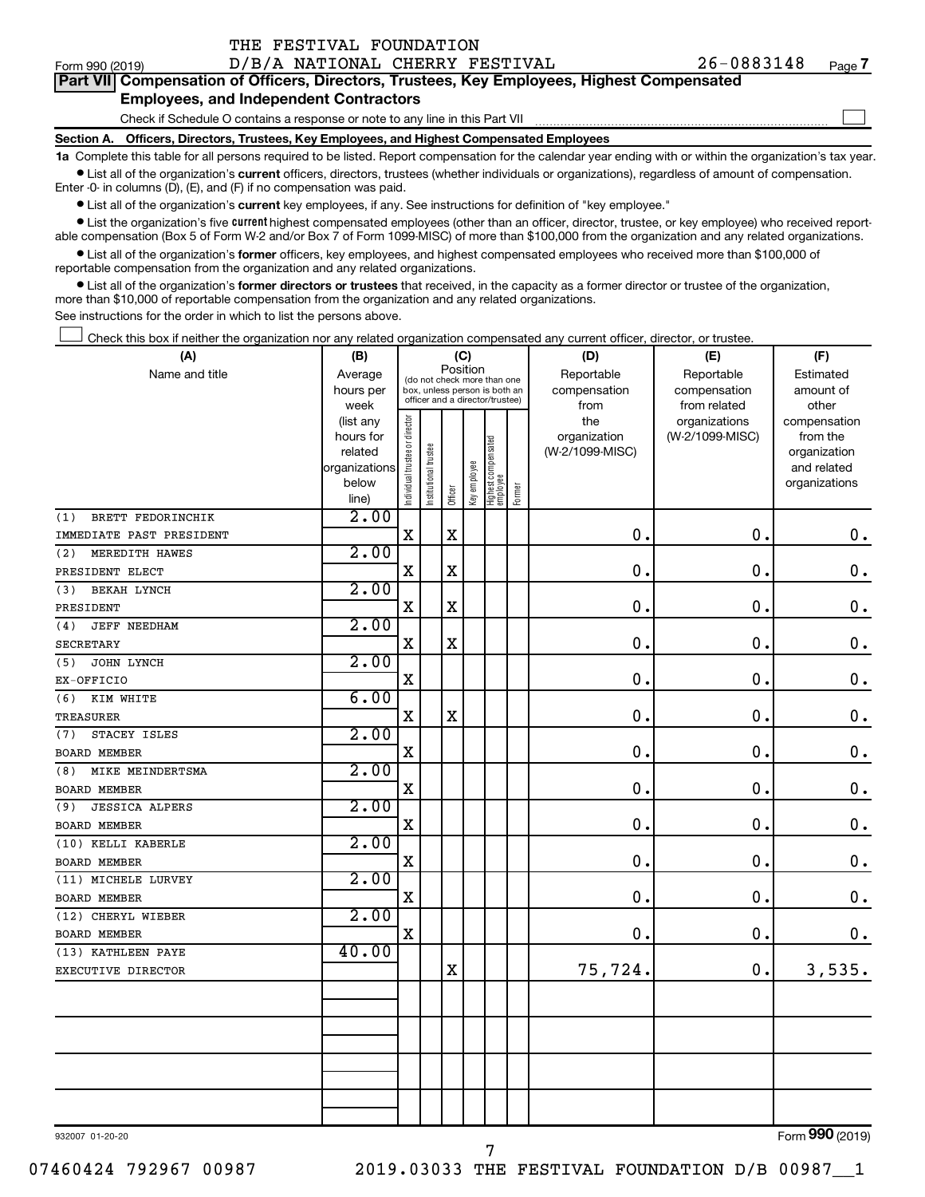THE FESTIVAL FOUNDATION
Form 990 (2019) D/B/A NATIONAL CHERRY FESTIVAL 26-0883148 Page 7

**Part VII Compensation of Officers, Directors, Trustees, Key Employees, Highest Compensated Employees, and Independent Contractors**

Check if Schedule O contains a response or note to any line in this Part VII ☐

**Section A. Officers, Directors, Trustees, Key Employees, and Highest Compensated Employees**

**1a** Complete this table for all persons required to be listed. Report compensation for the calendar year ending with or within the organization's tax year.

- List all of the organization's **current** officers, directors, trustees (whether individuals or organizations), regardless of amount of compensation. Enter -0- in columns (D), (E), and (F) if no compensation was paid.
- List all of the organization's **current** key employees, if any. See instructions for definition of "key employee."
- List the organization's five **current** highest compensated employees (other than an officer, director, trustee, or key employee) who received reportable compensation (Box 5 of Form W-2 and/or Box 7 of Form 1099-MISC) of more than $100,000 from the organization and any related organizations.
- List all of the organization's **former** officers, key employees, and highest compensated employees who received more than $100,000 of reportable compensation from the organization and any related organizations.
- List all of the organization's **former directors or trustees** that received, in the capacity as a former director or trustee of the organization, more than $10,000 of reportable compensation from the organization and any related organizations.

See instructions for the order in which to list the persons above.

☐ Check this box if neither the organization nor any related organization compensated any current officer, director, or trustee.

| (A) Name and title | (B) Average hours per week (list any hours for related organizations below line) | (C) Position: Individual trustee or director | Institutional trustee | Officer | Key employee | Highest compensated employee | Former | (D) Reportable compensation from the organization (W-2/1099-MISC) | (E) Reportable compensation from related organizations (W-2/1099-MISC) | (F) Estimated amount of other compensation from the organization and related organizations |
|---|---|---|---|---|---|---|---|---|---|---|
| (1) BRETT FEDORINCHIK<br>IMMEDIATE PAST PRESIDENT | 2.00 | X | | X | | | | 0. | 0. | 0. |
| (2) MEREDITH HAWES<br>PRESIDENT ELECT | 2.00 | X | | X | | | | 0. | 0. | 0. |
| (3) BEKAH LYNCH<br>PRESIDENT | 2.00 | X | | X | | | | 0. | 0. | 0. |
| (4) JEFF NEEDHAM<br>SECRETARY | 2.00 | X | | X | | | | 0. | 0. | 0. |
| (5) JOHN LYNCH<br>EX-OFFICIO | 2.00 | X | | | | | | 0. | 0. | 0. |
| (6) KIM WHITE<br>TREASURER | 6.00 | X | | X | | | | 0. | 0. | 0. |
| (7) STACEY ISLES<br>BOARD MEMBER | 2.00 | X | | | | | | 0. | 0. | 0. |
| (8) MIKE MEINDERTSMA<br>BOARD MEMBER | 2.00 | X | | | | | | 0. | 0. | 0. |
| (9) JESSICA ALPERS<br>BOARD MEMBER | 2.00 | X | | | | | | 0. | 0. | 0. |
| (10) KELLI KABERLE<br>BOARD MEMBER | 2.00 | X | | | | | | 0. | 0. | 0. |
| (11) MICHELE LURVEY<br>BOARD MEMBER | 2.00 | X | | | | | | 0. | 0. | 0. |
| (12) CHERYL WIEBER<br>BOARD MEMBER | 2.00 | X | | | | | | 0. | 0. | 0. |
| (13) KATHLEEN PAYE<br>EXECUTIVE DIRECTOR | 40.00 | | | X | | | | 75,724. | 0. | 3,535. |
| | | | | | | | | | | |
| | | | | | | | | | | |
| | | | | | | | | | | |
| | | | | | | | | | | |

932007 01-20-20 Form **990** (2019)

07460424 792967 00987 2019.03033 THE FESTIVAL FOUNDATION D/B 00987__1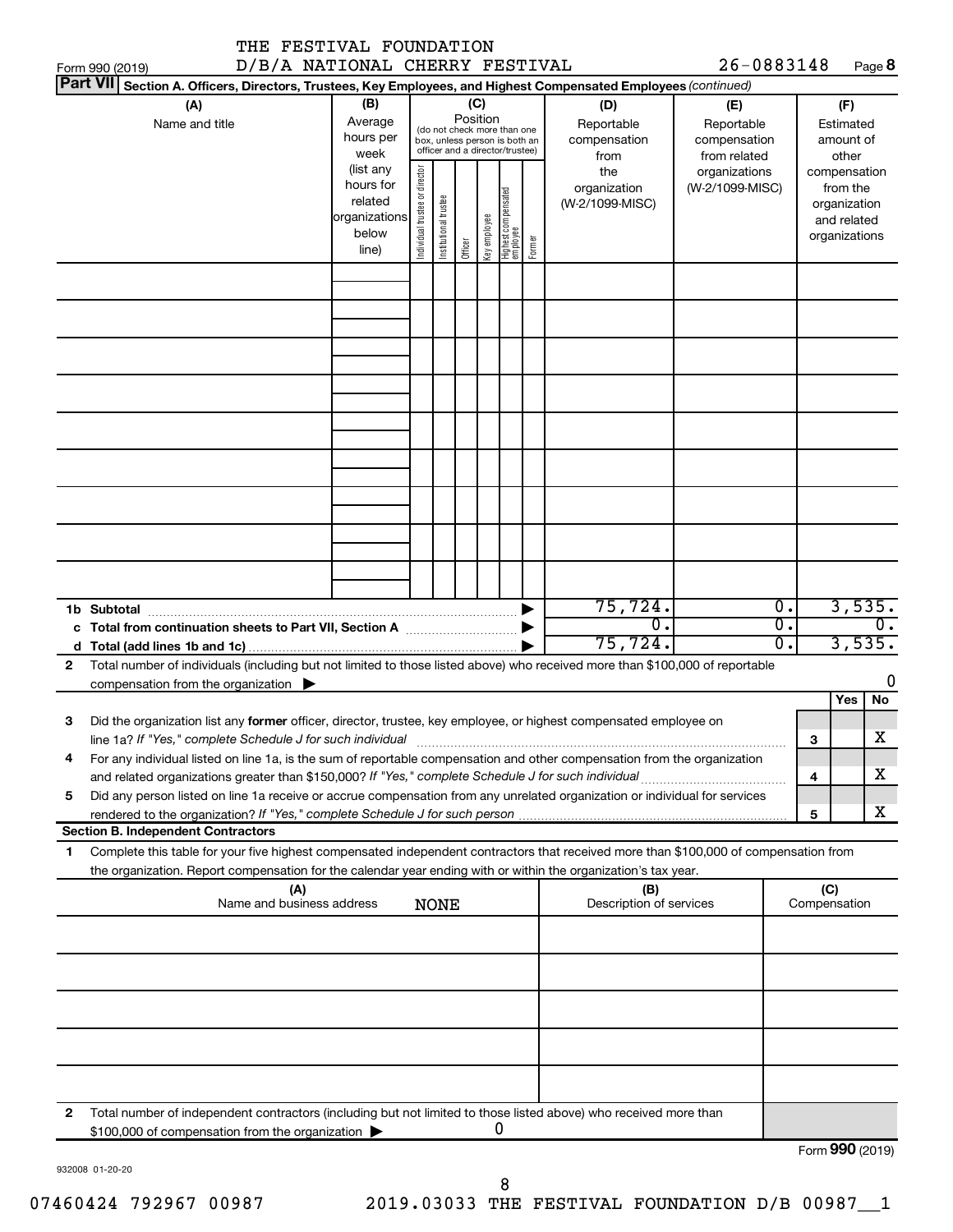THE FESTIVAL FOUNDATION
D/B/A NATIONAL CHERRY FESTIVAL

Form 990 (2019) 26-0883148 Page **8**

**Part VII** **Section A. Officers, Directors, Trustees, Key Employees, and Highest Compensated Employees** *(continued)*

| (A) Name and title | (B) Average hours per week (list any hours for related organizations below line) | (C) Position (do not check more than one box, unless person is both an officer and a director/trustee): Individual trustee or director | Institutional trustee | Officer | Key employee | Highest compensated employee | Former | (D) Reportable compensation from the organization (W-2/1099-MISC) | (E) Reportable compensation from related organizations (W-2/1099-MISC) | (F) Estimated amount of other compensation from the organization and related organizations |
|---|---|---|---|---|---|---|---|---|---|---|
| | | | | | | | | | | |
| | | | | | | | | | | |
| | | | | | | | | | | |
| | | | | | | | | | | |
| | | | | | | | | | | |
| | | | | | | | | | | |
| | | | | | | | | | | |
| | | | | | | | | | | |
| | | | | | | | | | | |
| **1b Subtotal** | | | | | | | ▶ | 75,724. | 0. | 3,535. |
| **c Total from continuation sheets to Part VII, Section A** | | | | | | | ▶ | 0. | 0. | 0. |
| **d Total (add lines 1b and 1c)** | | | | | | | ▶ | 75,724. | 0. | 3,535. |

**2** Total number of individuals (including but not limited to those listed above) who received more than $100,000 of reportable compensation from the organization ▶ 0

| | | Yes | No |
|---|---|---|---|
| **3** Did the organization list any **former** officer, director, trustee, key employee, or highest compensated employee on line 1a? *If "Yes," complete Schedule J for such individual* | **3** | | X |
| **4** For any individual listed on line 1a, is the sum of reportable compensation and other compensation from the organization and related organizations greater than $150,000? *If "Yes," complete Schedule J for such individual* | **4** | | X |
| **5** Did any person listed on line 1a receive or accrue compensation from any unrelated organization or individual for services rendered to the organization? *If "Yes," complete Schedule J for such person* | **5** | | X |

**Section B. Independent Contractors**

**1** Complete this table for your five highest compensated independent contractors that received more than $100,000 of compensation from the organization. Report compensation for the calendar year ending with or within the organization's tax year.

| (A) Name and business address NONE | (B) Description of services | (C) Compensation |
|---|---|---|
| | | |
| | | |
| | | |
| | | |
| | | |

**2** Total number of independent contractors (including but not limited to those listed above) who received more than $100,000 of compensation from the organization ▶ 0

Form **990** (2019)

932008 01-20-20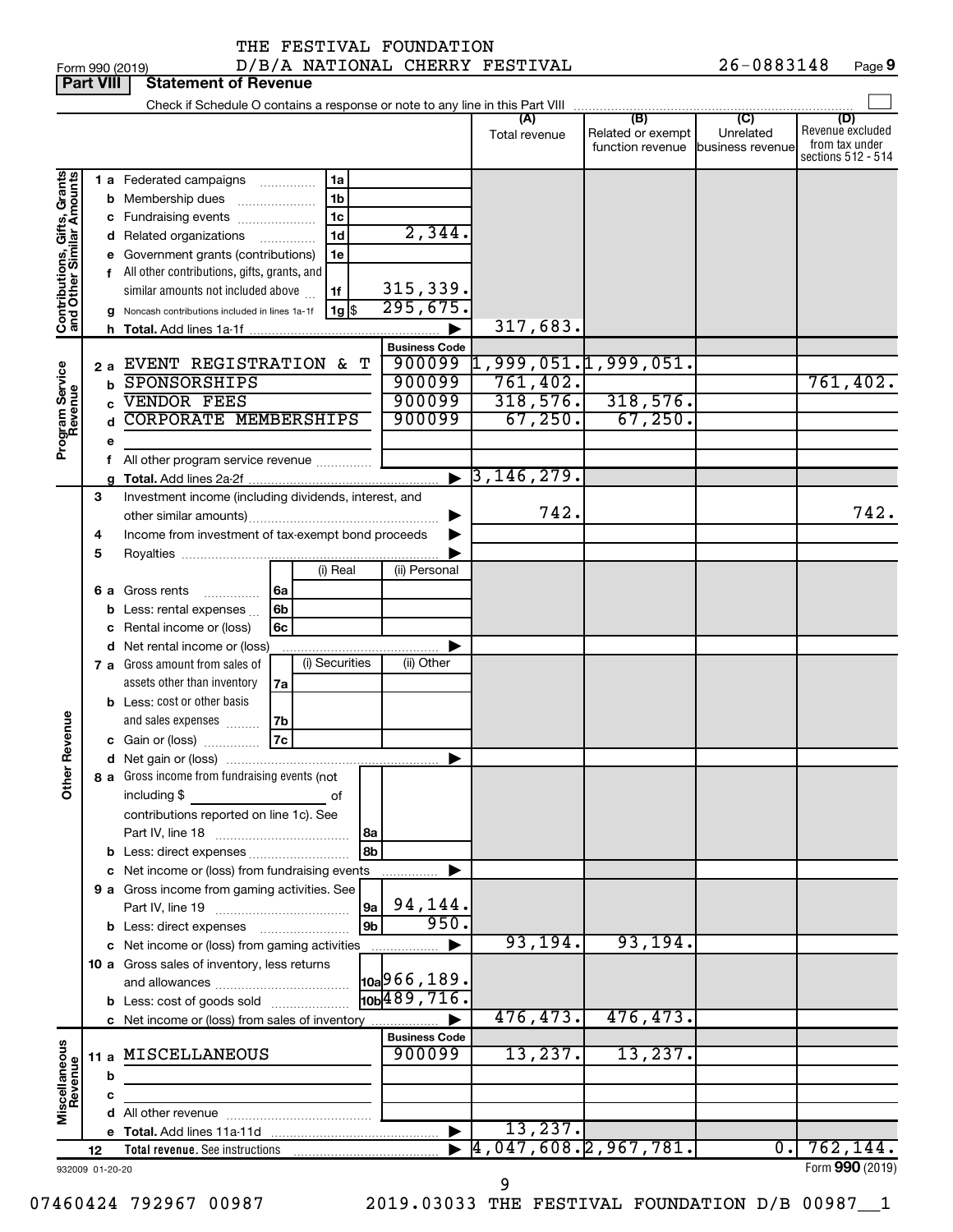THE FESTIVAL FOUNDATION
Form 990 (2019) D/B/A NATIONAL CHERRY FESTIVAL 26-0883148 Page 9

**Part VIII Statement of Revenue**

Check if Schedule O contains a response or note to any line in this Part VIII

| | | | | (A) Total revenue | (B) Related or exempt function revenue | (C) Unrelated business revenue | (D) Revenue excluded from tax under sections 512 - 514 |
|---|---|---|---|---|---|---|---|
| Contributions, Gifts, Grants and Other Similar Amounts | 1 a Federated campaigns | 1a | | | | | |
| | b Membership dues | 1b | | | | | |
| | c Fundraising events | 1c | | | | | |
| | d Related organizations | 1d | 2,344. | | | | |
| | e Government grants (contributions) | 1e | | | | | |
| | f All other contributions, gifts, grants, and similar amounts not included above | 1f | 315,339. | | | | |
| | g Noncash contributions included in lines 1a-1f | 1g $ | 295,675. | | | | |
| | h Total. Add lines 1a-1f | | | 317,683. | | | |
| | | | Business Code | | | | |
| Program Service Revenue | 2 a EVENT REGISTRATION & T | | 900099 | 1,999,051. | 1,999,051. | | |
| | b SPONSORSHIPS | | 900099 | 761,402. | | | 761,402. |
| | c VENDOR FEES | | 900099 | 318,576. | 318,576. | | |
| | d CORPORATE MEMBERSHIPS | | 900099 | 67,250. | 67,250. | | |
| | e | | | | | | |
| | f All other program service revenue | | | | | | |
| | g Total. Add lines 2a-2f | | | 3,146,279. | | | |
| Other Revenue | 3 Investment income (including dividends, interest, and other similar amounts) | | | 742. | | | 742. |
| | 4 Income from investment of tax-exempt bond proceeds | | | | | | |
| | 5 Royalties | | | | | | |
| | | (i) Real | (ii) Personal | | | | |
| | 6 a Gross rents | 6a | | | | | |
| | b Less: rental expenses | 6b | | | | | |
| | c Rental income or (loss) | 6c | | | | | |
| | d Net rental income or (loss) | | | | | | |
| | | (i) Securities | (ii) Other | | | | |
| | 7 a Gross amount from sales of assets other than inventory | 7a | | | | | |
| | b Less: cost or other basis and sales expenses | 7b | | | | | |
| | c Gain or (loss) | 7c | | | | | |
| | d Net gain or (loss) | | | | | | |
| | 8 a Gross income from fundraising events (not including $ of contributions reported on line 1c). See Part IV, line 18 | 8a | | | | | |
| | b Less: direct expenses | 8b | | | | | |
| | c Net income or (loss) from fundraising events | | | | | | |
| | 9 a Gross income from gaming activities. See Part IV, line 19 | 9a | 94,144. | | | | |
| | b Less: direct expenses | 9b | 950. | | | | |
| | c Net income or (loss) from gaming activities | | | 93,194. | 93,194. | | |
| | 10 a Gross sales of inventory, less returns and allowances | 10a | 966,189. | | | | |
| | b Less: cost of goods sold | 10b | 489,716. | | | | |
| | c Net income or (loss) from sales of inventory | | | 476,473. | 476,473. | | |
| | | | Business Code | | | | |
| Miscellaneous Revenue | 11 a MISCELLANEOUS | | 900099 | 13,237. | 13,237. | | |
| | b | | | | | | |
| | c | | | | | | |
| | d All other revenue | | | | | | |
| | e Total. Add lines 11a-11d | | | 13,237. | | | |
| | 12 Total revenue. See instructions | | | 4,047,608. | 2,967,781. | 0. | 762,144. |

932009 01-20-20 Form 990 (2019)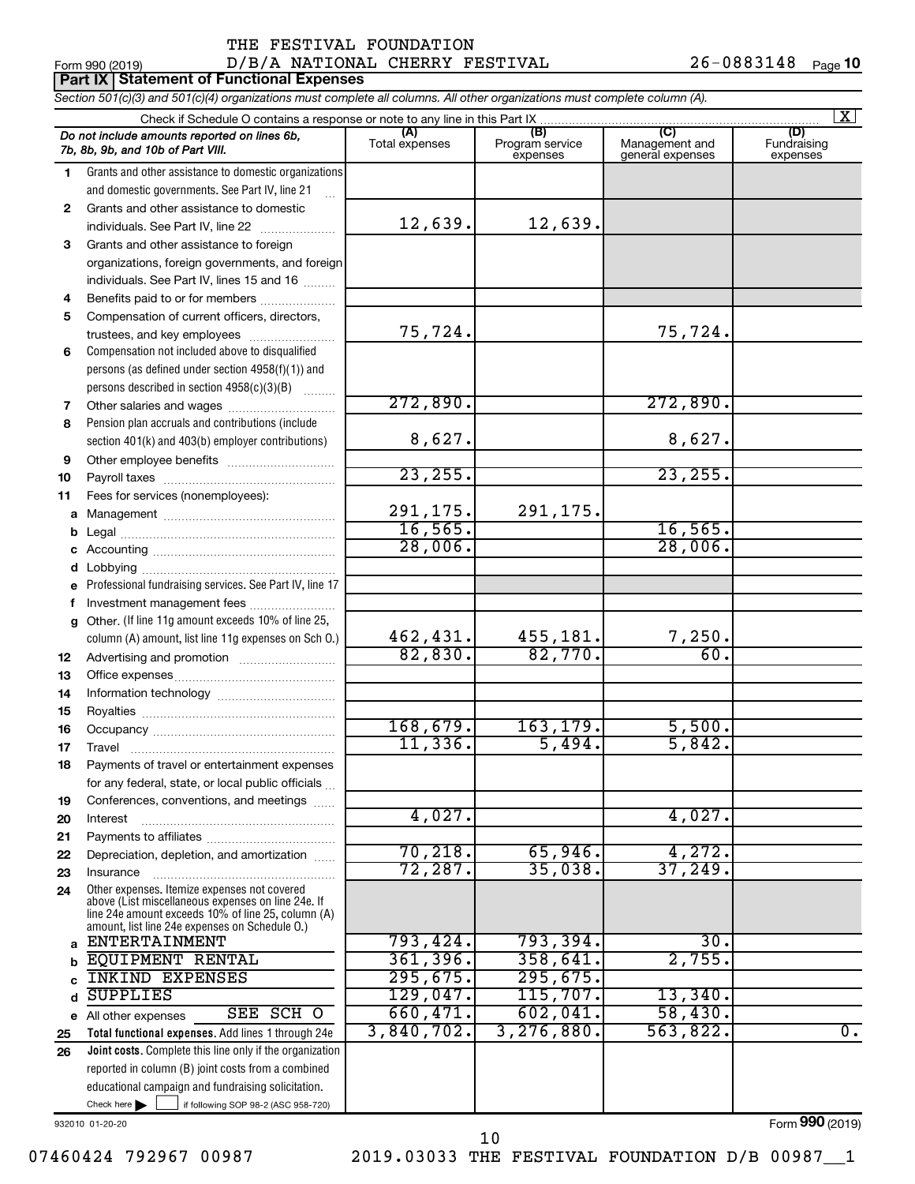THE FESTIVAL FOUNDATION

Form 990 (2019) D/B/A NATIONAL CHERRY FESTIVAL 26-0883148 Page 10

**Part IX Statement of Functional Expenses**

*Section 501(c)(3) and 501(c)(4) organizations must complete all columns. All other organizations must complete column (A).*

Check if Schedule O contains a response or note to any line in this Part IX [X]

| *Do not include amounts reported on lines 6b, 7b, 8b, 9b, and 10b of Part VIII.* | (A) Total expenses | (B) Program service expenses | (C) Management and general expenses | (D) Fundraising expenses |
|---|---|---|---|---|
| 1 Grants and other assistance to domestic organizations and domestic governments. See Part IV, line 21 | | | | |
| 2 Grants and other assistance to domestic individuals. See Part IV, line 22 | 12,639. | 12,639. | | |
| 3 Grants and other assistance to foreign organizations, foreign governments, and foreign individuals. See Part IV, lines 15 and 16 | | | | |
| 4 Benefits paid to or for members | | | | |
| 5 Compensation of current officers, directors, trustees, and key employees | 75,724. | | 75,724. | |
| 6 Compensation not included above to disqualified persons (as defined under section 4958(f)(1)) and persons described in section 4958(c)(3)(B) | | | | |
| 7 Other salaries and wages | 272,890. | | 272,890. | |
| 8 Pension plan accruals and contributions (include section 401(k) and 403(b) employer contributions) | 8,627. | | 8,627. | |
| 9 Other employee benefits | | | | |
| 10 Payroll taxes | 23,255. | | 23,255. | |
| 11 Fees for services (nonemployees): | | | | |
| a Management | 291,175. | 291,175. | | |
| b Legal | 16,565. | | 16,565. | |
| c Accounting | 28,006. | | 28,006. | |
| d Lobbying | | | | |
| e Professional fundraising services. See Part IV, line 17 | | | | |
| f Investment management fees | | | | |
| g Other. (If line 11g amount exceeds 10% of line 25, column (A) amount, list line 11g expenses on Sch O.) | 462,431. | 455,181. | 7,250. | |
| 12 Advertising and promotion | 82,830. | 82,770. | 60. | |
| 13 Office expenses | | | | |
| 14 Information technology | | | | |
| 15 Royalties | | | | |
| 16 Occupancy | 168,679. | 163,179. | 5,500. | |
| 17 Travel | 11,336. | 5,494. | 5,842. | |
| 18 Payments of travel or entertainment expenses for any federal, state, or local public officials | | | | |
| 19 Conferences, conventions, and meetings | | | | |
| 20 Interest | 4,027. | | 4,027. | |
| 21 Payments to affiliates | | | | |
| 22 Depreciation, depletion, and amortization | 70,218. | 65,946. | 4,272. | |
| 23 Insurance | 72,287. | 35,038. | 37,249. | |
| 24 Other expenses. Itemize expenses not covered above (List miscellaneous expenses on line 24e. If line 24e amount exceeds 10% of line 25, column (A) amount, list line 24e expenses on Schedule O.) | | | | |
| a ENTERTAINMENT | 793,424. | 793,394. | 30. | |
| b EQUIPMENT RENTAL | 361,396. | 358,641. | 2,755. | |
| c INKIND EXPENSES | 295,675. | 295,675. | | |
| d SUPPLIES | 129,047. | 115,707. | 13,340. | |
| e All other expenses SEE SCH O | 660,471. | 602,041. | 58,430. | |
| 25 **Total functional expenses.** Add lines 1 through 24e | 3,840,702. | 3,276,880. | 563,822. | 0. |
| 26 **Joint costs.** Complete this line only if the organization reported in column (B) joint costs from a combined educational campaign and fundraising solicitation. Check here [ ] if following SOP 98-2 (ASC 958-720) | | | | |

932010 01-20-20

Form **990** (2019)

07460424 792967 00987 2019.03033 THE FESTIVAL FOUNDATION D/B 00987__1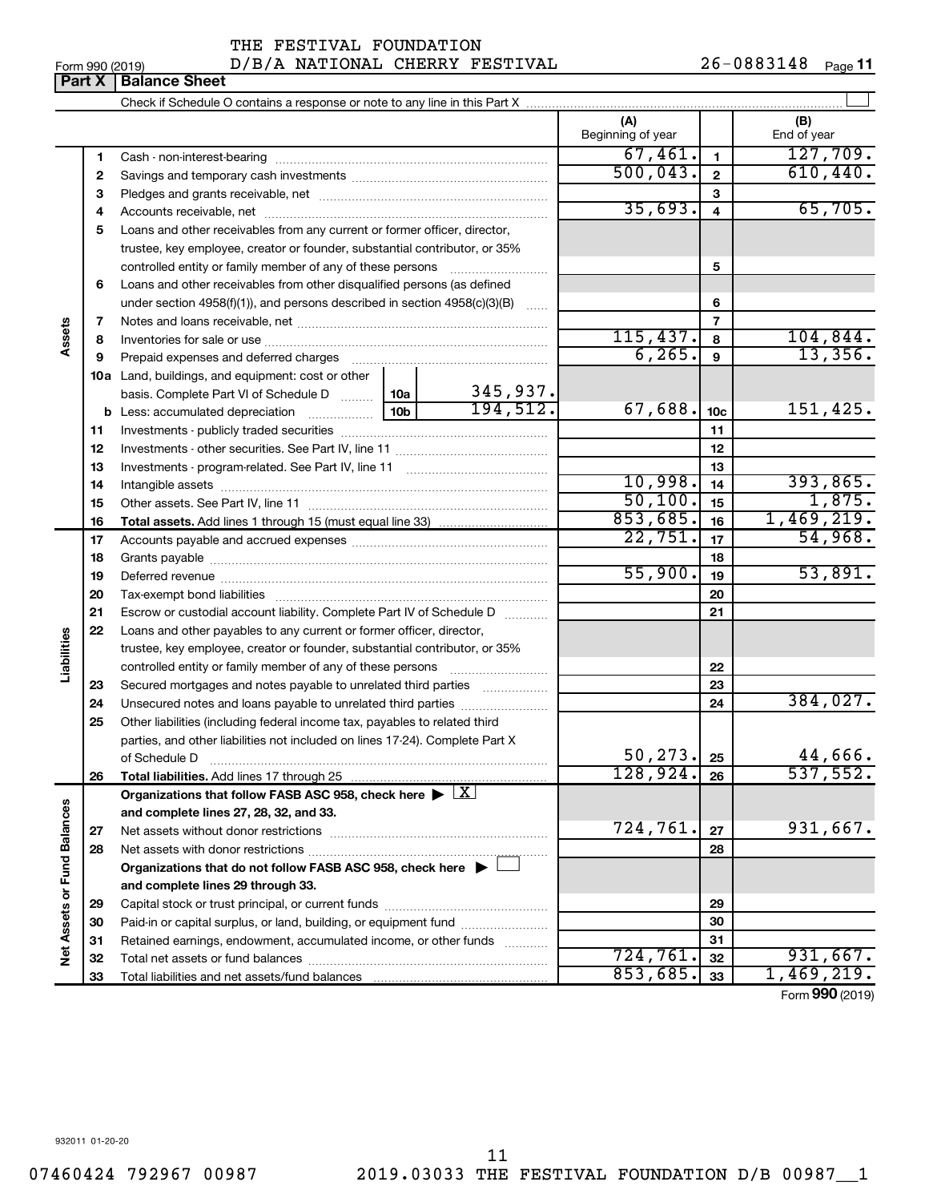THE FESTIVAL FOUNDATION

Form 990 (2019) D/B/A NATIONAL CHERRY FESTIVAL 26-0883148 Page 11

**Part X Balance Sheet**

Check if Schedule O contains a response or note to any line in this Part X

| | | | | (A) Beginning of year | | (B) End of year |
|---|---|---|---|---|---|---|
| Assets | 1 | Cash - non-interest-bearing | | 67,461. | 1 | 127,709. |
| | 2 | Savings and temporary cash investments | | 500,043. | 2 | 610,440. |
| | 3 | Pledges and grants receivable, net | | | 3 | |
| | 4 | Accounts receivable, net | | 35,693. | 4 | 65,705. |
| | 5 | Loans and other receivables from any current or former officer, director, trustee, key employee, creator or founder, substantial contributor, or 35% controlled entity or family member of any of these persons | | | 5 | |
| | 6 | Loans and other receivables from other disqualified persons (as defined under section 4958(f)(1)), and persons described in section 4958(c)(3)(B) | | | 6 | |
| | 7 | Notes and loans receivable, net | | | 7 | |
| | 8 | Inventories for sale or use | | 115,437. | 8 | 104,844. |
| | 9 | Prepaid expenses and deferred charges | | 6,265. | 9 | 13,356. |
| | 10a | Land, buildings, and equipment: cost or other basis. Complete Part VI of Schedule D | 10a 345,937. | | | |
| | b | Less: accumulated depreciation | 10b 194,512. | 67,688. | 10c | 151,425. |
| | 11 | Investments - publicly traded securities | | | 11 | |
| | 12 | Investments - other securities. See Part IV, line 11 | | | 12 | |
| | 13 | Investments - program-related. See Part IV, line 11 | | | 13 | |
| | 14 | Intangible assets | | 10,998. | 14 | 393,865. |
| | 15 | Other assets. See Part IV, line 11 | | 50,100. | 15 | 1,875. |
| | 16 | **Total assets.** Add lines 1 through 15 (must equal line 33) | | 853,685. | 16 | 1,469,219. |
| Liabilities | 17 | Accounts payable and accrued expenses | | 22,751. | 17 | 54,968. |
| | 18 | Grants payable | | | 18 | |
| | 19 | Deferred revenue | | 55,900. | 19 | 53,891. |
| | 20 | Tax-exempt bond liabilities | | | 20 | |
| | 21 | Escrow or custodial account liability. Complete Part IV of Schedule D | | | 21 | |
| | 22 | Loans and other payables to any current or former officer, director, trustee, key employee, creator or founder, substantial contributor, or 35% controlled entity or family member of any of these persons | | | 22 | |
| | 23 | Secured mortgages and notes payable to unrelated third parties | | | 23 | |
| | 24 | Unsecured notes and loans payable to unrelated third parties | | | 24 | 384,027. |
| | 25 | Other liabilities (including federal income tax, payables to related third parties, and other liabilities not included on lines 17-24). Complete Part X of Schedule D | | 50,273. | 25 | 44,666. |
| | 26 | **Total liabilities.** Add lines 17 through 25 | | 128,924. | 26 | 537,552. |
| Net Assets or Fund Balances | | **Organizations that follow FASB ASC 958, check here ▶ [X] and complete lines 27, 28, 32, and 33.** | | | | |
| | 27 | Net assets without donor restrictions | | 724,761. | 27 | 931,667. |
| | 28 | Net assets with donor restrictions | | | 28 | |
| | | **Organizations that do not follow FASB ASC 958, check here ▶ [ ] and complete lines 29 through 33.** | | | | |
| | 29 | Capital stock or trust principal, or current funds | | | 29 | |
| | 30 | Paid-in or capital surplus, or land, building, or equipment fund | | | 30 | |
| | 31 | Retained earnings, endowment, accumulated income, or other funds | | | 31 | |
| | 32 | Total net assets or fund balances | | 724,761. | 32 | 931,667. |
| | 33 | Total liabilities and net assets/fund balances | | 853,685. | 33 | 1,469,219. |

Form **990** (2019)

932011 01-20-20

07460424 792967 00987 2019.03033 THE FESTIVAL FOUNDATION D/B 00987__1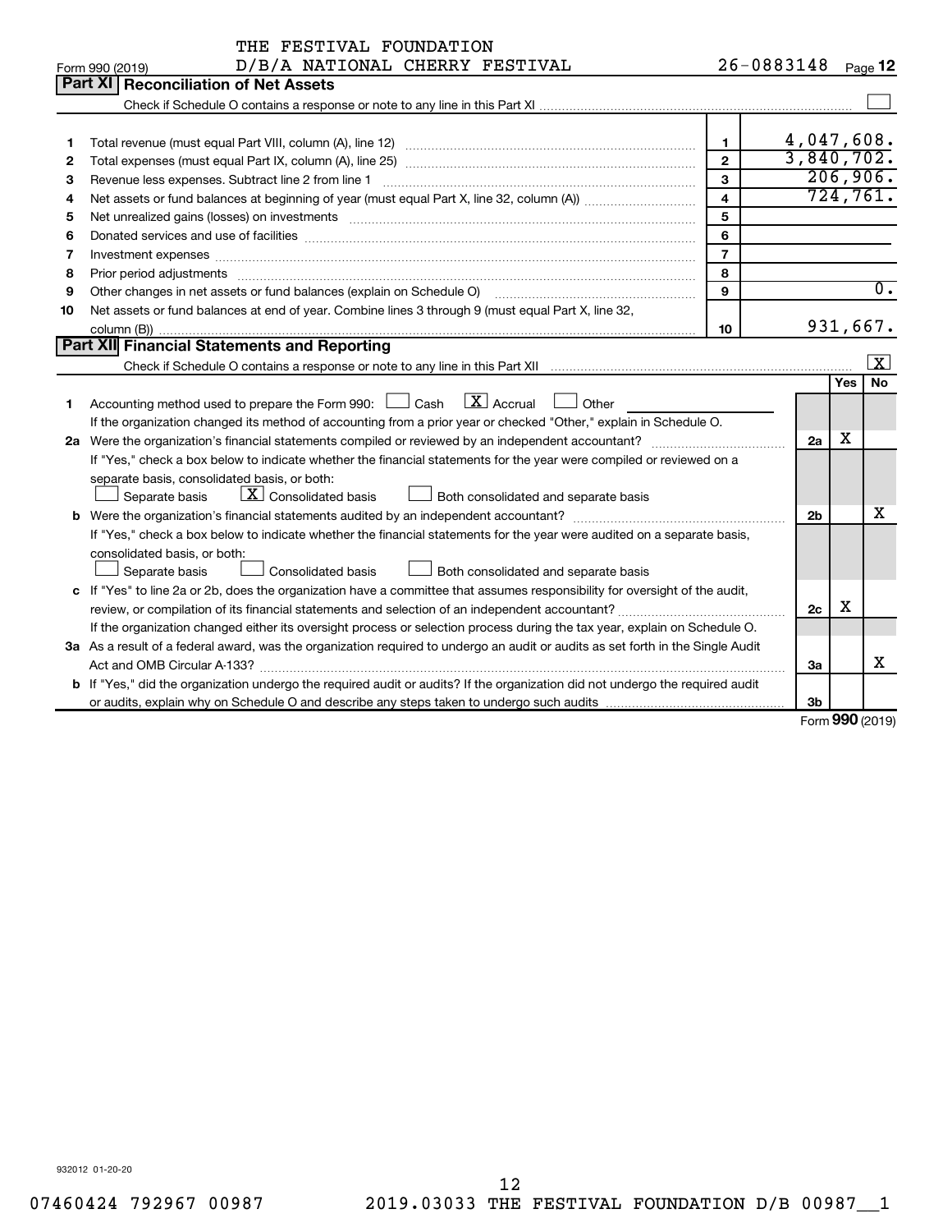THE FESTIVAL FOUNDATION
D/B/A NATIONAL CHERRY FESTIVAL 26-0883148

Form 990 (2019) Page 12

## Part XI Reconciliation of Net Assets

Check if Schedule O contains a response or note to any line in this Part XI ☐

| | | | |
|---|---|---|---|
| 1 | Total revenue (must equal Part VIII, column (A), line 12) | 1 | 4,047,608. |
| 2 | Total expenses (must equal Part IX, column (A), line 25) | 2 | 3,840,702. |
| 3 | Revenue less expenses. Subtract line 2 from line 1 | 3 | 206,906. |
| 4 | Net assets or fund balances at beginning of year (must equal Part X, line 32, column (A)) | 4 | 724,761. |
| 5 | Net unrealized gains (losses) on investments | 5 | |
| 6 | Donated services and use of facilities | 6 | |
| 7 | Investment expenses | 7 | |
| 8 | Prior period adjustments | 8 | |
| 9 | Other changes in net assets or fund balances (explain on Schedule O) | 9 | 0. |
| 10 | Net assets or fund balances at end of year. Combine lines 3 through 9 (must equal Part X, line 32, column (B)) | 10 | 931,667. |

## Part XII Financial Statements and Reporting

Check if Schedule O contains a response or note to any line in this Part XII ☒

| | | | Yes | No |
|---|---|---|---|---|
| 1 | Accounting method used to prepare the Form 990: ☐ Cash ☒ Accrual ☐ Other<br>If the organization changed its method of accounting from a prior year or checked "Other," explain in Schedule O. | | | |
| 2a | Were the organization's financial statements compiled or reviewed by an independent accountant?<br>If "Yes," check a box below to indicate whether the financial statements for the year were compiled or reviewed on a separate basis, consolidated basis, or both:<br>☐ Separate basis ☒ Consolidated basis ☐ Both consolidated and separate basis | 2a | X | |
| b | Were the organization's financial statements audited by an independent accountant?<br>If "Yes," check a box below to indicate whether the financial statements for the year were audited on a separate basis, consolidated basis, or both:<br>☐ Separate basis ☐ Consolidated basis ☐ Both consolidated and separate basis | 2b | | X |
| c | If "Yes" to line 2a or 2b, does the organization have a committee that assumes responsibility for oversight of the audit, review, or compilation of its financial statements and selection of an independent accountant?<br>If the organization changed either its oversight process or selection process during the tax year, explain on Schedule O. | 2c | X | |
| 3a | As a result of a federal award, was the organization required to undergo an audit or audits as set forth in the Single Audit Act and OMB Circular A-133? | 3a | | X |
| b | If "Yes," did the organization undergo the required audit or audits? If the organization did not undergo the required audit or audits, explain why on Schedule O and describe any steps taken to undergo such audits | 3b | | |

Form 990 (2019)

932012 01-20-20

07460424 792967 00987 2019.03033 THE FESTIVAL FOUNDATION D/B 00987__1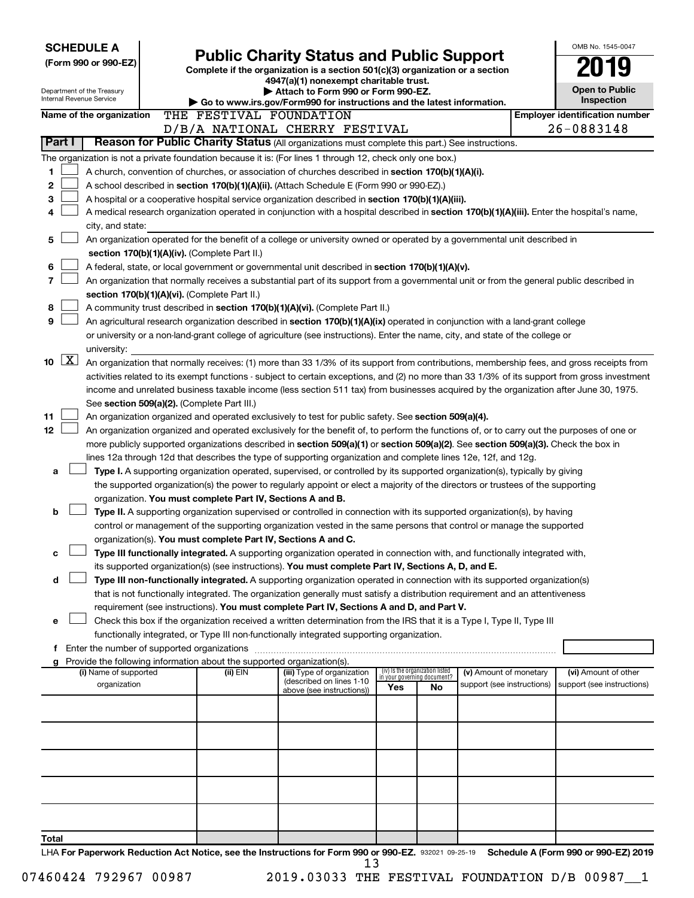**SCHEDULE A**
**(Form 990 or 990-EZ)**

Department of the Treasury
Internal Revenue Service

# Public Charity Status and Public Support

**Complete if the organization is a section 501(c)(3) organization or a section 4947(a)(1) nonexempt charitable trust.**
**▶ Attach to Form 990 or Form 990-EZ.**
**▶ Go to www.irs.gov/Form990 for instructions and the latest information.**

OMB No. 1545-0047
**2019**
**Open to Public Inspection**

**Name of the organization** THE FESTIVAL FOUNDATION D/B/A NATIONAL CHERRY FESTIVAL

**Employer identification number** 26-0883148

## Part I Reason for Public Charity Status (All organizations must complete this part.) See instructions.

The organization is not a private foundation because it is: (For lines 1 through 12, check only one box.)

1 ☐ A church, convention of churches, or association of churches described in **section 170(b)(1)(A)(i).**

2 ☐ A school described in **section 170(b)(1)(A)(ii).** (Attach Schedule E (Form 990 or 990-EZ).)

3 ☐ A hospital or a cooperative hospital service organization described in **section 170(b)(1)(A)(iii).**

4 ☐ A medical research organization operated in conjunction with a hospital described in **section 170(b)(1)(A)(iii).** Enter the hospital's name, city, and state:

5 ☐ An organization operated for the benefit of a college or university owned or operated by a governmental unit described in **section 170(b)(1)(A)(iv).** (Complete Part II.)

6 ☐ A federal, state, or local government or governmental unit described in **section 170(b)(1)(A)(v).**

7 ☐ An organization that normally receives a substantial part of its support from a governmental unit or from the general public described in **section 170(b)(1)(A)(vi).** (Complete Part II.)

8 ☐ A community trust described in **section 170(b)(1)(A)(vi).** (Complete Part II.)

9 ☐ An agricultural research organization described in **section 170(b)(1)(A)(ix)** operated in conjunction with a land-grant college or university or a non-land-grant college of agriculture (see instructions). Enter the name, city, and state of the college or university:

10 ☒ An organization that normally receives: (1) more than 33 1/3% of its support from contributions, membership fees, and gross receipts from activities related to its exempt functions - subject to certain exceptions, and (2) no more than 33 1/3% of its support from gross investment income and unrelated business taxable income (less section 511 tax) from businesses acquired by the organization after June 30, 1975. See **section 509(a)(2).** (Complete Part III.)

11 ☐ An organization organized and operated exclusively to test for public safety. See **section 509(a)(4).**

12 ☐ An organization organized and operated exclusively for the benefit of, to perform the functions of, or to carry out the purposes of one or more publicly supported organizations described in **section 509(a)(1)** or **section 509(a)(2).** See **section 509(a)(3).** Check the box in lines 12a through 12d that describes the type of supporting organization and complete lines 12e, 12f, and 12g.

a ☐ **Type I.** A supporting organization operated, supervised, or controlled by its supported organization(s), typically by giving the supported organization(s) the power to regularly appoint or elect a majority of the directors or trustees of the supporting organization. **You must complete Part IV, Sections A and B.**

b ☐ **Type II.** A supporting organization supervised or controlled in connection with its supported organization(s), by having control or management of the supporting organization vested in the same persons that control or manage the supported organization(s). **You must complete Part IV, Sections A and C.**

c ☐ **Type III functionally integrated.** A supporting organization operated in connection with, and functionally integrated with, its supported organization(s) (see instructions). **You must complete Part IV, Sections A, D, and E.**

d ☐ **Type III non-functionally integrated.** A supporting organization operated in connection with its supported organization(s) that is not functionally integrated. The organization generally must satisfy a distribution requirement and an attentiveness requirement (see instructions). **You must complete Part IV, Sections A and D, and Part V.**

e ☐ Check this box if the organization received a written determination from the IRS that it is a Type I, Type II, Type III functionally integrated, or Type III non-functionally integrated supporting organization.

f Enter the number of supported organizations

g Provide the following information about the supported organization(s).

| (i) Name of supported organization | (ii) EIN | (iii) Type of organization (described on lines 1-10 above (see instructions)) | (iv) Is the organization listed in your governing document? Yes | No | (v) Amount of monetary support (see instructions) | (vi) Amount of other support (see instructions) |
|---|---|---|---|---|---|---|
| | | | | | | |
| | | | | | | |
| | | | | | | |
| | | | | | | |
| | | | | | | |
| **Total** | | | | | | |

LHA **For Paperwork Reduction Act Notice, see the Instructions for Form 990 or 990-EZ.** 932021 09-25-19 **Schedule A (Form 990 or 990-EZ) 2019**

07460424 792967 00987 2019.03033 THE FESTIVAL FOUNDATION D/B 00987__1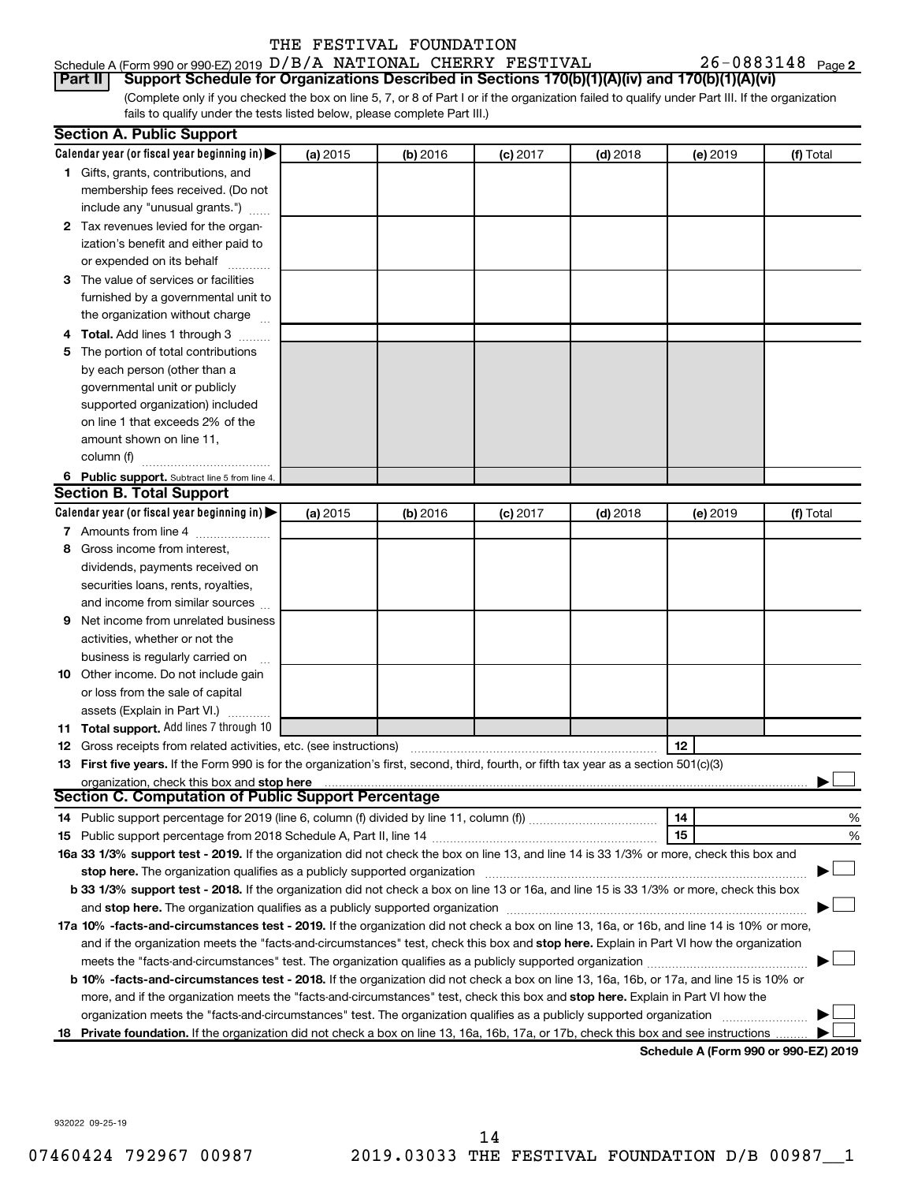THE FESTIVAL FOUNDATION

Schedule A (Form 990 or 990-EZ) 2019 D/B/A NATIONAL CHERRY FESTIVAL 26-0883148 Page 2

**Part II Support Schedule for Organizations Described in Sections 170(b)(1)(A)(iv) and 170(b)(1)(A)(vi)**

(Complete only if you checked the box on line 5, 7, or 8 of Part I or if the organization failed to qualify under Part III. If the organization fails to qualify under the tests listed below, please complete Part III.)

## Section A. Public Support

| Calendar year (or fiscal year beginning in) ▶ | (a) 2015 | (b) 2016 | (c) 2017 | (d) 2018 | (e) 2019 | (f) Total |
|---|---|---|---|---|---|---|
| **1** Gifts, grants, contributions, and membership fees received. (Do not include any "unusual grants.") | | | | | | |
| **2** Tax revenues levied for the organization's benefit and either paid to or expended on its behalf | | | | | | |
| **3** The value of services or facilities furnished by a governmental unit to the organization without charge | | | | | | |
| **4 Total.** Add lines 1 through 3 | | | | | | |
| **5** The portion of total contributions by each person (other than a governmental unit or publicly supported organization) included on line 1 that exceeds 2% of the amount shown on line 11, column (f) | | | | | | |
| **6 Public support.** Subtract line 5 from line 4. | | | | | | |

## Section B. Total Support

| Calendar year (or fiscal year beginning in) ▶ | (a) 2015 | (b) 2016 | (c) 2017 | (d) 2018 | (e) 2019 | (f) Total |
|---|---|---|---|---|---|---|
| **7** Amounts from line 4 | | | | | | |
| **8** Gross income from interest, dividends, payments received on securities loans, rents, royalties, and income from similar sources | | | | | | |
| **9** Net income from unrelated business activities, whether or not the business is regularly carried on | | | | | | |
| **10** Other income. Do not include gain or loss from the sale of capital assets (Explain in Part VI.) | | | | | | |
| **11 Total support.** Add lines 7 through 10 | | | | | | |

**12** Gross receipts from related activities, etc. (see instructions) **12**

**13 First five years.** If the Form 990 is for the organization's first, second, third, fourth, or fifth tax year as a section 501(c)(3) organization, check this box and **stop here** ▶ ☐

## Section C. Computation of Public Support Percentage

**14** Public support percentage for 2019 (line 6, column (f) divided by line 11, column (f)) **14** %

**15** Public support percentage from 2018 Schedule A, Part II, line 14 **15** %

**16a 33 1/3% support test - 2019.** If the organization did not check the box on line 13, and line 14 is 33 1/3% or more, check this box and **stop here.** The organization qualifies as a publicly supported organization ▶ ☐

**b 33 1/3% support test - 2018.** If the organization did not check a box on line 13 or 16a, and line 15 is 33 1/3% or more, check this box and **stop here.** The organization qualifies as a publicly supported organization ▶ ☐

**17a 10% -facts-and-circumstances test - 2019.** If the organization did not check a box on line 13, 16a, or 16b, and line 14 is 10% or more, and if the organization meets the "facts-and-circumstances" test, check this box and **stop here.** Explain in Part VI how the organization meets the "facts-and-circumstances" test. The organization qualifies as a publicly supported organization ▶ ☐

**b 10% -facts-and-circumstances test - 2018.** If the organization did not check a box on line 13, 16a, 16b, or 17a, and line 15 is 10% or more, and if the organization meets the "facts-and-circumstances" test, check this box and **stop here.** Explain in Part VI how the organization meets the "facts-and-circumstances" test. The organization qualifies as a publicly supported organization ▶ ☐

**18 Private foundation.** If the organization did not check a box on line 13, 16a, 16b, 17a, or 17b, check this box and see instructions ▶ ☐

**Schedule A (Form 990 or 990-EZ) 2019**

932022 09-25-19

07460424 792967 00987 2019.03033 THE FESTIVAL FOUNDATION D/B 00987__1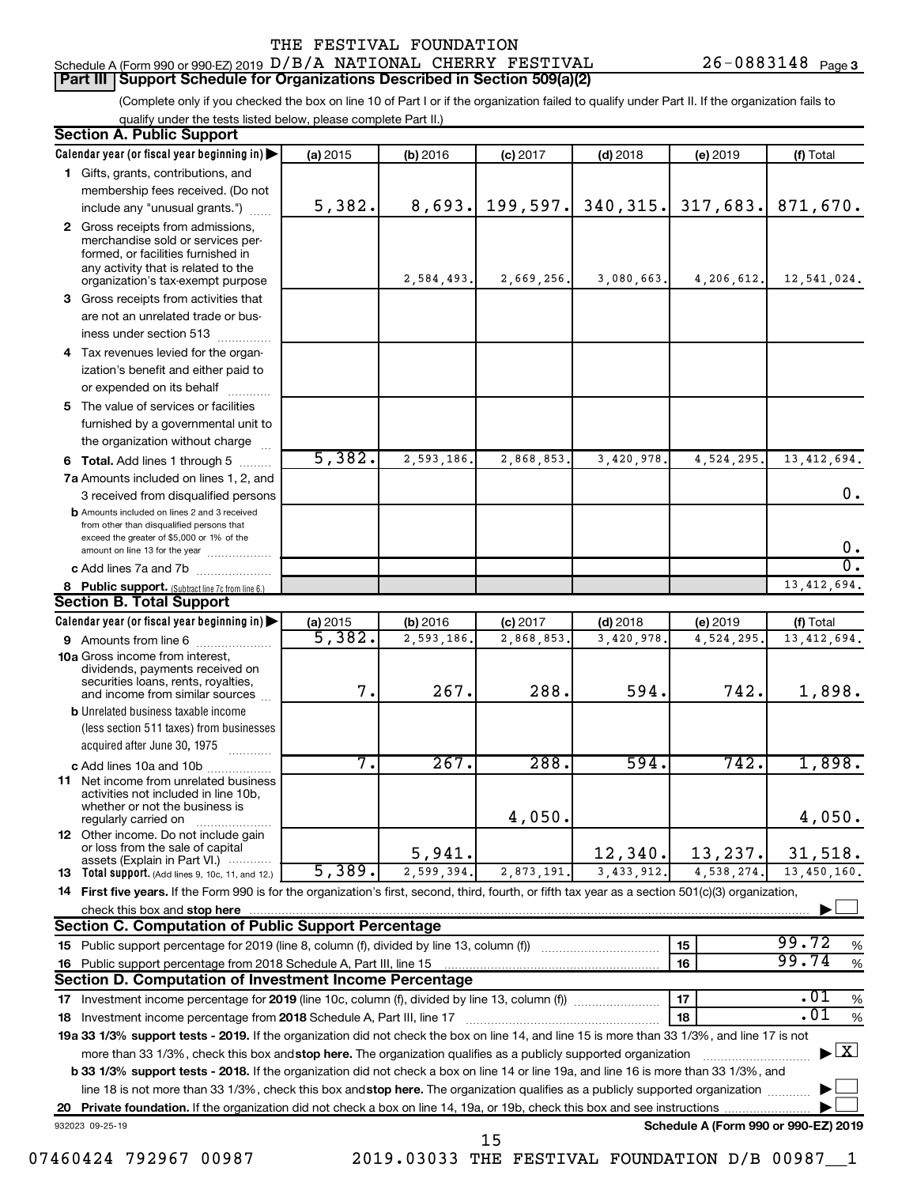THE FESTIVAL FOUNDATION

Schedule A (Form 990 or 990-EZ) 2019 D/B/A NATIONAL CHERRY FESTIVAL 26-0883148 Page 3

**Part III | Support Schedule for Organizations Described in Section 509(a)(2)**

(Complete only if you checked the box on line 10 of Part I or if the organization failed to qualify under Part II. If the organization fails to qualify under the tests listed below, please complete Part II.)

## Section A. Public Support

| Calendar year (or fiscal year beginning in) | (a) 2015 | (b) 2016 | (c) 2017 | (d) 2018 | (e) 2019 | (f) Total |
|---|---|---|---|---|---|---|
| 1 Gifts, grants, contributions, and membership fees received. (Do not include any "unusual grants.") | 5,382. | 8,693. | 199,597. | 340,315. | 317,683. | 871,670. |
| 2 Gross receipts from admissions, merchandise sold or services performed, or facilities furnished in any activity that is related to the organization's tax-exempt purpose | | 2,584,493. | 2,669,256. | 3,080,663. | 4,206,612. | 12,541,024. |
| 3 Gross receipts from activities that are not an unrelated trade or business under section 513 | | | | | | |
| 4 Tax revenues levied for the organization's benefit and either paid to or expended on its behalf | | | | | | |
| 5 The value of services or facilities furnished by a governmental unit to the organization without charge | | | | | | |
| 6 **Total.** Add lines 1 through 5 | 5,382. | 2,593,186. | 2,868,853. | 3,420,978. | 4,524,295. | 13,412,694. |
| 7a Amounts included on lines 1, 2, and 3 received from disqualified persons | | | | | | 0. |
| b Amounts included on lines 2 and 3 received from other than disqualified persons that exceed the greater of $5,000 or 1% of the amount on line 13 for the year | | | | | | 0. |
| c Add lines 7a and 7b | | | | | | 0. |
| 8 **Public support.** (Subtract line 7c from line 6.) | | | | | | 13,412,694. |

## Section B. Total Support

| Calendar year (or fiscal year beginning in) | (a) 2015 | (b) 2016 | (c) 2017 | (d) 2018 | (e) 2019 | (f) Total |
|---|---|---|---|---|---|---|
| 9 Amounts from line 6 | 5,382. | 2,593,186. | 2,868,853. | 3,420,978. | 4,524,295. | 13,412,694. |
| 10a Gross income from interest, dividends, payments received on securities loans, rents, royalties, and income from similar sources | 7. | 267. | 288. | 594. | 742. | 1,898. |
| b Unrelated business taxable income (less section 511 taxes) from businesses acquired after June 30, 1975 | | | | | | |
| c Add lines 10a and 10b | 7. | 267. | 288. | 594. | 742. | 1,898. |
| 11 Net income from unrelated business activities not included in line 10b, whether or not the business is regularly carried on | | | 4,050. | | | 4,050. |
| 12 Other income. Do not include gain or loss from the sale of capital assets (Explain in Part VI.) | | 5,941. | | 12,340. | 13,237. | 31,518. |
| 13 **Total support.** (Add lines 9, 10c, 11, and 12.) | 5,389. | 2,599,394. | 2,873,191. | 3,433,912. | 4,538,274. | 13,450,160. |

14 **First five years.** If the Form 990 is for the organization's first, second, third, fourth, or fifth tax year as a section 501(c)(3) organization, check this box and **stop here** ☐

## Section C. Computation of Public Support Percentage

| | | |
|---|---|---|
| 15 Public support percentage for 2019 (line 8, column (f), divided by line 13, column (f)) | 15 | 99.72 % |
| 16 Public support percentage from 2018 Schedule A, Part III, line 15 | 16 | 99.74 % |

## Section D. Computation of Investment Income Percentage

| | | |
|---|---|---|
| 17 Investment income percentage for **2019** (line 10c, column (f), divided by line 13, column (f)) | 17 | .01 % |
| 18 Investment income percentage from **2018** Schedule A, Part III, line 17 | 18 | .01 % |

**19a 33 1/3% support tests - 2019.** If the organization did not check the box on line 14, and line 15 is more than 33 1/3%, and line 17 is not more than 33 1/3%, check this box and **stop here.** The organization qualifies as a publicly supported organization ☒

**b 33 1/3% support tests - 2018.** If the organization did not check a box on line 14 or line 19a, and line 16 is more than 33 1/3%, and line 18 is not more than 33 1/3%, check this box and **stop here.** The organization qualifies as a publicly supported organization ☐

**20 Private foundation.** If the organization did not check a box on line 14, 19a, or 19b, check this box and see instructions ☐

932023 09-25-19 **Schedule A (Form 990 or 990-EZ) 2019**

07460424 792967 00987 2019.03033 THE FESTIVAL FOUNDATION D/B 00987__1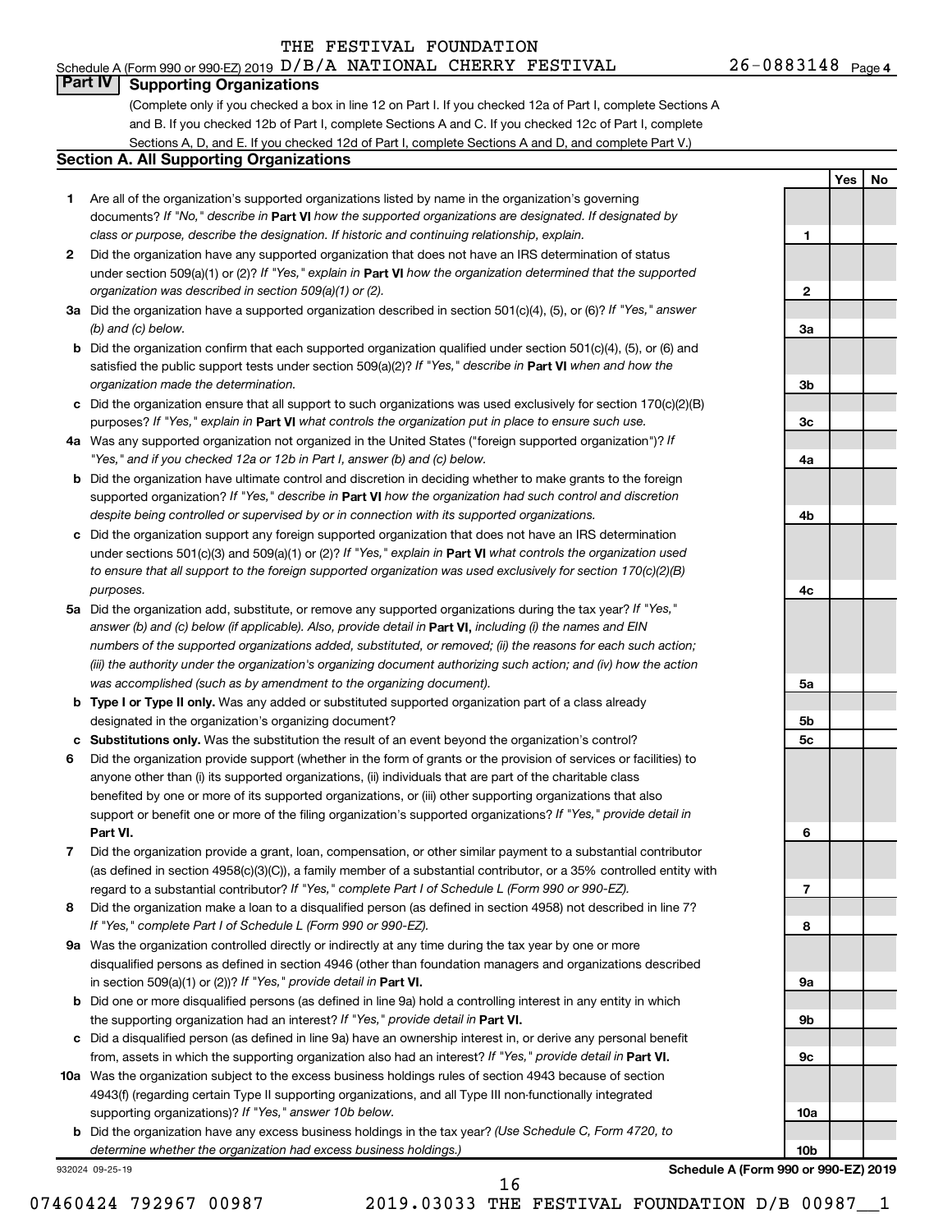THE FESTIVAL FOUNDATION

Schedule A (Form 990 or 990-EZ) 2019 D/B/A NATIONAL CHERRY FESTIVAL 26-0883148 Page 4

## Part IV Supporting Organizations

(Complete only if you checked a box in line 12 on Part I. If you checked 12a of Part I, complete Sections A and B. If you checked 12b of Part I, complete Sections A and C. If you checked 12c of Part I, complete Sections A, D, and E. If you checked 12d of Part I, complete Sections A and D, and complete Part V.)

### Section A. All Supporting Organizations

| | | Line | Yes | No |
|---|---|---|---|---|
| **1** | Are all of the organization's supported organizations listed by name in the organization's governing documents? *If "No," describe in* **Part VI** *how the supported organizations are designated. If designated by class or purpose, describe the designation. If historic and continuing relationship, explain.* | 1 | | |
| **2** | Did the organization have any supported organization that does not have an IRS determination of status under section 509(a)(1) or (2)? *If "Yes," explain in* **Part VI** *how the organization determined that the supported organization was described in section 509(a)(1) or (2).* | 2 | | |
| **3a** | Did the organization have a supported organization described in section 501(c)(4), (5), or (6)? *If "Yes," answer (b) and (c) below.* | 3a | | |
| **b** | Did the organization confirm that each supported organization qualified under section 501(c)(4), (5), or (6) and satisfied the public support tests under section 509(a)(2)? *If "Yes," describe in* **Part VI** *when and how the organization made the determination.* | 3b | | |
| **c** | Did the organization ensure that all support to such organizations was used exclusively for section 170(c)(2)(B) purposes? *If "Yes," explain in* **Part VI** *what controls the organization put in place to ensure such use.* | 3c | | |
| **4a** | Was any supported organization not organized in the United States ("foreign supported organization")? *If "Yes," and if you checked 12a or 12b in Part I, answer (b) and (c) below.* | 4a | | |
| **b** | Did the organization have ultimate control and discretion in deciding whether to make grants to the foreign supported organization? *If "Yes," describe in* **Part VI** *how the organization had such control and discretion despite being controlled or supervised by or in connection with its supported organizations.* | 4b | | |
| **c** | Did the organization support any foreign supported organization that does not have an IRS determination under sections 501(c)(3) and 509(a)(1) or (2)? *If "Yes," explain in* **Part VI** *what controls the organization used to ensure that all support to the foreign supported organization was used exclusively for section 170(c)(2)(B) purposes.* | 4c | | |
| **5a** | Did the organization add, substitute, or remove any supported organizations during the tax year? *If "Yes," answer (b) and (c) below (if applicable). Also, provide detail in* **Part VI,** *including (i) the names and EIN numbers of the supported organizations added, substituted, or removed; (ii) the reasons for each such action; (iii) the authority under the organization's organizing document authorizing such action; and (iv) how the action was accomplished (such as by amendment to the organizing document).* | 5a | | |
| **b** | **Type I or Type II only.** Was any added or substituted supported organization part of a class already designated in the organization's organizing document? | 5b | | |
| **c** | **Substitutions only.** Was the substitution the result of an event beyond the organization's control? | 5c | | |
| **6** | Did the organization provide support (whether in the form of grants or the provision of services or facilities) to anyone other than (i) its supported organizations, (ii) individuals that are part of the charitable class benefited by one or more of its supported organizations, or (iii) other supporting organizations that also support or benefit one or more of the filing organization's supported organizations? *If "Yes," provide detail in* **Part VI.** | 6 | | |
| **7** | Did the organization provide a grant, loan, compensation, or other similar payment to a substantial contributor (as defined in section 4958(c)(3)(C)), a family member of a substantial contributor, or a 35% controlled entity with regard to a substantial contributor? *If "Yes," complete Part I of Schedule L (Form 990 or 990-EZ).* | 7 | | |
| **8** | Did the organization make a loan to a disqualified person (as defined in section 4958) not described in line 7? *If "Yes," complete Part I of Schedule L (Form 990 or 990-EZ).* | 8 | | |
| **9a** | Was the organization controlled directly or indirectly at any time during the tax year by one or more disqualified persons as defined in section 4946 (other than foundation managers and organizations described in section 509(a)(1) or (2))? *If "Yes," provide detail in* **Part VI.** | 9a | | |
| **b** | Did one or more disqualified persons (as defined in line 9a) hold a controlling interest in any entity in which the supporting organization had an interest? *If "Yes," provide detail in* **Part VI.** | 9b | | |
| **c** | Did a disqualified person (as defined in line 9a) have an ownership interest in, or derive any personal benefit from, assets in which the supporting organization also had an interest? *If "Yes," provide detail in* **Part VI.** | 9c | | |
| **10a** | Was the organization subject to the excess business holdings rules of section 4943 because of section 4943(f) (regarding certain Type II supporting organizations, and all Type III non-functionally integrated supporting organizations)? *If "Yes," answer 10b below.* | 10a | | |
| **b** | Did the organization have any excess business holdings in the tax year? *(Use Schedule C, Form 4720, to determine whether the organization had excess business holdings.)* | 10b | | |

932024 09-25-19

**Schedule A (Form 990 or 990-EZ) 2019**

07460424 792967 00987 2019.03033 THE FESTIVAL FOUNDATION D/B 00987__1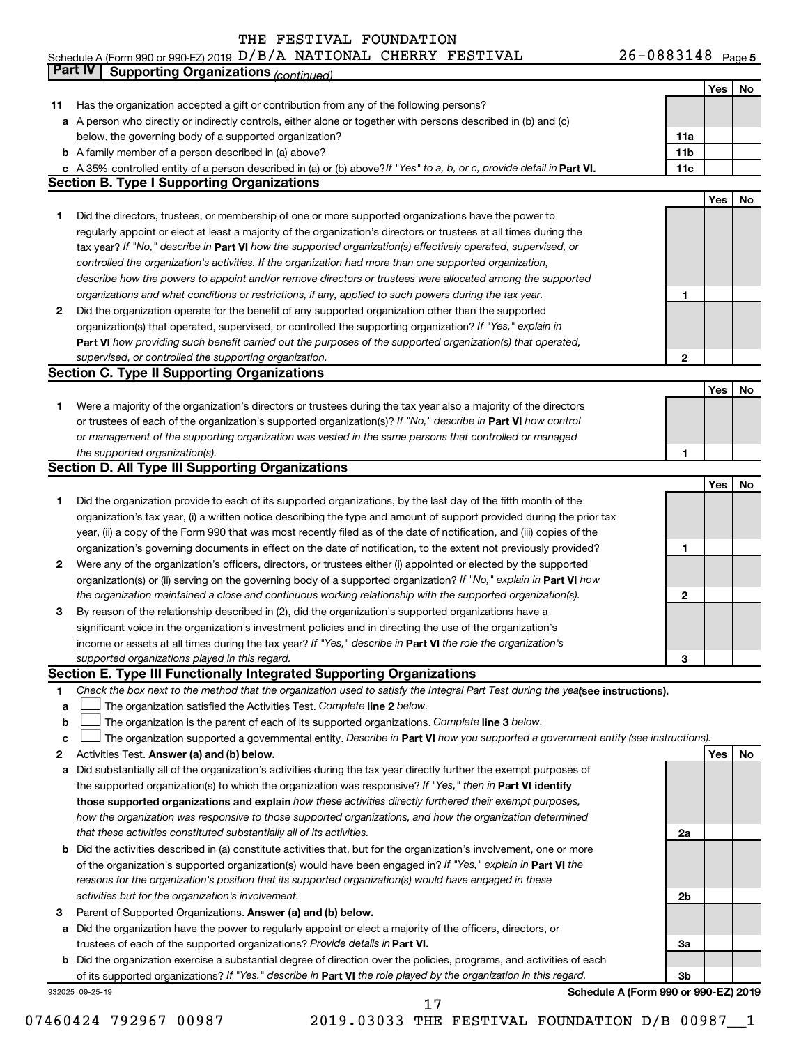THE FESTIVAL FOUNDATION
Schedule A (Form 990 or 990-EZ) 2019 D/B/A NATIONAL CHERRY FESTIVAL 26-0883148 Page 5

**Part IV | Supporting Organizations** *(continued)*

| | | | Yes | No |
|---|---|---|---|---|
| **11** | Has the organization accepted a gift or contribution from any of the following persons? | | | |
| **a** | A person who directly or indirectly controls, either alone or together with persons described in (b) and (c) below, the governing body of a supported organization? | **11a** | | |
| **b** | A family member of a person described in (a) above? | **11b** | | |
| **c** | A 35% controlled entity of a person described in (a) or (b) above? *If "Yes" to a, b, or c, provide detail in* **Part VI.** | **11c** | | |

**Section B. Type I Supporting Organizations**

| | | | Yes | No |
|---|---|---|---|---|
| **1** | Did the directors, trustees, or membership of one or more supported organizations have the power to regularly appoint or elect at least a majority of the organization's directors or trustees at all times during the tax year? *If "No," describe in* **Part VI** *how the supported organization(s) effectively operated, supervised, or controlled the organization's activities. If the organization had more than one supported organization, describe how the powers to appoint and/or remove directors or trustees were allocated among the supported organizations and what conditions or restrictions, if any, applied to such powers during the tax year.* | **1** | | |
| **2** | Did the organization operate for the benefit of any supported organization other than the supported organization(s) that operated, supervised, or controlled the supporting organization? *If "Yes," explain in* **Part VI** *how providing such benefit carried out the purposes of the supported organization(s) that operated, supervised, or controlled the supporting organization.* | **2** | | |

**Section C. Type II Supporting Organizations**

| | | | Yes | No |
|---|---|---|---|---|
| **1** | Were a majority of the organization's directors or trustees during the tax year also a majority of the directors or trustees of each of the organization's supported organization(s)? *If "No," describe in* **Part VI** *how control or management of the supporting organization was vested in the same persons that controlled or managed the supported organization(s).* | **1** | | |

**Section D. All Type III Supporting Organizations**

| | | | Yes | No |
|---|---|---|---|---|
| **1** | Did the organization provide to each of its supported organizations, by the last day of the fifth month of the organization's tax year, (i) a written notice describing the type and amount of support provided during the prior tax year, (ii) a copy of the Form 990 that was most recently filed as of the date of notification, and (iii) copies of the organization's governing documents in effect on the date of notification, to the extent not previously provided? | **1** | | |
| **2** | Were any of the organization's officers, directors, or trustees either (i) appointed or elected by the supported organization(s) or (ii) serving on the governing body of a supported organization? *If "No," explain in* **Part VI** *how the organization maintained a close and continuous working relationship with the supported organization(s).* | **2** | | |
| **3** | By reason of the relationship described in (2), did the organization's supported organizations have a significant voice in the organization's investment policies and in directing the use of the organization's income or assets at all times during the tax year? *If "Yes," describe in* **Part VI** *the role the organization's supported organizations played in this regard.* | **3** | | |

**Section E. Type III Functionally Integrated Supporting Organizations**

**1** *Check the box next to the method that the organization used to satisfy the Integral Part Test during the year* **(see instructions).**

- **a** ☐ The organization satisfied the Activities Test. *Complete* **line 2** *below.*
- **b** ☐ The organization is the parent of each of its supported organizations. *Complete* **line 3** *below.*
- **c** ☐ The organization supported a governmental entity. *Describe in* **Part VI** *how you supported a government entity (see instructions).*

| | | | Yes | No |
|---|---|---|---|---|
| **2** | Activities Test. **Answer (a) and (b) below.** | | | |
| **a** | Did substantially all of the organization's activities during the tax year directly further the exempt purposes of the supported organization(s) to which the organization was responsive? *If "Yes," then in* **Part VI identify those supported organizations and explain** *how these activities directly furthered their exempt purposes, how the organization was responsive to those supported organizations, and how the organization determined that these activities constituted substantially all of its activities.* | **2a** | | |
| **b** | Did the activities described in (a) constitute activities that, but for the organization's involvement, one or more of the organization's supported organization(s) would have been engaged in? *If "Yes," explain in* **Part VI** *the reasons for the organization's position that its supported organization(s) would have engaged in these activities but for the organization's involvement.* | **2b** | | |
| **3** | Parent of Supported Organizations. **Answer (a) and (b) below.** | | | |
| **a** | Did the organization have the power to regularly appoint or elect a majority of the officers, directors, or trustees of each of the supported organizations? *Provide details in* **Part VI.** | **3a** | | |
| **b** | Did the organization exercise a substantial degree of direction over the policies, programs, and activities of each of its supported organizations? *If "Yes," describe in* **Part VI** *the role played by the organization in this regard.* | **3b** | | |

932025 09-25-19 **Schedule A (Form 990 or 990-EZ) 2019**

07460424 792967 00987 2019.03033 THE FESTIVAL FOUNDATION D/B 00987__1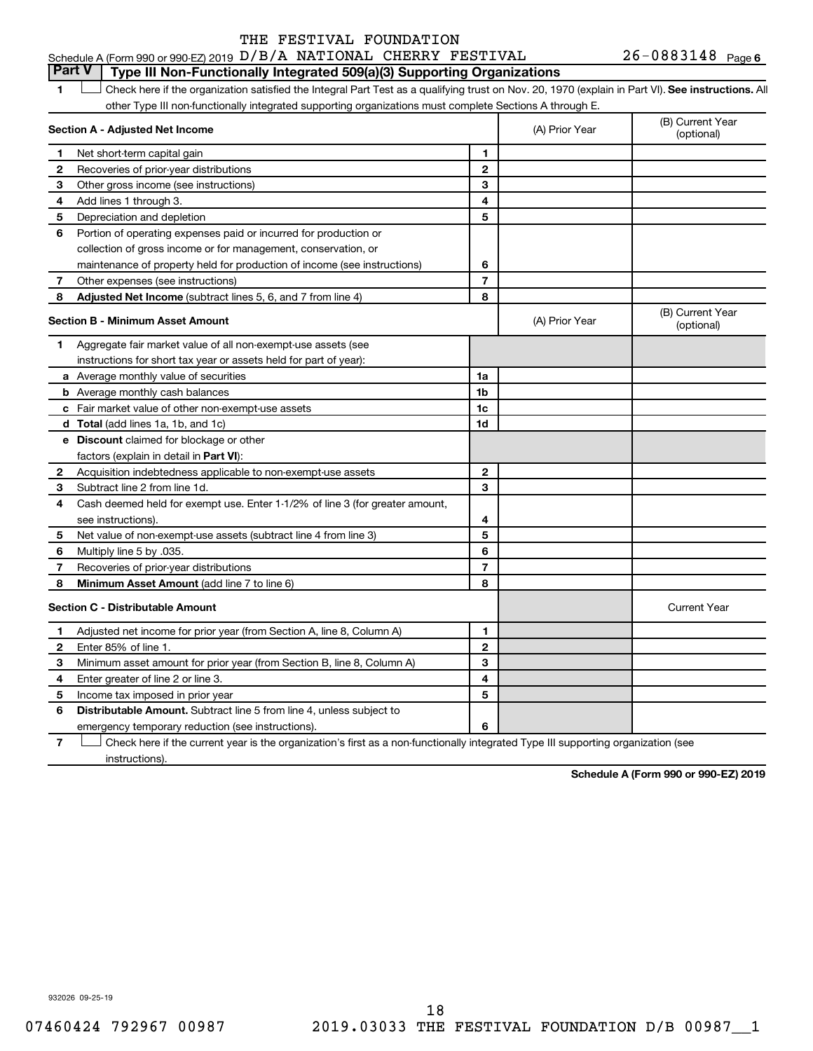THE FESTIVAL FOUNDATION

Schedule A (Form 990 or 990-EZ) 2019 D/B/A NATIONAL CHERRY FESTIVAL 26-0883148 Page 6

## Part V Type III Non-Functionally Integrated 509(a)(3) Supporting Organizations

1 ☐ Check here if the organization satisfied the Integral Part Test as a qualifying trust on Nov. 20, 1970 (explain in Part VI). **See instructions.** All other Type III non-functionally integrated supporting organizations must complete Sections A through E.

| **Section A - Adjusted Net Income** | | | (A) Prior Year | (B) Current Year (optional) |
|---|---|---|---|---|
| 1 | Net short-term capital gain | 1 | | |
| 2 | Recoveries of prior-year distributions | 2 | | |
| 3 | Other gross income (see instructions) | 3 | | |
| 4 | Add lines 1 through 3. | 4 | | |
| 5 | Depreciation and depletion | 5 | | |
| 6 | Portion of operating expenses paid or incurred for production or collection of gross income or for management, conservation, or maintenance of property held for production of income (see instructions) | 6 | | |
| 7 | Other expenses (see instructions) | 7 | | |
| 8 | **Adjusted Net Income** (subtract lines 5, 6, and 7 from line 4) | 8 | | |

| **Section B - Minimum Asset Amount** | | | (A) Prior Year | (B) Current Year (optional) |
|---|---|---|---|---|
| 1 | Aggregate fair market value of all non-exempt-use assets (see instructions for short tax year or assets held for part of year): | | | |
| a | Average monthly value of securities | 1a | | |
| b | Average monthly cash balances | 1b | | |
| c | Fair market value of other non-exempt-use assets | 1c | | |
| d | **Total** (add lines 1a, 1b, and 1c) | 1d | | |
| e | **Discount** claimed for blockage or other factors (explain in detail in **Part VI**): | | | |
| 2 | Acquisition indebtedness applicable to non-exempt-use assets | 2 | | |
| 3 | Subtract line 2 from line 1d. | 3 | | |
| 4 | Cash deemed held for exempt use. Enter 1-1/2% of line 3 (for greater amount, see instructions). | 4 | | |
| 5 | Net value of non-exempt-use assets (subtract line 4 from line 3) | 5 | | |
| 6 | Multiply line 5 by .035. | 6 | | |
| 7 | Recoveries of prior-year distributions | 7 | | |
| 8 | **Minimum Asset Amount** (add line 7 to line 6) | 8 | | |

| **Section C - Distributable Amount** | | | | Current Year |
|---|---|---|---|---|
| 1 | Adjusted net income for prior year (from Section A, line 8, Column A) | 1 | | |
| 2 | Enter 85% of line 1. | 2 | | |
| 3 | Minimum asset amount for prior year (from Section B, line 8, Column A) | 3 | | |
| 4 | Enter greater of line 2 or line 3. | 4 | | |
| 5 | Income tax imposed in prior year | 5 | | |
| 6 | **Distributable Amount.** Subtract line 5 from line 4, unless subject to emergency temporary reduction (see instructions). | 6 | | |

7 ☐ Check here if the current year is the organization's first as a non-functionally integrated Type III supporting organization (see instructions).

**Schedule A (Form 990 or 990-EZ) 2019**

932026 09-25-19

07460424 792967 00987 2019.03033 THE FESTIVAL FOUNDATION D/B 00987__1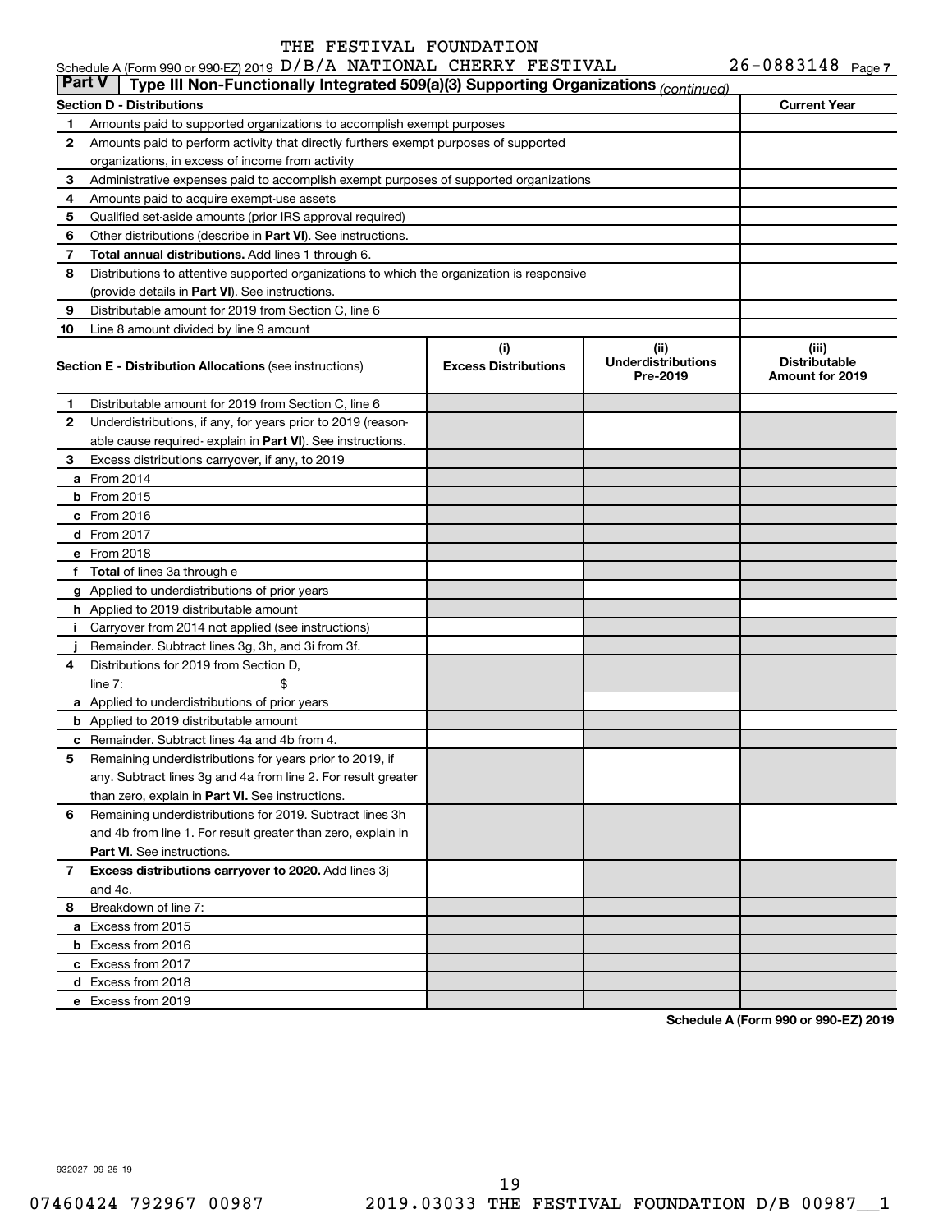THE FESTIVAL FOUNDATION

Schedule A (Form 990 or 990-EZ) 2019 D/B/A NATIONAL CHERRY FESTIVAL 26-0883148 Page 7

**Part V | Type III Non-Functionally Integrated 509(a)(3) Supporting Organizations** *(continued)*

| **Section D - Distributions** | | **Current Year** |
|---|---|---|
| 1 | Amounts paid to supported organizations to accomplish exempt purposes | |
| 2 | Amounts paid to perform activity that directly furthers exempt purposes of supported organizations, in excess of income from activity | |
| 3 | Administrative expenses paid to accomplish exempt purposes of supported organizations | |
| 4 | Amounts paid to acquire exempt-use assets | |
| 5 | Qualified set-aside amounts (prior IRS approval required) | |
| 6 | Other distributions (describe in **Part VI**). See instructions. | |
| 7 | **Total annual distributions.** Add lines 1 through 6. | |
| 8 | Distributions to attentive supported organizations to which the organization is responsive (provide details in **Part VI**). See instructions. | |
| 9 | Distributable amount for 2019 from Section C, line 6 | |
| 10 | Line 8 amount divided by line 9 amount | |

| | **Section E - Distribution Allocations** (see instructions) | **(i) Excess Distributions** | **(ii) Underdistributions Pre-2019** | **(iii) Distributable Amount for 2019** |
|---|---|---|---|---|
| 1 | Distributable amount for 2019 from Section C, line 6 | | | |
| 2 | Underdistributions, if any, for years prior to 2019 (reasonable cause required- explain in **Part VI**). See instructions. | | | |
| 3 | Excess distributions carryover, if any, to 2019 | | | |
| a | From 2014 | | | |
| b | From 2015 | | | |
| c | From 2016 | | | |
| d | From 2017 | | | |
| e | From 2018 | | | |
| f | **Total** of lines 3a through e | | | |
| g | Applied to underdistributions of prior years | | | |
| h | Applied to 2019 distributable amount | | | |
| i | Carryover from 2014 not applied (see instructions) | | | |
| j | Remainder. Subtract lines 3g, 3h, and 3i from 3f. | | | |
| 4 | Distributions for 2019 from Section D, line 7: $ | | | |
| a | Applied to underdistributions of prior years | | | |
| b | Applied to 2019 distributable amount | | | |
| c | Remainder. Subtract lines 4a and 4b from 4. | | | |
| 5 | Remaining underdistributions for years prior to 2019, if any. Subtract lines 3g and 4a from line 2. For result greater than zero, explain in **Part VI.** See instructions. | | | |
| 6 | Remaining underdistributions for 2019. Subtract lines 3h and 4b from line 1. For result greater than zero, explain in **Part VI**. See instructions. | | | |
| 7 | **Excess distributions carryover to 2020.** Add lines 3j and 4c. | | | |
| 8 | Breakdown of line 7: | | | |
| a | Excess from 2015 | | | |
| b | Excess from 2016 | | | |
| c | Excess from 2017 | | | |
| d | Excess from 2018 | | | |
| e | Excess from 2019 | | | |

**Schedule A (Form 990 or 990-EZ) 2019**

932027 09-25-19

07460424 792967 00987 2019.03033 THE FESTIVAL FOUNDATION D/B 00987__1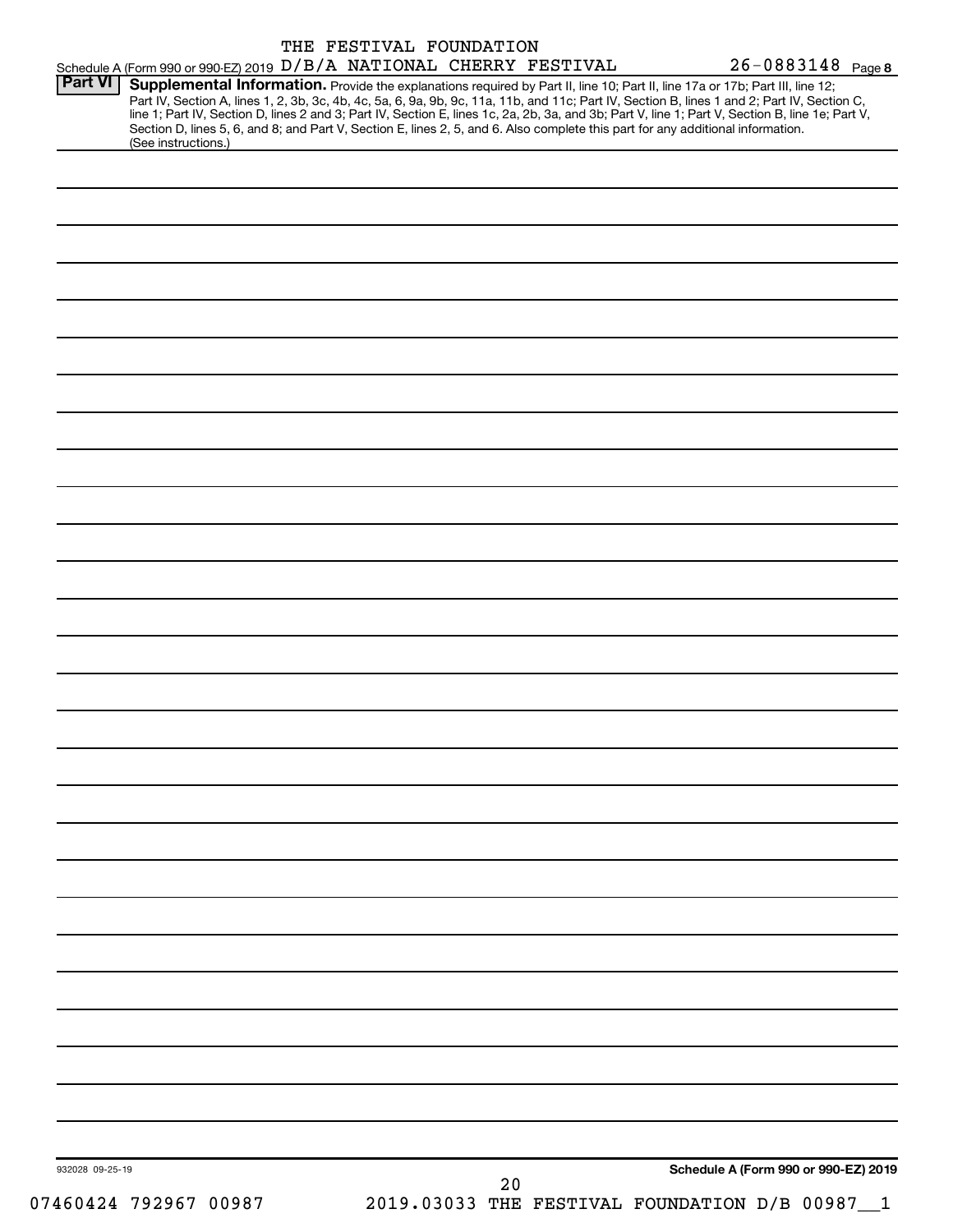THE FESTIVAL FOUNDATION

Schedule A (Form 990 or 990-EZ) 2019 D/B/A NATIONAL CHERRY FESTIVAL 26-0883148 Page 8

**Part VI** **Supplemental Information.** Provide the explanations required by Part II, line 10; Part II, line 17a or 17b; Part III, line 12; Part IV, Section A, lines 1, 2, 3b, 3c, 4b, 4c, 5a, 6, 9a, 9b, 9c, 11a, 11b, and 11c; Part IV, Section B, lines 1 and 2; Part IV, Section C, line 1; Part IV, Section D, lines 2 and 3; Part IV, Section E, lines 1c, 2a, 2b, 3a, and 3b; Part V, line 1; Part V, Section B, line 1e; Part V, Section D, lines 5, 6, and 8; and Part V, Section E, lines 2, 5, and 6. Also complete this part for any additional information. (See instructions.)

932028 09-25-19

**Schedule A (Form 990 or 990-EZ) 2019**

07460424 792967 00987 2019.03033 THE FESTIVAL FOUNDATION D/B 00987__1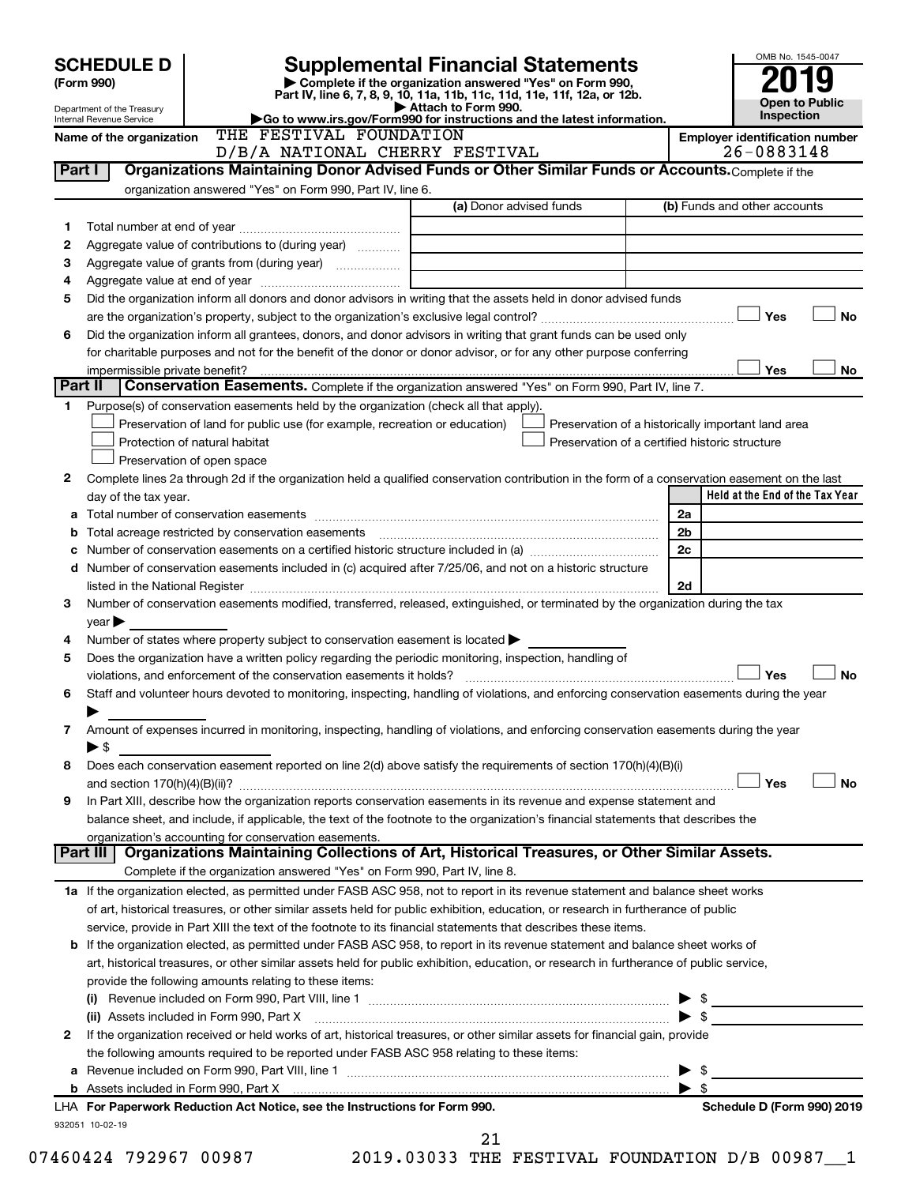# SCHEDULE D (Form 990)

Department of the Treasury
Internal Revenue Service

## Supplemental Financial Statements

▶ Complete if the organization answered "Yes" on Form 990, Part IV, line 6, 7, 8, 9, 10, 11a, 11b, 11c, 11d, 11e, 11f, 12a, or 12b.
▶ Attach to Form 990.
▶Go to www.irs.gov/Form990 for instructions and the latest information.

OMB No. 1545-0047
**2019**
**Open to Public Inspection**

Name of the organization: THE FESTIVAL FOUNDATION D/B/A NATIONAL CHERRY FESTIVAL

Employer identification number: 26-0883148

**Part I | Organizations Maintaining Donor Advised Funds or Other Similar Funds or Accounts.** Complete if the organization answered "Yes" on Form 990, Part IV, line 6.

| | | (a) Donor advised funds | (b) Funds and other accounts |
|---|---|---|---|
| 1 | Total number at end of year | | |
| 2 | Aggregate value of contributions to (during year) | | |
| 3 | Aggregate value of grants from (during year) | | |
| 4 | Aggregate value at end of year | | |

5 Did the organization inform all donors and donor advisors in writing that the assets held in donor advised funds are the organization's property, subject to the organization's exclusive legal control? ☐ Yes ☐ No

6 Did the organization inform all grantees, donors, and donor advisors in writing that grant funds can be used only for charitable purposes and not for the benefit of the donor or donor advisor, or for any other purpose conferring impermissible private benefit? ☐ Yes ☐ No

**Part II | Conservation Easements.** Complete if the organization answered "Yes" on Form 990, Part IV, line 7.

1 Purpose(s) of conservation easements held by the organization (check all that apply).

☐ Preservation of land for public use (for example, recreation or education)
☐ Preservation of a historically important land area
☐ Protection of natural habitat
☐ Preservation of a certified historic structure
☐ Preservation of open space

2 Complete lines 2a through 2d if the organization held a qualified conservation contribution in the form of a conservation easement on the last day of the tax year.

| | | | Held at the End of the Tax Year |
|---|---|---|---|
| a | Total number of conservation easements | 2a | |
| b | Total acreage restricted by conservation easements | 2b | |
| c | Number of conservation easements on a certified historic structure included in (a) | 2c | |
| d | Number of conservation easements included in (c) acquired after 7/25/06, and not on a historic structure listed in the National Register | 2d | |

3 Number of conservation easements modified, transferred, released, extinguished, or terminated by the organization during the tax year ▶

4 Number of states where property subject to conservation easement is located ▶

5 Does the organization have a written policy regarding the periodic monitoring, inspection, handling of violations, and enforcement of the conservation easements it holds? ☐ Yes ☐ No

6 Staff and volunteer hours devoted to monitoring, inspecting, handling of violations, and enforcing conservation easements during the year ▶

7 Amount of expenses incurred in monitoring, inspecting, handling of violations, and enforcing conservation easements during the year ▶ $

8 Does each conservation easement reported on line 2(d) above satisfy the requirements of section 170(h)(4)(B)(i) and section 170(h)(4)(B)(ii)? ☐ Yes ☐ No

9 In Part XIII, describe how the organization reports conservation easements in its revenue and expense statement and balance sheet, and include, if applicable, the text of the footnote to the organization's financial statements that describes the organization's accounting for conservation easements.

**Part III | Organizations Maintaining Collections of Art, Historical Treasures, or Other Similar Assets.** Complete if the organization answered "Yes" on Form 990, Part IV, line 8.

1a If the organization elected, as permitted under FASB ASC 958, not to report in its revenue statement and balance sheet works of art, historical treasures, or other similar assets held for public exhibition, education, or research in furtherance of public service, provide in Part XIII the text of the footnote to its financial statements that describes these items.

b If the organization elected, as permitted under FASB ASC 958, to report in its revenue statement and balance sheet works of art, historical treasures, or other similar assets held for public exhibition, education, or research in furtherance of public service, provide the following amounts relating to these items:

(i) Revenue included on Form 990, Part VIII, line 1 ▶ $

(ii) Assets included in Form 990, Part X ▶ $

2 If the organization received or held works of art, historical treasures, or other similar assets for financial gain, provide the following amounts required to be reported under FASB ASC 958 relating to these items:

a Revenue included on Form 990, Part VIII, line 1 ▶ $

b Assets included in Form 990, Part X ▶ $

LHA For Paperwork Reduction Act Notice, see the Instructions for Form 990.

Schedule D (Form 990) 2019

932051 10-02-19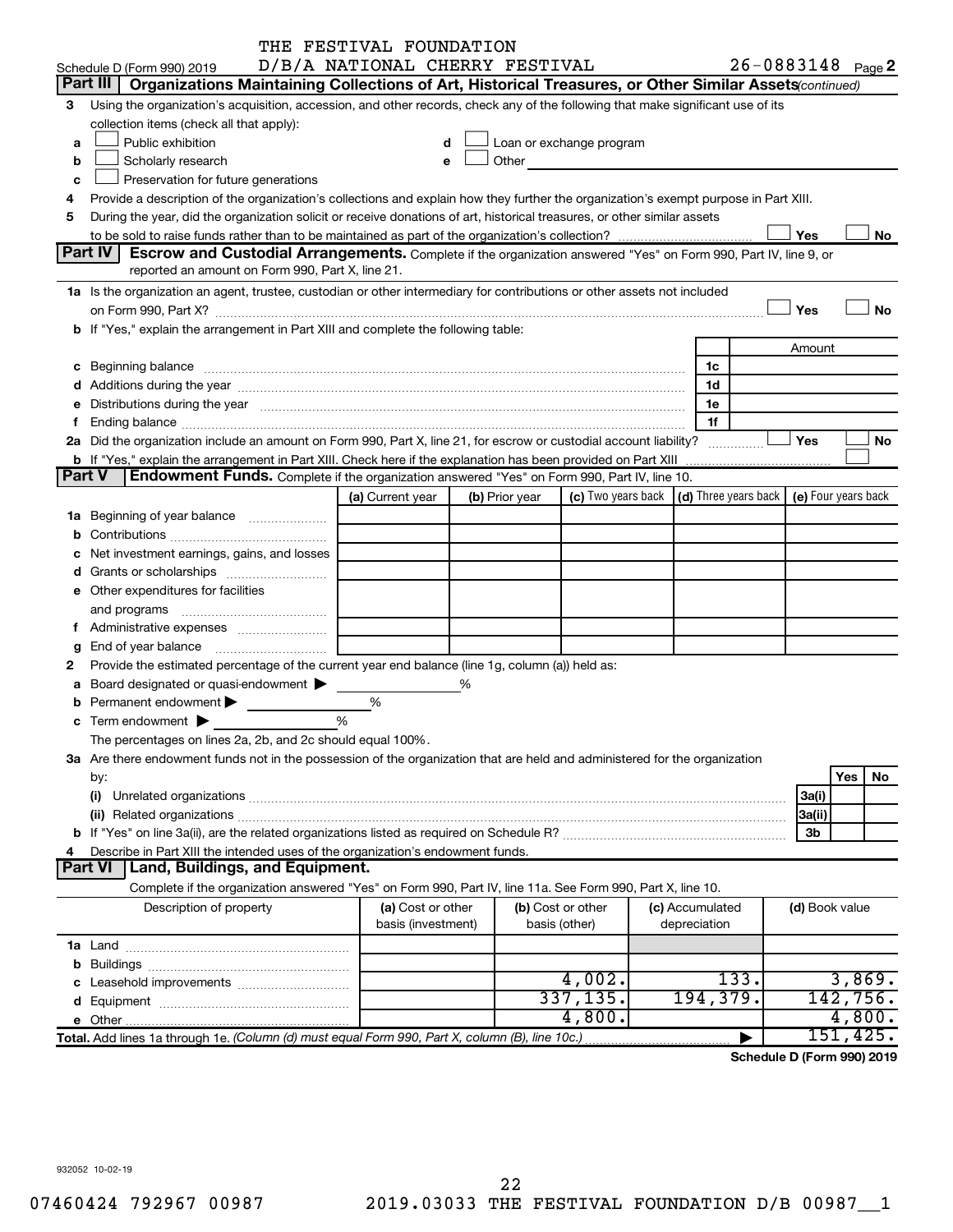THE FESTIVAL FOUNDATION
Schedule D (Form 990) 2019 D/B/A NATIONAL CHERRY FESTIVAL 26-0883148 Page 2

**Part III | Organizations Maintaining Collections of Art, Historical Treasures, or Other Similar Assets** *(continued)*

3 Using the organization's acquisition, accession, and other records, check any of the following that make significant use of its collection items (check all that apply):

a ☐ Public exhibition
b ☐ Scholarly research
c ☐ Preservation for future generations
d ☐ Loan or exchange program
e ☐ Other

4 Provide a description of the organization's collections and explain how they further the organization's exempt purpose in Part XIII.

5 During the year, did the organization solicit or receive donations of art, historical treasures, or other similar assets to be sold to raise funds rather than to be maintained as part of the organization's collection? ☐ Yes ☐ No

**Part IV | Escrow and Custodial Arrangements.** Complete if the organization answered "Yes" on Form 990, Part IV, line 9, or reported an amount on Form 990, Part X, line 21.

1a Is the organization an agent, trustee, custodian or other intermediary for contributions or other assets not included on Form 990, Part X? ☐ Yes ☐ No

b If "Yes," explain the arrangement in Part XIII and complete the following table:

| | | Amount |
|---|---|---|
| c Beginning balance | 1c | |
| d Additions during the year | 1d | |
| e Distributions during the year | 1e | |
| f Ending balance | 1f | |

2a Did the organization include an amount on Form 990, Part X, line 21, for escrow or custodial account liability? ☐ Yes ☐ No

b If "Yes," explain the arrangement in Part XIII. Check here if the explanation has been provided on Part XIII ☐

**Part V | Endowment Funds.** Complete if the organization answered "Yes" on Form 990, Part IV, line 10.

| | (a) Current year | (b) Prior year | (c) Two years back | (d) Three years back | (e) Four years back |
|---|---|---|---|---|---|
| 1a Beginning of year balance | | | | | |
| b Contributions | | | | | |
| c Net investment earnings, gains, and losses | | | | | |
| d Grants or scholarships | | | | | |
| e Other expenditures for facilities and programs | | | | | |
| f Administrative expenses | | | | | |
| g End of year balance | | | | | |

2 Provide the estimated percentage of the current year end balance (line 1g, column (a)) held as:

a Board designated or quasi-endowment ▶ %
b Permanent endowment ▶ %
c Term endowment ▶ %

The percentages on lines 2a, 2b, and 2c should equal 100%.

3a Are there endowment funds not in the possession of the organization that are held and administered for the organization by:

| | | Yes | No |
|---|---|---|---|
| (i) Unrelated organizations | 3a(i) | | |
| (ii) Related organizations | 3a(ii) | | |
| b If "Yes" on line 3a(ii), are the related organizations listed as required on Schedule R? | 3b | | |

4 Describe in Part XIII the intended uses of the organization's endowment funds.

**Part VI | Land, Buildings, and Equipment.**

Complete if the organization answered "Yes" on Form 990, Part IV, line 11a. See Form 990, Part X, line 10.

| Description of property | (a) Cost or other basis (investment) | (b) Cost or other basis (other) | (c) Accumulated depreciation | (d) Book value |
|---|---|---|---|---|
| 1a Land | | | | |
| b Buildings | | | | |
| c Leasehold improvements | | 4,002. | 133. | 3,869. |
| d Equipment | | 337,135. | 194,379. | 142,756. |
| e Other | | 4,800. | | 4,800. |
| **Total.** Add lines 1a through 1e. *(Column (d) must equal Form 990, Part X, column (B), line 10c.)* | | | ▶ | 151,425. |

**Schedule D (Form 990) 2019**

932052 10-02-19

07460424 792967 00987 2019.03033 THE FESTIVAL FOUNDATION D/B 00987__1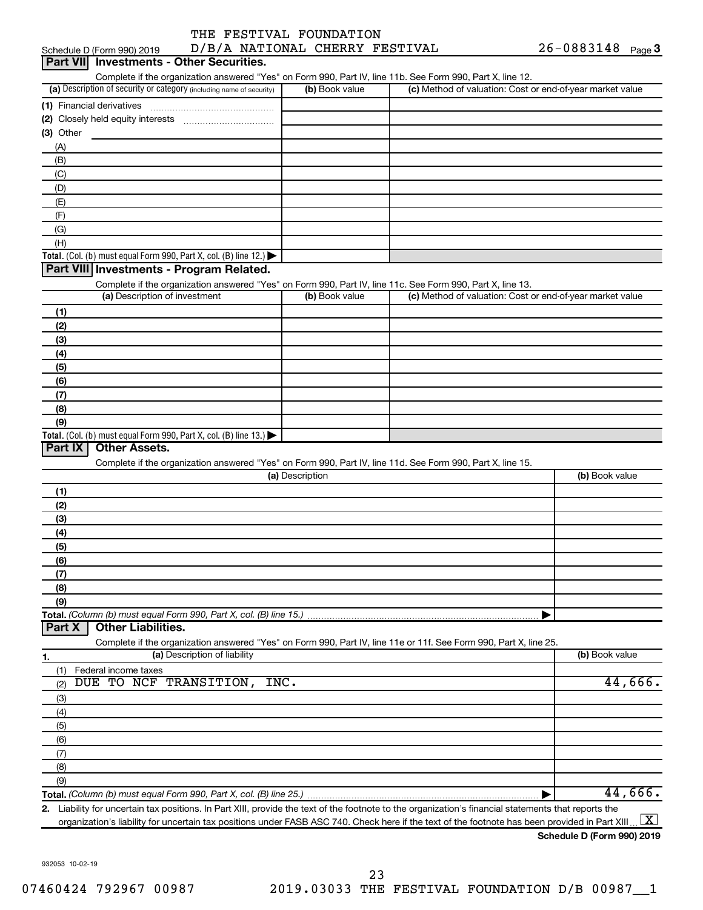THE FESTIVAL FOUNDATION
Schedule D (Form 990) 2019 D/B/A NATIONAL CHERRY FESTIVAL 26-0883148 Page **3**

## Part VII Investments - Other Securities.

Complete if the organization answered "Yes" on Form 990, Part IV, line 11b. See Form 990, Part X, line 12.

| (a) Description of security or category (including name of security) | (b) Book value | (c) Method of valuation: Cost or end-of-year market value |
|---|---|---|
| (1) Financial derivatives | | |
| (2) Closely held equity interests | | |
| (3) Other | | |
| (A) | | |
| (B) | | |
| (C) | | |
| (D) | | |
| (E) | | |
| (F) | | |
| (G) | | |
| (H) | | |
| **Total.** (Col. (b) must equal Form 990, Part X, col. (B) line 12.) | | |

## Part VIII Investments - Program Related.

Complete if the organization answered "Yes" on Form 990, Part IV, line 11c. See Form 990, Part X, line 13.

| (a) Description of investment | (b) Book value | (c) Method of valuation: Cost or end-of-year market value |
|---|---|---|
| (1) | | |
| (2) | | |
| (3) | | |
| (4) | | |
| (5) | | |
| (6) | | |
| (7) | | |
| (8) | | |
| (9) | | |
| **Total.** (Col. (b) must equal Form 990, Part X, col. (B) line 13.) | | |

## Part IX Other Assets.

Complete if the organization answered "Yes" on Form 990, Part IV, line 11d. See Form 990, Part X, line 15.

| (a) Description | (b) Book value |
|---|---|
| (1) | |
| (2) | |
| (3) | |
| (4) | |
| (5) | |
| (6) | |
| (7) | |
| (8) | |
| (9) | |
| **Total.** *(Column (b) must equal Form 990, Part X, col. (B) line 15.)* | |

## Part X Other Liabilities.

Complete if the organization answered "Yes" on Form 990, Part IV, line 11e or 11f. See Form 990, Part X, line 25.

| 1. (a) Description of liability | (b) Book value |
|---|---|
| (1) Federal income taxes | |
| (2) DUE TO NCF TRANSITION, INC. | 44,666. |
| (3) | |
| (4) | |
| (5) | |
| (6) | |
| (7) | |
| (8) | |
| (9) | |
| **Total.** *(Column (b) must equal Form 990, Part X, col. (B) line 25.)* | 44,666. |

2. Liability for uncertain tax positions. In Part XIII, provide the text of the footnote to the organization's financial statements that reports the organization's liability for uncertain tax positions under FASB ASC 740. Check here if the text of the footnote has been provided in Part XIII [X]

**Schedule D (Form 990) 2019**

932053 10-02-19

07460424 792967 00987 2019.03033 THE FESTIVAL FOUNDATION D/B 00987__1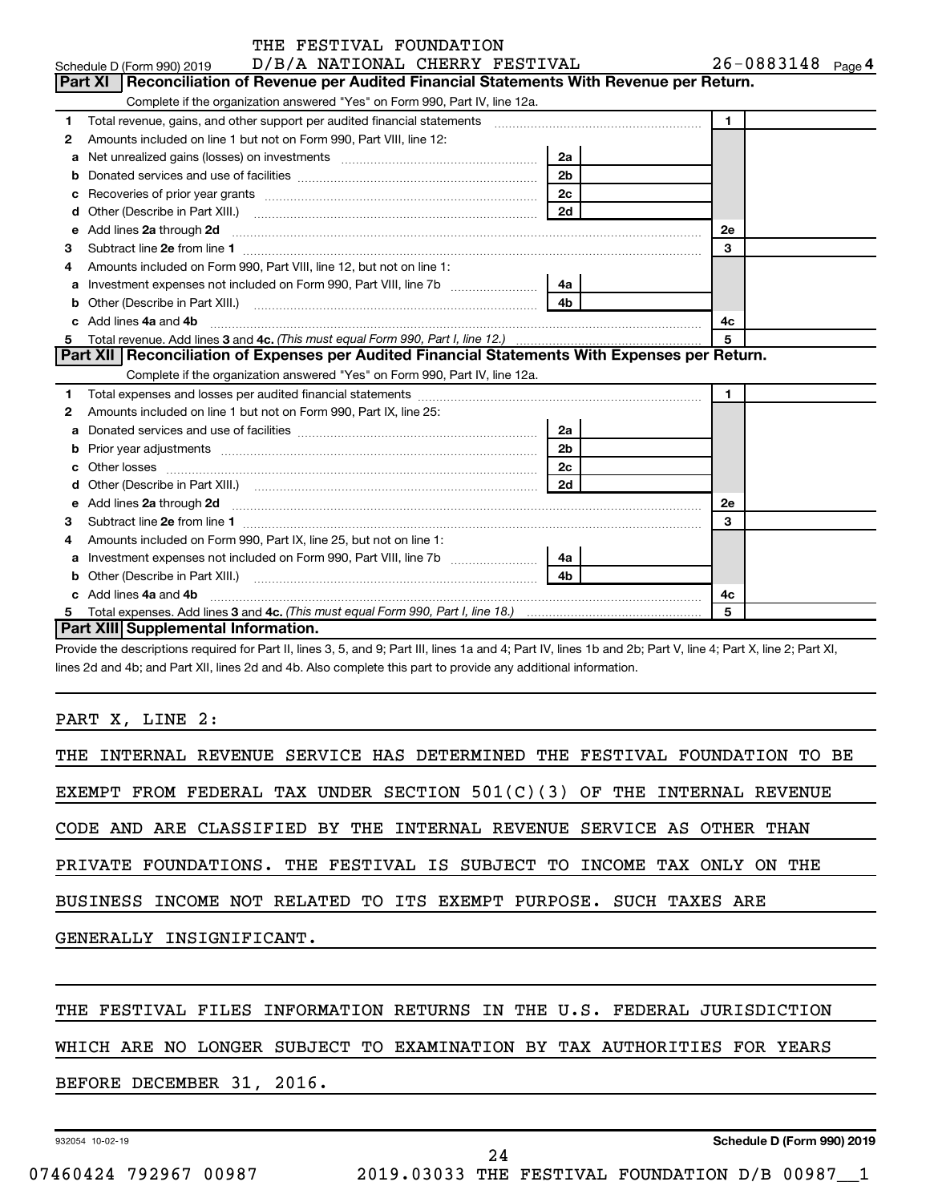THE FESTIVAL FOUNDATION

Schedule D (Form 990) 2019 D/B/A NATIONAL CHERRY FESTIVAL 26-0883148 Page 4

## Part XI Reconciliation of Revenue per Audited Financial Statements With Revenue per Return.

Complete if the organization answered "Yes" on Form 990, Part IV, line 12a.

| | | | | | |
|---|---|---|---|---|---|
| 1 | Total revenue, gains, and other support per audited financial statements | | | 1 | |
| 2 | Amounts included on line 1 but not on Form 990, Part VIII, line 12: | | | | |
| a | Net unrealized gains (losses) on investments | 2a | | | |
| b | Donated services and use of facilities | 2b | | | |
| c | Recoveries of prior year grants | 2c | | | |
| d | Other (Describe in Part XIII.) | 2d | | | |
| e | Add lines 2a through 2d | | | 2e | |
| 3 | Subtract line 2e from line 1 | | | 3 | |
| 4 | Amounts included on Form 990, Part VIII, line 12, but not on line 1: | | | | |
| a | Investment expenses not included on Form 990, Part VIII, line 7b | 4a | | | |
| b | Other (Describe in Part XIII.) | 4b | | | |
| c | Add lines 4a and 4b | | | 4c | |
| 5 | Total revenue. Add lines 3 and 4c. *(This must equal Form 990, Part I, line 12.)* | | | 5 | |

## Part XII Reconciliation of Expenses per Audited Financial Statements With Expenses per Return.

Complete if the organization answered "Yes" on Form 990, Part IV, line 12a.

| | | | | | |
|---|---|---|---|---|---|
| 1 | Total expenses and losses per audited financial statements | | | 1 | |
| 2 | Amounts included on line 1 but not on Form 990, Part IX, line 25: | | | | |
| a | Donated services and use of facilities | 2a | | | |
| b | Prior year adjustments | 2b | | | |
| c | Other losses | 2c | | | |
| d | Other (Describe in Part XIII.) | 2d | | | |
| e | Add lines 2a through 2d | | | 2e | |
| 3 | Subtract line 2e from line 1 | | | 3 | |
| 4 | Amounts included on Form 990, Part IX, line 25, but not on line 1: | | | | |
| a | Investment expenses not included on Form 990, Part VIII, line 7b | 4a | | | |
| b | Other (Describe in Part XIII.) | 4b | | | |
| c | Add lines 4a and 4b | | | 4c | |
| 5 | Total expenses. Add lines 3 and 4c. *(This must equal Form 990, Part I, line 18.)* | | | 5 | |

## Part XIII Supplemental Information.

Provide the descriptions required for Part II, lines 3, 5, and 9; Part III, lines 1a and 4; Part IV, lines 1b and 2b; Part V, line 4; Part X, line 2; Part XI, lines 2d and 4b; and Part XII, lines 2d and 4b. Also complete this part to provide any additional information.

PART X, LINE 2:

THE INTERNAL REVENUE SERVICE HAS DETERMINED THE FESTIVAL FOUNDATION TO BE EXEMPT FROM FEDERAL TAX UNDER SECTION 501(C)(3) OF THE INTERNAL REVENUE CODE AND ARE CLASSIFIED BY THE INTERNAL REVENUE SERVICE AS OTHER THAN PRIVATE FOUNDATIONS. THE FESTIVAL IS SUBJECT TO INCOME TAX ONLY ON THE BUSINESS INCOME NOT RELATED TO ITS EXEMPT PURPOSE. SUCH TAXES ARE GENERALLY INSIGNIFICANT.

THE FESTIVAL FILES INFORMATION RETURNS IN THE U.S. FEDERAL JURISDICTION WHICH ARE NO LONGER SUBJECT TO EXAMINATION BY TAX AUTHORITIES FOR YEARS BEFORE DECEMBER 31, 2016.

932054 10-02-19 **Schedule D (Form 990) 2019**

07460424 792967 00987 2019.03033 THE FESTIVAL FOUNDATION D/B 00987__1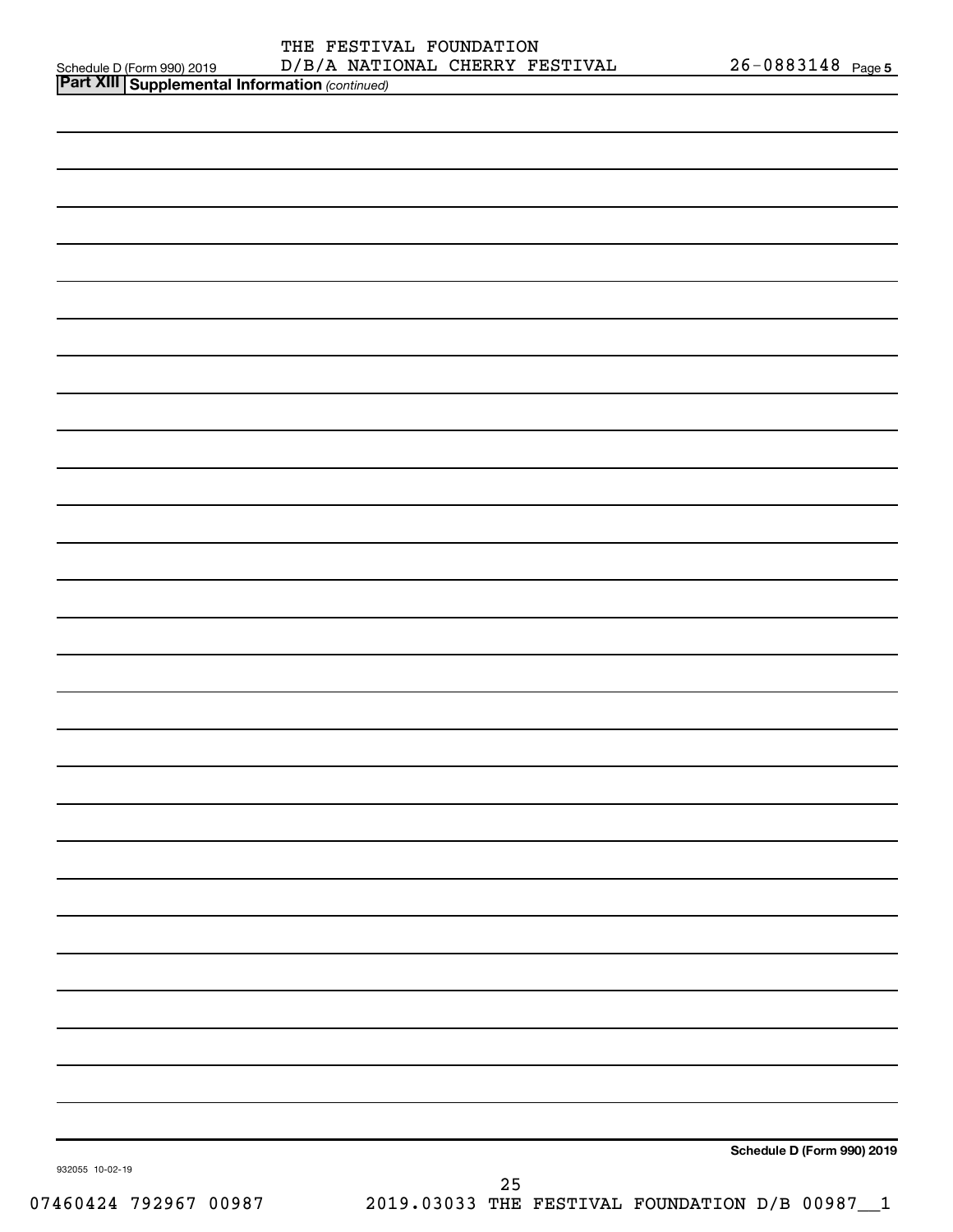THE FESTIVAL FOUNDATION

Schedule D (Form 990) 2019 D/B/A NATIONAL CHERRY FESTIVAL 26-0883148 Page **5**

**Part XIII** **Supplemental Information** *(continued)*

**Schedule D (Form 990) 2019**

932055 10-02-19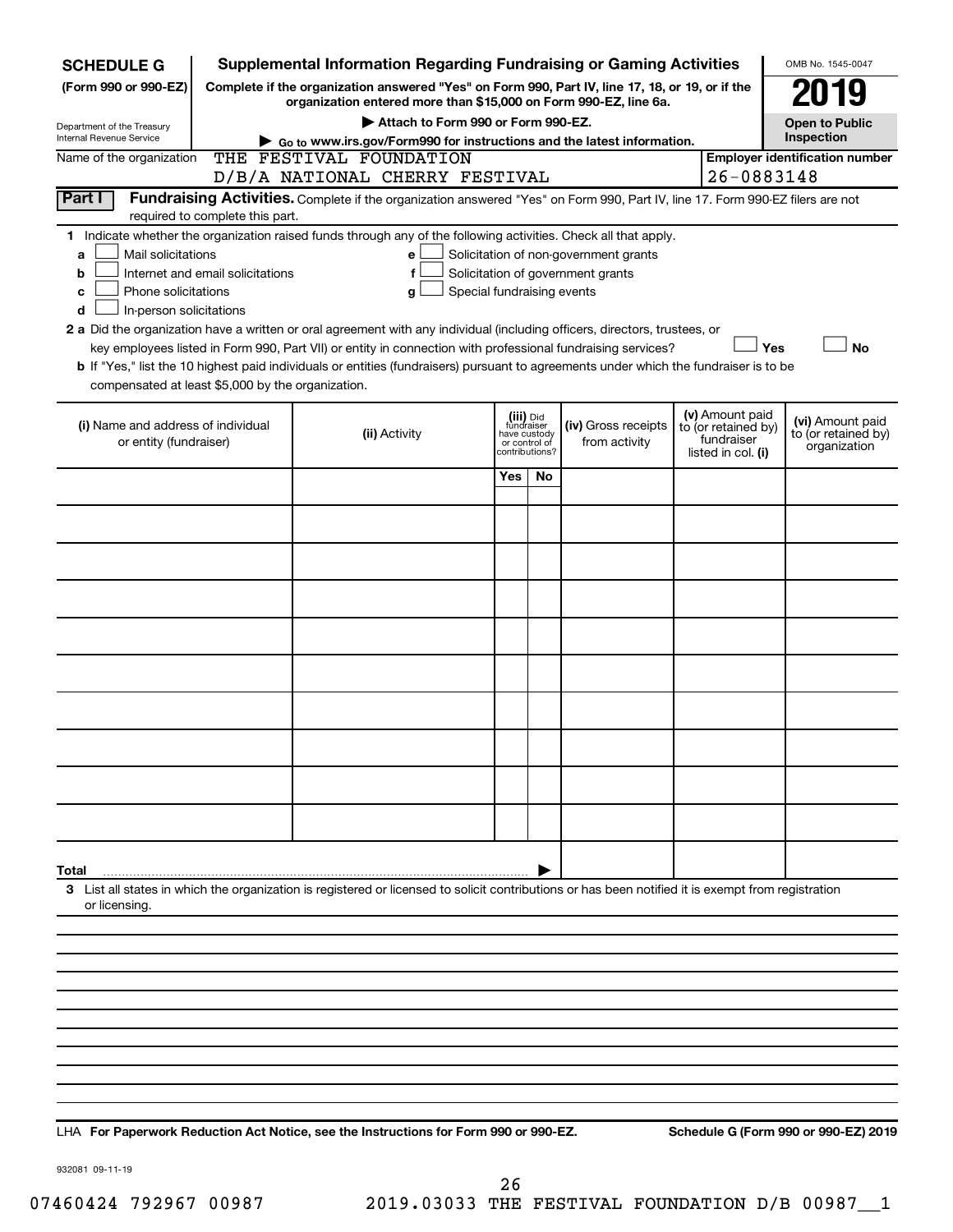**SCHEDULE G**
**(Form 990 or 990-EZ)**

Department of the Treasury
Internal Revenue Service

# Supplemental Information Regarding Fundraising or Gaming Activities

**Complete if the organization answered "Yes" on Form 990, Part IV, line 17, 18, or 19, or if the organization entered more than $15,000 on Form 990-EZ, line 6a.**

**▶ Attach to Form 990 or Form 990-EZ.**

**▶ Go to www.irs.gov/Form990 for instructions and the latest information.**

OMB No. 1545-0047

**2019**

**Open to Public Inspection**

Name of the organization: THE FESTIVAL FOUNDATION D/B/A NATIONAL CHERRY FESTIVAL

**Employer identification number** 26-0883148

**Part I** **Fundraising Activities.** Complete if the organization answered "Yes" on Form 990, Part IV, line 17. Form 990-EZ filers are not required to complete this part.

**1** Indicate whether the organization raised funds through any of the following activities. Check all that apply.

- **a** ☐ Mail solicitations
- **b** ☐ Internet and email solicitations
- **c** ☐ Phone solicitations
- **d** ☐ In-person solicitations
- **e** ☐ Solicitation of non-government grants
- **f** ☐ Solicitation of government grants
- **g** ☐ Special fundraising events

**2 a** Did the organization have a written or oral agreement with any individual (including officers, directors, trustees, or key employees listed in Form 990, Part VII) or entity in connection with professional fundraising services? ☐ **Yes** ☐ **No**

**b** If "Yes," list the 10 highest paid individuals or entities (fundraisers) pursuant to agreements under which the fundraiser is to be compensated at least $5,000 by the organization.

| (i) Name and address of individual or entity (fundraiser) | (ii) Activity | (iii) Did fundraiser have custody or control of contributions? Yes | No | (iv) Gross receipts from activity | (v) Amount paid to (or retained by) fundraiser listed in col. (i) | (vi) Amount paid to (or retained by) organization |
|---|---|---|---|---|---|---|
| | | | | | | |
| | | | | | | |
| | | | | | | |
| | | | | | | |
| | | | | | | |
| | | | | | | |
| | | | | | | |
| | | | | | | |
| | | | | | | |
| | | | | | | |
| **Total** ▶ | | | | | | |

**3** List all states in which the organization is registered or licensed to solicit contributions or has been notified it is exempt from registration or licensing.

LHA **For Paperwork Reduction Act Notice, see the Instructions for Form 990 or 990-EZ.** **Schedule G (Form 990 or 990-EZ) 2019**

932081 09-11-19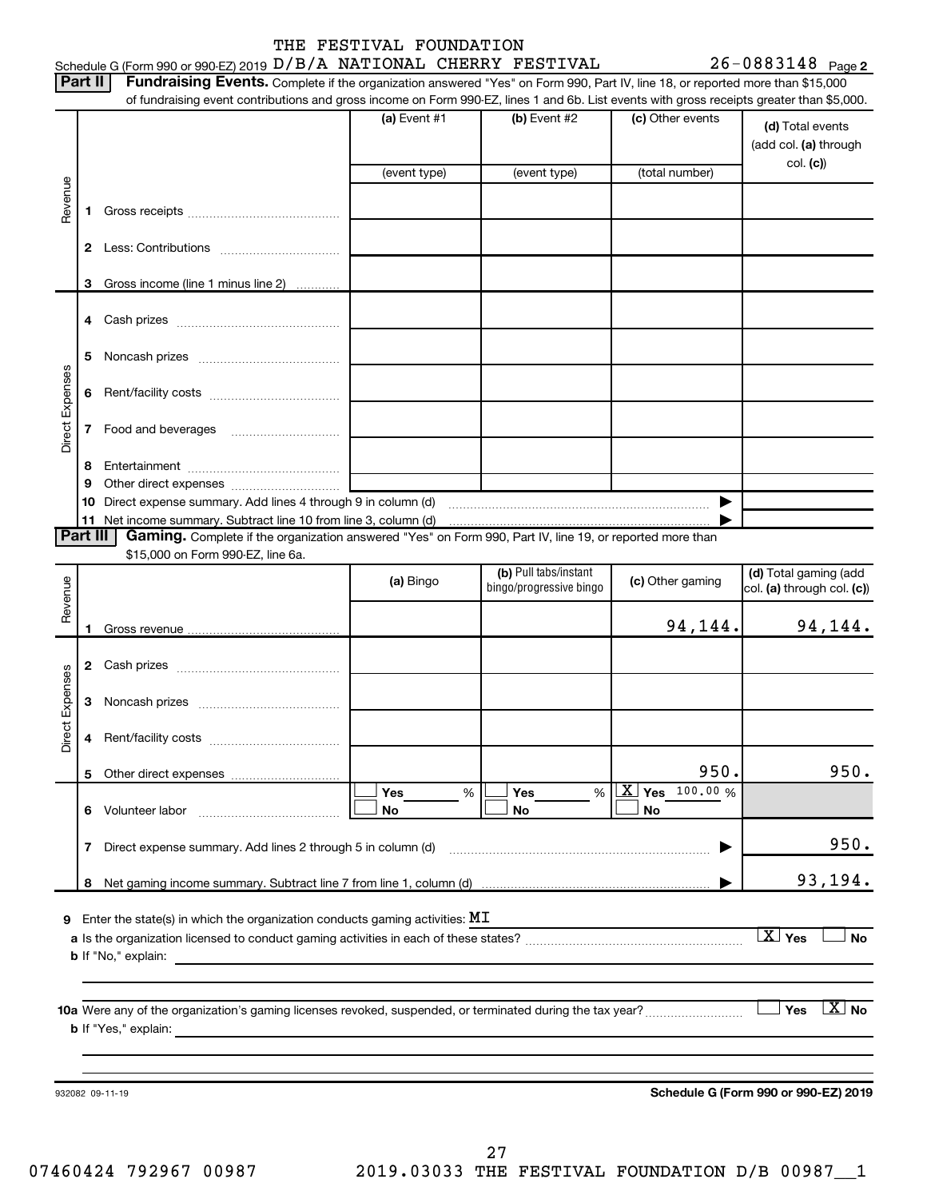THE FESTIVAL FOUNDATION

Schedule G (Form 990 or 990-EZ) 2019 D/B/A NATIONAL CHERRY FESTIVAL 26-0883148 Page 2

**Part II** **Fundraising Events.** Complete if the organization answered "Yes" on Form 990, Part IV, line 18, or reported more than $15,000 of fundraising event contributions and gross income on Form 990-EZ, lines 1 and 6b. List events with gross receipts greater than $5,000.

| | | (a) Event #1 | (b) Event #2 | (c) Other events | (d) Total events (add col. (a) through col. (c)) |
|---|---|---|---|---|---|
| | | (event type) | (event type) | (total number) | |
| Revenue | 1 Gross receipts | | | | |
| | 2 Less: Contributions | | | | |
| | 3 Gross income (line 1 minus line 2) | | | | |
| Direct Expenses | 4 Cash prizes | | | | |
| | 5 Noncash prizes | | | | |
| | 6 Rent/facility costs | | | | |
| | 7 Food and beverages | | | | |
| | 8 Entertainment | | | | |
| | 9 Other direct expenses | | | | |
| | 10 Direct expense summary. Add lines 4 through 9 in column (d) | | | ▶ | |
| | 11 Net income summary. Subtract line 10 from line 3, column (d) | | | ▶ | |

**Part III** **Gaming.** Complete if the organization answered "Yes" on Form 990, Part IV, line 19, or reported more than $15,000 on Form 990-EZ, line 6a.

| | | (a) Bingo | (b) Pull tabs/instant bingo/progressive bingo | (c) Other gaming | (d) Total gaming (add col. (a) through col. (c)) |
|---|---|---|---|---|---|
| Revenue | 1 Gross revenue | | | 94,144. | 94,144. |
| Direct Expenses | 2 Cash prizes | | | | |
| | 3 Noncash prizes | | | | |
| | 4 Rent/facility costs | | | | |
| | 5 Other direct expenses | | | 950. | 950. |
| | 6 Volunteer labor | ☐ Yes ___ % ☐ No | ☐ Yes ___ % ☐ No | ☒ Yes 100.00 % ☐ No | |
| | 7 Direct expense summary. Add lines 2 through 5 in column (d) | | | ▶ | 950. |
| | 8 Net gaming income summary. Subtract line 7 from line 1, column (d) | | | ▶ | 93,194. |

**9** Enter the state(s) in which the organization conducts gaming activities: MI

**a** Is the organization licensed to conduct gaming activities in each of these states? ☒ Yes ☐ No

**b** If "No," explain:

**10a** Were any of the organization's gaming licenses revoked, suspended, or terminated during the tax year? ☐ Yes ☒ No

**b** If "Yes," explain:

932082 09-11-19

**Schedule G (Form 990 or 990-EZ) 2019**

07460424 792967 00987 2019.03033 THE FESTIVAL FOUNDATION D/B 00987__1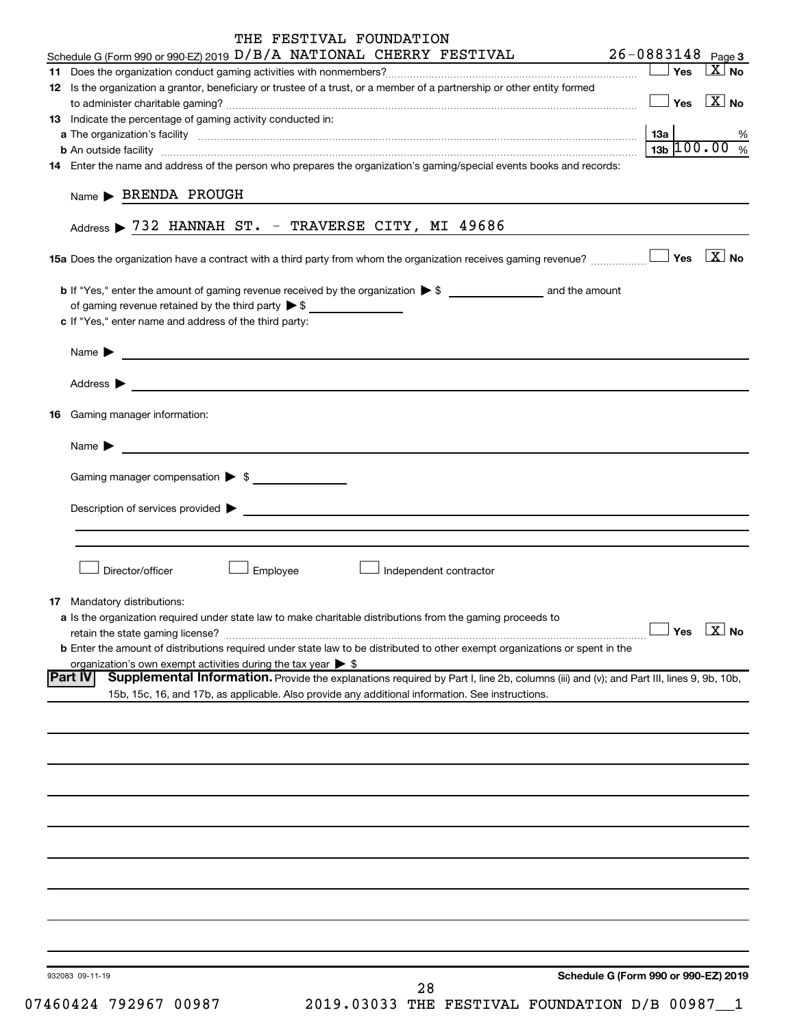THE FESTIVAL FOUNDATION

Schedule G (Form 990 or 990-EZ) 2019 D/B/A NATIONAL CHERRY FESTIVAL 26-0883148 Page 3

**11** Does the organization conduct gaming activities with nonmembers? ☐ Yes ☒ No

**12** Is the organization a grantor, beneficiary or trustee of a trust, or a member of a partnership or other entity formed to administer charitable gaming? ☐ Yes ☒ No

**13** Indicate the percentage of gaming activity conducted in:

**a** The organization's facility **13a** %

**b** An outside facility **13b** 100.00 %

**14** Enter the name and address of the person who prepares the organization's gaming/special events books and records:

Name ▶ BRENDA PROUGH

Address ▶ 732 HANNAH ST. - TRAVERSE CITY, MI 49686

**15a** Does the organization have a contract with a third party from whom the organization receives gaming revenue? ☐ Yes ☒ No

**b** If "Yes," enter the amount of gaming revenue received by the organization ▶ $ \_\_\_\_\_\_\_\_ and the amount of gaming revenue retained by the third party ▶ $ \_\_\_\_\_\_\_\_

**c** If "Yes," enter name and address of the third party:

Name ▶

Address ▶

**16** Gaming manager information:

Name ▶

Gaming manager compensation ▶ $

Description of services provided ▶

☐ Director/officer ☐ Employee ☐ Independent contractor

**17** Mandatory distributions:

**a** Is the organization required under state law to make charitable distributions from the gaming proceeds to retain the state gaming license? ☐ Yes ☒ No

**b** Enter the amount of distributions required under state law to be distributed to other exempt organizations or spent in the organization's own exempt activities during the tax year ▶ $

**Part IV** **Supplemental Information.** Provide the explanations required by Part I, line 2b, columns (iii) and (v); and Part III, lines 9, 9b, 10b, 15b, 15c, 16, and 17b, as applicable. Also provide any additional information. See instructions.

932083 09-11-19

**Schedule G (Form 990 or 990-EZ) 2019**

07460424 792967 00987 2019.03033 THE FESTIVAL FOUNDATION D/B 00987\_\_1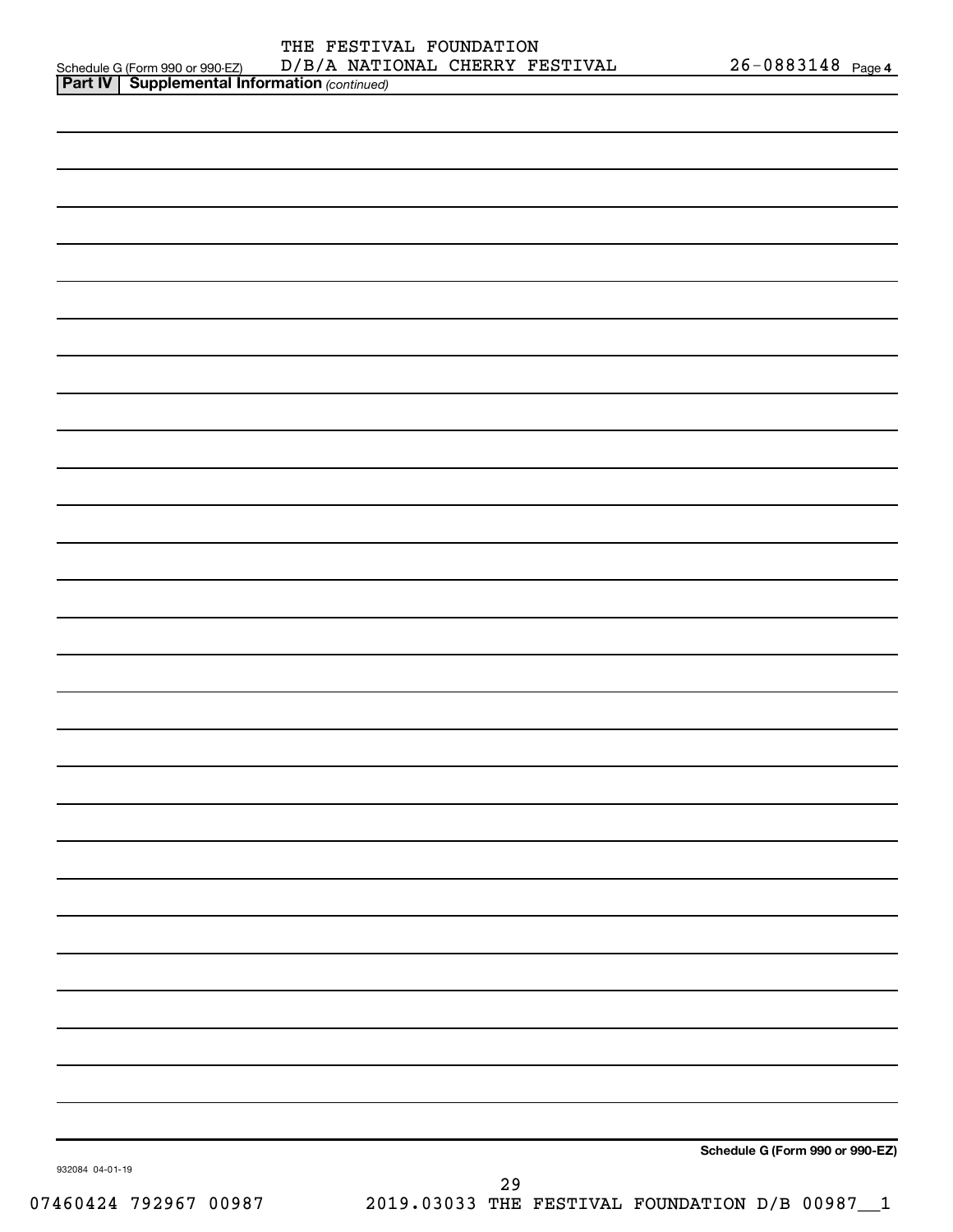THE FESTIVAL FOUNDATION

Schedule G (Form 990 or 990-EZ) D/B/A NATIONAL CHERRY FESTIVAL 26-0883148 Page 4

**Part IV | Supplemental Information** *(continued)*

**Schedule G (Form 990 or 990-EZ)**

932084 04-01-19

07460424 792967 00987 2019.03033 THE FESTIVAL FOUNDATION D/B 00987__1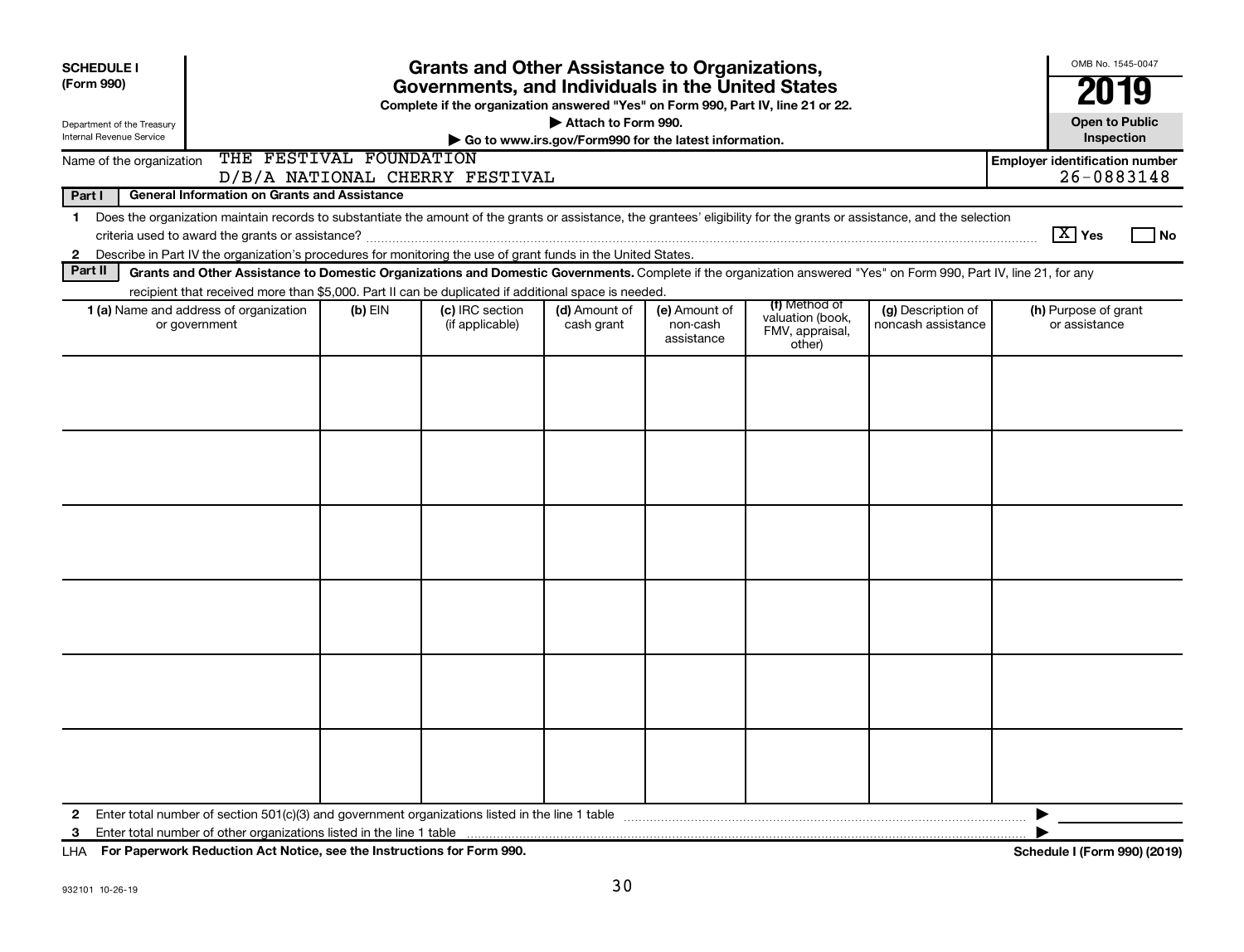**SCHEDULE I (Form 990)**

Department of the Treasury
Internal Revenue Service

# Grants and Other Assistance to Organizations, Governments, and Individuals in the United States

**Complete if the organization answered "Yes" on Form 990, Part IV, line 21 or 22.**

**▶ Attach to Form 990.**

**▶ Go to www.irs.gov/Form990 for the latest information.**

OMB No. 1545-0047

**2019**

**Open to Public Inspection**

Name of the organization: THE FESTIVAL FOUNDATION D/B/A NATIONAL CHERRY FESTIVAL

**Employer identification number** 26-0883148

**Part I — General Information on Grants and Assistance**

1 Does the organization maintain records to substantiate the amount of the grants or assistance, the grantees' eligibility for the grants or assistance, and the selection criteria used to award the grants or assistance? [X] Yes [ ] No

2 Describe in Part IV the organization's procedures for monitoring the use of grant funds in the United States.

**Part II — Grants and Other Assistance to Domestic Organizations and Domestic Governments.** Complete if the organization answered "Yes" on Form 990, Part IV, line 21, for any recipient that received more than $5,000. Part II can be duplicated if additional space is needed.

| 1 (a) Name and address of organization or government | (b) EIN | (c) IRC section (if applicable) | (d) Amount of cash grant | (e) Amount of non-cash assistance | (f) Method of valuation (book, FMV, appraisal, other) | (g) Description of noncash assistance | (h) Purpose of grant or assistance |
|---|---|---|---|---|---|---|---|
| | | | | | | | |
| | | | | | | | |
| | | | | | | | |
| | | | | | | | |
| | | | | | | | |
| | | | | | | | |

2 Enter total number of section 501(c)(3) and government organizations listed in the line 1 table ▶

3 Enter total number of other organizations listed in the line 1 table ▶

LHA **For Paperwork Reduction Act Notice, see the Instructions for Form 990.** **Schedule I (Form 990) (2019)**

932101 10-26-19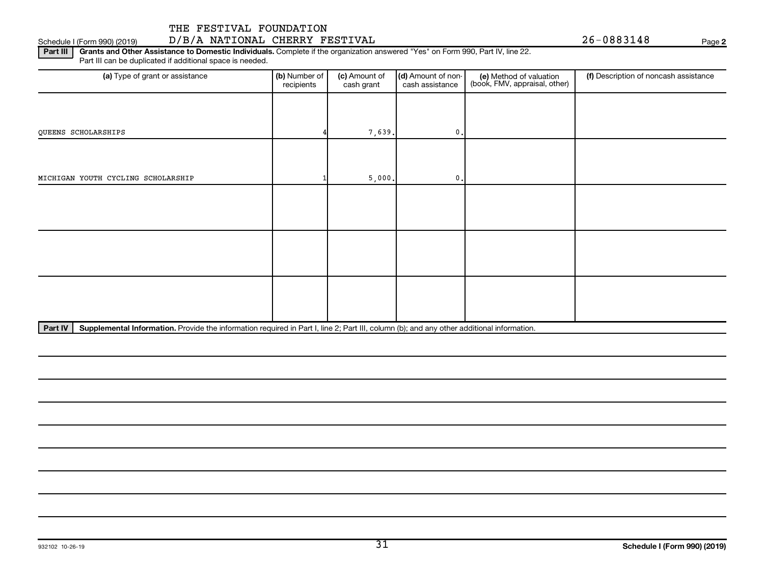THE FESTIVAL FOUNDATION

Schedule I (Form 990) (2019) D/B/A NATIONAL CHERRY FESTIVAL 26-0883148 Page **2**

**Part III** **Grants and Other Assistance to Domestic Individuals.** Complete if the organization answered "Yes" on Form 990, Part IV, line 22. Part III can be duplicated if additional space is needed.

| (a) Type of grant or assistance | (b) Number of recipients | (c) Amount of cash grant | (d) Amount of non-cash assistance | (e) Method of valuation (book, FMV, appraisal, other) | (f) Description of noncash assistance |
|---|---|---|---|---|---|
| QUEENS SCHOLARSHIPS | 4 | 7,639. | 0. | | |
| MICHIGAN YOUTH CYCLING SCHOLARSHIP | 1 | 5,000. | 0. | | |
| | | | | | |
| | | | | | |
| | | | | | |

**Part IV** **Supplemental Information.** Provide the information required in Part I, line 2; Part III, column (b); and any other additional information.

932102 10-26-19

**Schedule I (Form 990) (2019)**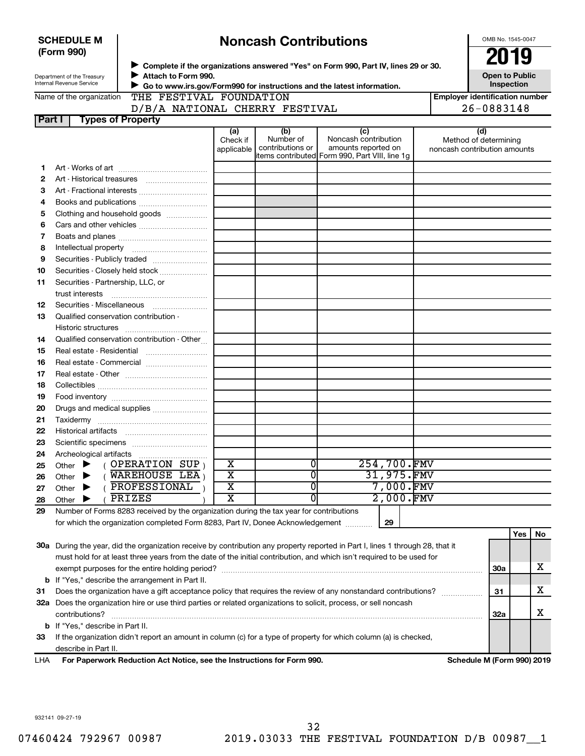**SCHEDULE M (Form 990)**

Department of the Treasury
Internal Revenue Service

# Noncash Contributions

▶ Complete if the organizations answered "Yes" on Form 990, Part IV, lines 29 or 30.
▶ Attach to Form 990.
▶ Go to www.irs.gov/Form990 for instructions and the latest information.

OMB No. 1545-0047

**2019**

**Open to Public Inspection**

Name of the organization: THE FESTIVAL FOUNDATION D/B/A NATIONAL CHERRY FESTIVAL

Employer identification number: 26-0883148

## Part I Types of Property

| | | (a) Check if applicable | (b) Number of contributions or items contributed | (c) Noncash contribution amounts reported on Form 990, Part VIII, line 1g | (d) Method of determining noncash contribution amounts |
|---|---|---|---|---|---|
| 1 | Art - Works of art | | | | |
| 2 | Art - Historical treasures | | | | |
| 3 | Art - Fractional interests | | | | |
| 4 | Books and publications | | | | |
| 5 | Clothing and household goods | | | | |
| 6 | Cars and other vehicles | | | | |
| 7 | Boats and planes | | | | |
| 8 | Intellectual property | | | | |
| 9 | Securities - Publicly traded | | | | |
| 10 | Securities - Closely held stock | | | | |
| 11 | Securities - Partnership, LLC, or trust interests | | | | |
| 12 | Securities - Miscellaneous | | | | |
| 13 | Qualified conservation contribution - Historic structures | | | | |
| 14 | Qualified conservation contribution - Other | | | | |
| 15 | Real estate - Residential | | | | |
| 16 | Real estate - Commercial | | | | |
| 17 | Real estate - Other | | | | |
| 18 | Collectibles | | | | |
| 19 | Food inventory | | | | |
| 20 | Drugs and medical supplies | | | | |
| 21 | Taxidermy | | | | |
| 22 | Historical artifacts | | | | |
| 23 | Scientific specimens | | | | |
| 24 | Archeological artifacts | | | | |
| 25 | Other ▶ ( OPERATION SUP ) | X | 0 | 254,700. | FMV |
| 26 | Other ▶ ( WAREHOUSE LEA ) | X | 0 | 31,975. | FMV |
| 27 | Other ▶ ( PROFESSIONAL ) | X | 0 | 7,000. | FMV |
| 28 | Other ▶ ( PRIZES ) | X | 0 | 2,000. | FMV |

29 Number of Forms 8283 received by the organization during the tax year for contributions for which the organization completed Form 8283, Part IV, Donee Acknowledgement ..... 29

| | | | Yes | No |
|---|---|---|---|---|
| 30a | During the year, did the organization receive by contribution any property reported in Part I, lines 1 through 28, that it must hold for at least three years from the date of the initial contribution, and which isn't required to be used for exempt purposes for the entire holding period? | 30a | | X |
| b | If "Yes," describe the arrangement in Part II. | | | |
| 31 | Does the organization have a gift acceptance policy that requires the review of any nonstandard contributions? | 31 | | X |
| 32a | Does the organization hire or use third parties or related organizations to solicit, process, or sell noncash contributions? | 32a | | X |
| b | If "Yes," describe in Part II. | | | |
| 33 | If the organization didn't report an amount in column (c) for a type of property for which column (a) is checked, describe in Part II. | | | |

LHA For Paperwork Reduction Act Notice, see the Instructions for Form 990. Schedule M (Form 990) 2019

932141 09-27-19

07460424 792967 00987 2019.03033 THE FESTIVAL FOUNDATION D/B 00987__1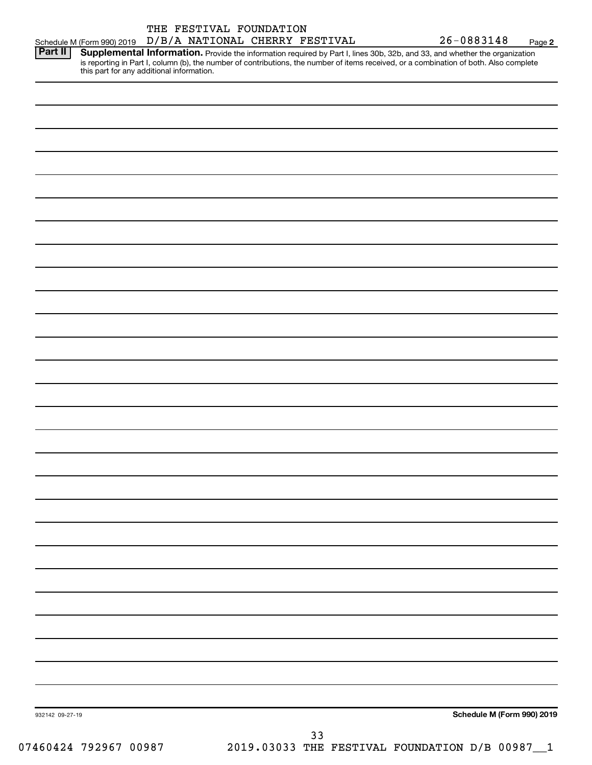THE FESTIVAL FOUNDATION

Schedule M (Form 990) 2019 D/B/A NATIONAL CHERRY FESTIVAL 26-0883148 Page **2**

**Part II** **Supplemental Information.** Provide the information required by Part I, lines 30b, 32b, and 33, and whether the organization is reporting in Part I, column (b), the number of contributions, the number of items received, or a combination of both. Also complete this part for any additional information.

932142 09-27-19

**Schedule M (Form 990) 2019**

07460424 792967 00987 2019.03033 THE FESTIVAL FOUNDATION D/B 00987__1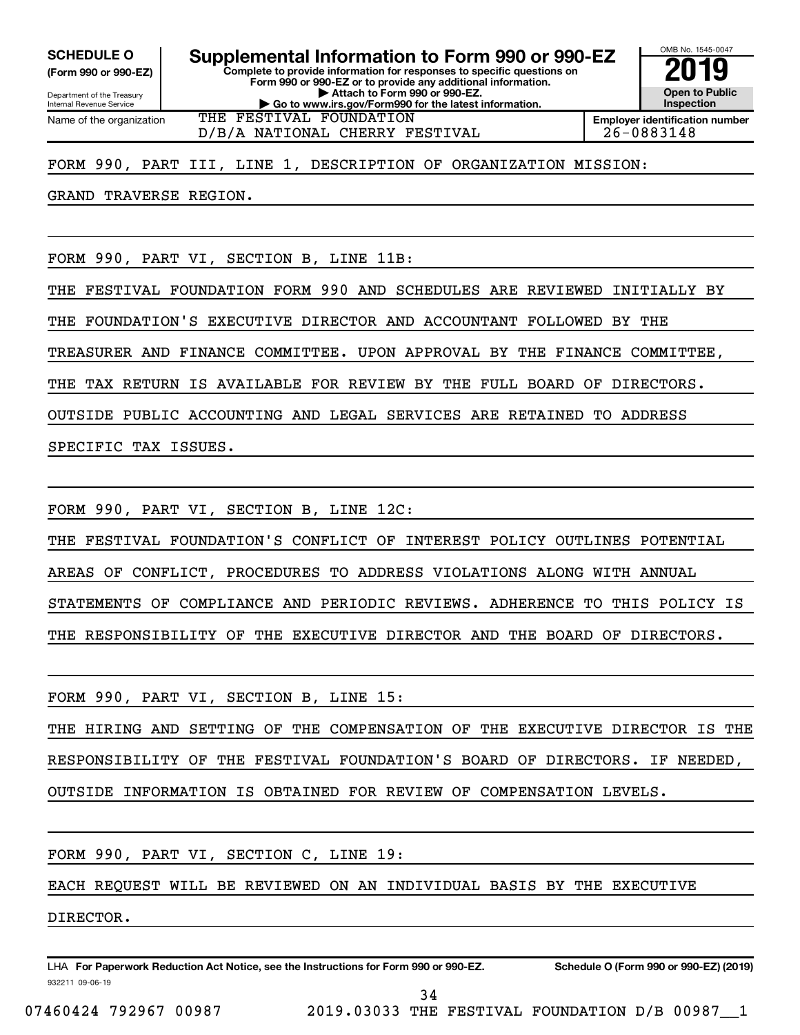**SCHEDULE O (Form 990 or 990-EZ)**

Department of the Treasury
Internal Revenue Service

# Supplemental Information to Form 990 or 990-EZ

**Complete to provide information for responses to specific questions on Form 990 or 990-EZ or to provide any additional information.**
**▶ Attach to Form 990 or 990-EZ.**
**▶ Go to www.irs.gov/Form990 for the latest information.**

OMB No. 1545-0047

**2019**

**Open to Public Inspection**

Name of the organization: THE FESTIVAL FOUNDATION D/B/A NATIONAL CHERRY FESTIVAL

**Employer identification number** 26-0883148

FORM 990, PART III, LINE 1, DESCRIPTION OF ORGANIZATION MISSION:

GRAND TRAVERSE REGION.

FORM 990, PART VI, SECTION B, LINE 11B:

THE FESTIVAL FOUNDATION FORM 990 AND SCHEDULES ARE REVIEWED INITIALLY BY THE FOUNDATION'S EXECUTIVE DIRECTOR AND ACCOUNTANT FOLLOWED BY THE TREASURER AND FINANCE COMMITTEE. UPON APPROVAL BY THE FINANCE COMMITTEE, THE TAX RETURN IS AVAILABLE FOR REVIEW BY THE FULL BOARD OF DIRECTORS. OUTSIDE PUBLIC ACCOUNTING AND LEGAL SERVICES ARE RETAINED TO ADDRESS SPECIFIC TAX ISSUES.

FORM 990, PART VI, SECTION B, LINE 12C:

THE FESTIVAL FOUNDATION'S CONFLICT OF INTEREST POLICY OUTLINES POTENTIAL AREAS OF CONFLICT, PROCEDURES TO ADDRESS VIOLATIONS ALONG WITH ANNUAL STATEMENTS OF COMPLIANCE AND PERIODIC REVIEWS. ADHERENCE TO THIS POLICY IS THE RESPONSIBILITY OF THE EXECUTIVE DIRECTOR AND THE BOARD OF DIRECTORS.

FORM 990, PART VI, SECTION B, LINE 15:

THE HIRING AND SETTING OF THE COMPENSATION OF THE EXECUTIVE DIRECTOR IS THE RESPONSIBILITY OF THE FESTIVAL FOUNDATION'S BOARD OF DIRECTORS. IF NEEDED, OUTSIDE INFORMATION IS OBTAINED FOR REVIEW OF COMPENSATION LEVELS.

FORM 990, PART VI, SECTION C, LINE 19:

EACH REQUEST WILL BE REVIEWED ON AN INDIVIDUAL BASIS BY THE EXECUTIVE DIRECTOR.

LHA **For Paperwork Reduction Act Notice, see the Instructions for Form 990 or 990-EZ.** **Schedule O (Form 990 or 990-EZ) (2019)**

932211 09-06-19

07460424 792967 00987 2019.03033 THE FESTIVAL FOUNDATION D/B 00987__1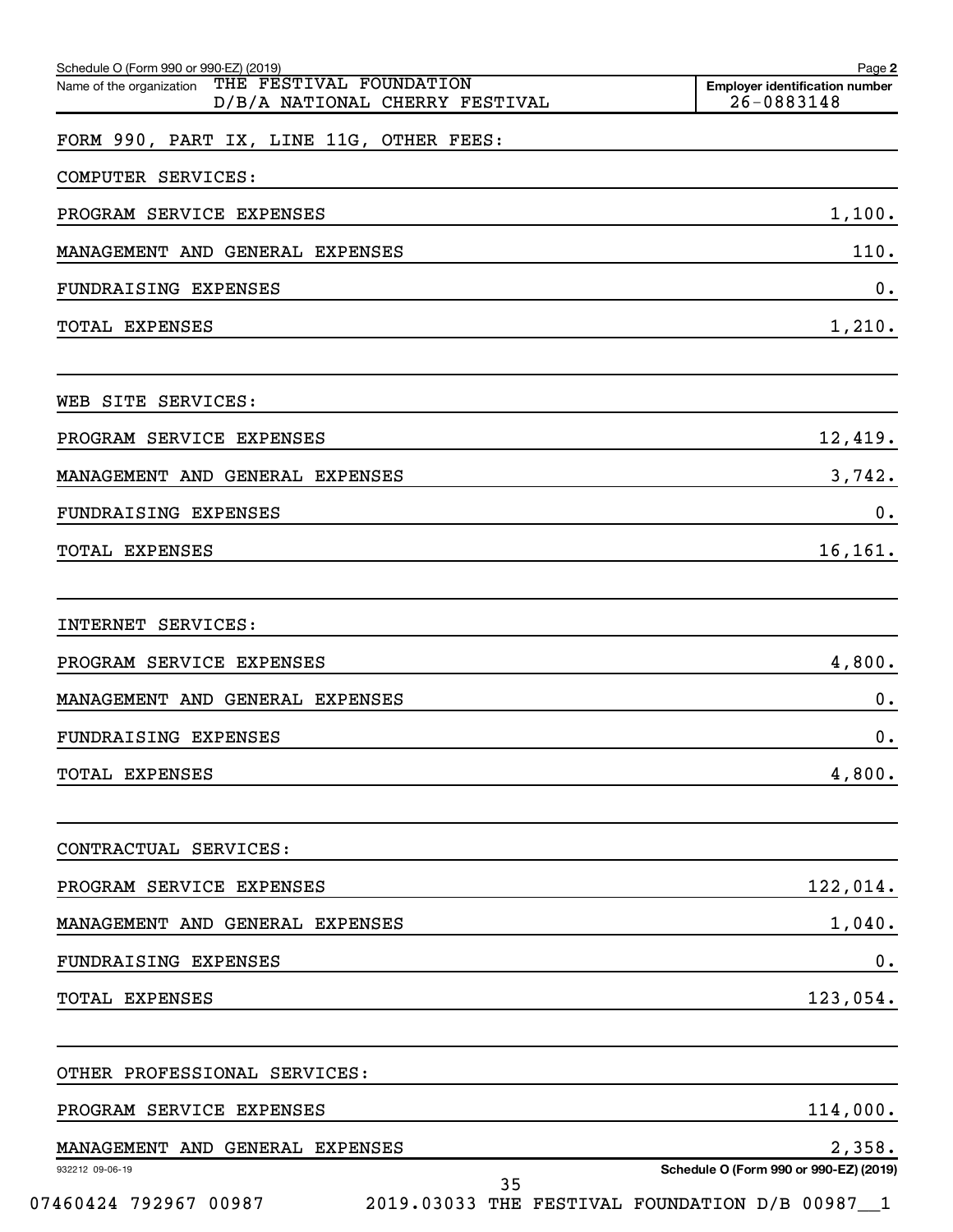Schedule O (Form 990 or 990-EZ) (2019)

Name of the organization THE FESTIVAL FOUNDATION D/B/A NATIONAL CHERRY FESTIVAL

Employer identification number 26-0883148

FORM 990, PART IX, LINE 11G, OTHER FEES:

COMPUTER SERVICES:

| | |
|---|---|
| PROGRAM SERVICE EXPENSES | 1,100. |
| MANAGEMENT AND GENERAL EXPENSES | 110. |
| FUNDRAISING EXPENSES | 0. |
| TOTAL EXPENSES | 1,210. |

WEB SITE SERVICES:

| | |
|---|---|
| PROGRAM SERVICE EXPENSES | 12,419. |
| MANAGEMENT AND GENERAL EXPENSES | 3,742. |
| FUNDRAISING EXPENSES | 0. |
| TOTAL EXPENSES | 16,161. |

INTERNET SERVICES:

| | |
|---|---|
| PROGRAM SERVICE EXPENSES | 4,800. |
| MANAGEMENT AND GENERAL EXPENSES | 0. |
| FUNDRAISING EXPENSES | 0. |
| TOTAL EXPENSES | 4,800. |

CONTRACTUAL SERVICES:

| | |
|---|---|
| PROGRAM SERVICE EXPENSES | 122,014. |
| MANAGEMENT AND GENERAL EXPENSES | 1,040. |
| FUNDRAISING EXPENSES | 0. |
| TOTAL EXPENSES | 123,054. |

OTHER PROFESSIONAL SERVICES:

| | |
|---|---|
| PROGRAM SERVICE EXPENSES | 114,000. |
| MANAGEMENT AND GENERAL EXPENSES | 2,358. |

932212 09-06-19

Schedule O (Form 990 or 990-EZ) (2019)

07460424 792967 00987 2019.03033 THE FESTIVAL FOUNDATION D/B 00987__1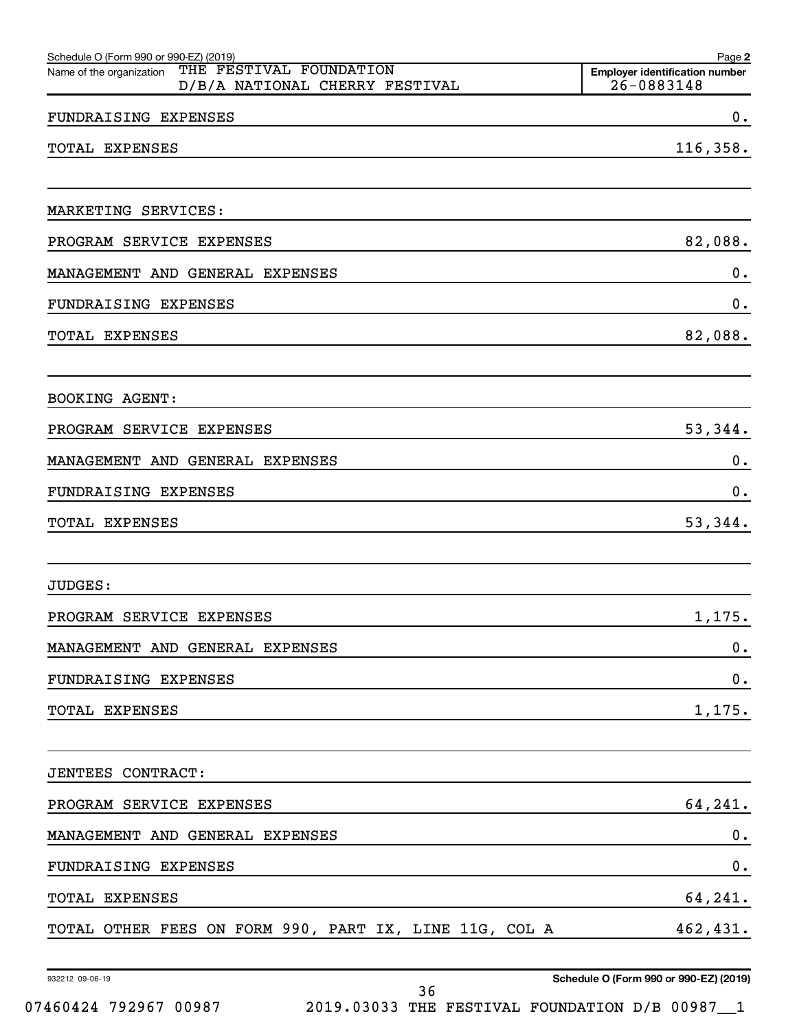Schedule O (Form 990 or 990-EZ) (2019) Page **2**

Name of the organization THE FESTIVAL FOUNDATION D/B/A NATIONAL CHERRY FESTIVAL

**Employer identification number** 26-0883148

| | |
|---|---|
| FUNDRAISING EXPENSES | 0. |
| TOTAL EXPENSES | 116,358. |
| | |
| MARKETING SERVICES: | |
| PROGRAM SERVICE EXPENSES | 82,088. |
| MANAGEMENT AND GENERAL EXPENSES | 0. |
| FUNDRAISING EXPENSES | 0. |
| TOTAL EXPENSES | 82,088. |
| | |
| BOOKING AGENT: | |
| PROGRAM SERVICE EXPENSES | 53,344. |
| MANAGEMENT AND GENERAL EXPENSES | 0. |
| FUNDRAISING EXPENSES | 0. |
| TOTAL EXPENSES | 53,344. |
| | |
| JUDGES: | |
| PROGRAM SERVICE EXPENSES | 1,175. |
| MANAGEMENT AND GENERAL EXPENSES | 0. |
| FUNDRAISING EXPENSES | 0. |
| TOTAL EXPENSES | 1,175. |
| | |
| JENTEES CONTRACT: | |
| PROGRAM SERVICE EXPENSES | 64,241. |
| MANAGEMENT AND GENERAL EXPENSES | 0. |
| FUNDRAISING EXPENSES | 0. |
| TOTAL EXPENSES | 64,241. |
| TOTAL OTHER FEES ON FORM 990, PART IX, LINE 11G, COL A | 462,431. |

932212 09-06-19

**Schedule O (Form 990 or 990-EZ) (2019)**

07460424 792967 00987 2019.03033 THE FESTIVAL FOUNDATION D/B 00987__1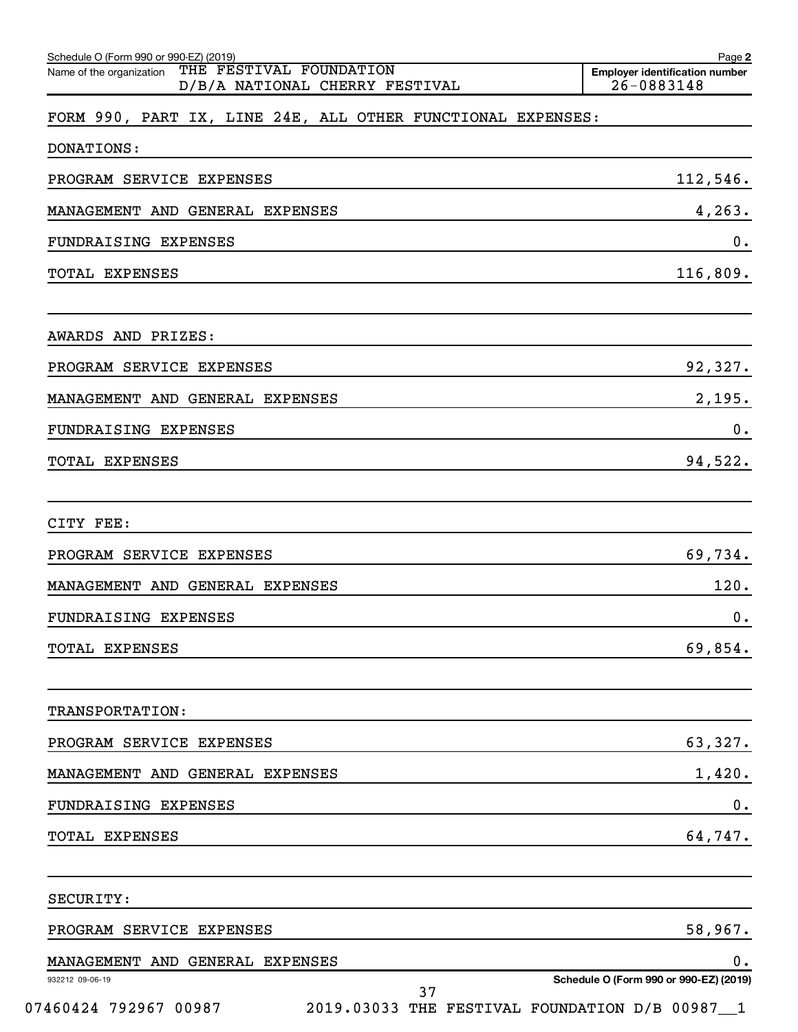Schedule O (Form 990 or 990-EZ) (2019) Page **2**

Name of the organization THE FESTIVAL FOUNDATION D/B/A NATIONAL CHERRY FESTIVAL

**Employer identification number** 26-0883148

FORM 990, PART IX, LINE 24E, ALL OTHER FUNCTIONAL EXPENSES:

DONATIONS:

| | |
|---|---|
| PROGRAM SERVICE EXPENSES | 112,546. |
| MANAGEMENT AND GENERAL EXPENSES | 4,263. |
| FUNDRAISING EXPENSES | 0. |
| TOTAL EXPENSES | 116,809. |

AWARDS AND PRIZES:

| | |
|---|---|
| PROGRAM SERVICE EXPENSES | 92,327. |
| MANAGEMENT AND GENERAL EXPENSES | 2,195. |
| FUNDRAISING EXPENSES | 0. |
| TOTAL EXPENSES | 94,522. |

CITY FEE:

| | |
|---|---|
| PROGRAM SERVICE EXPENSES | 69,734. |
| MANAGEMENT AND GENERAL EXPENSES | 120. |
| FUNDRAISING EXPENSES | 0. |
| TOTAL EXPENSES | 69,854. |

TRANSPORTATION:

| | |
|---|---|
| PROGRAM SERVICE EXPENSES | 63,327. |
| MANAGEMENT AND GENERAL EXPENSES | 1,420. |
| FUNDRAISING EXPENSES | 0. |
| TOTAL EXPENSES | 64,747. |

SECURITY:

| | |
|---|---|
| PROGRAM SERVICE EXPENSES | 58,967. |
| MANAGEMENT AND GENERAL EXPENSES | 0. |

932212 09-06-19 **Schedule O (Form 990 or 990-EZ) (2019)**

07460424 792967 00987 2019.03033 THE FESTIVAL FOUNDATION D/B 00987__1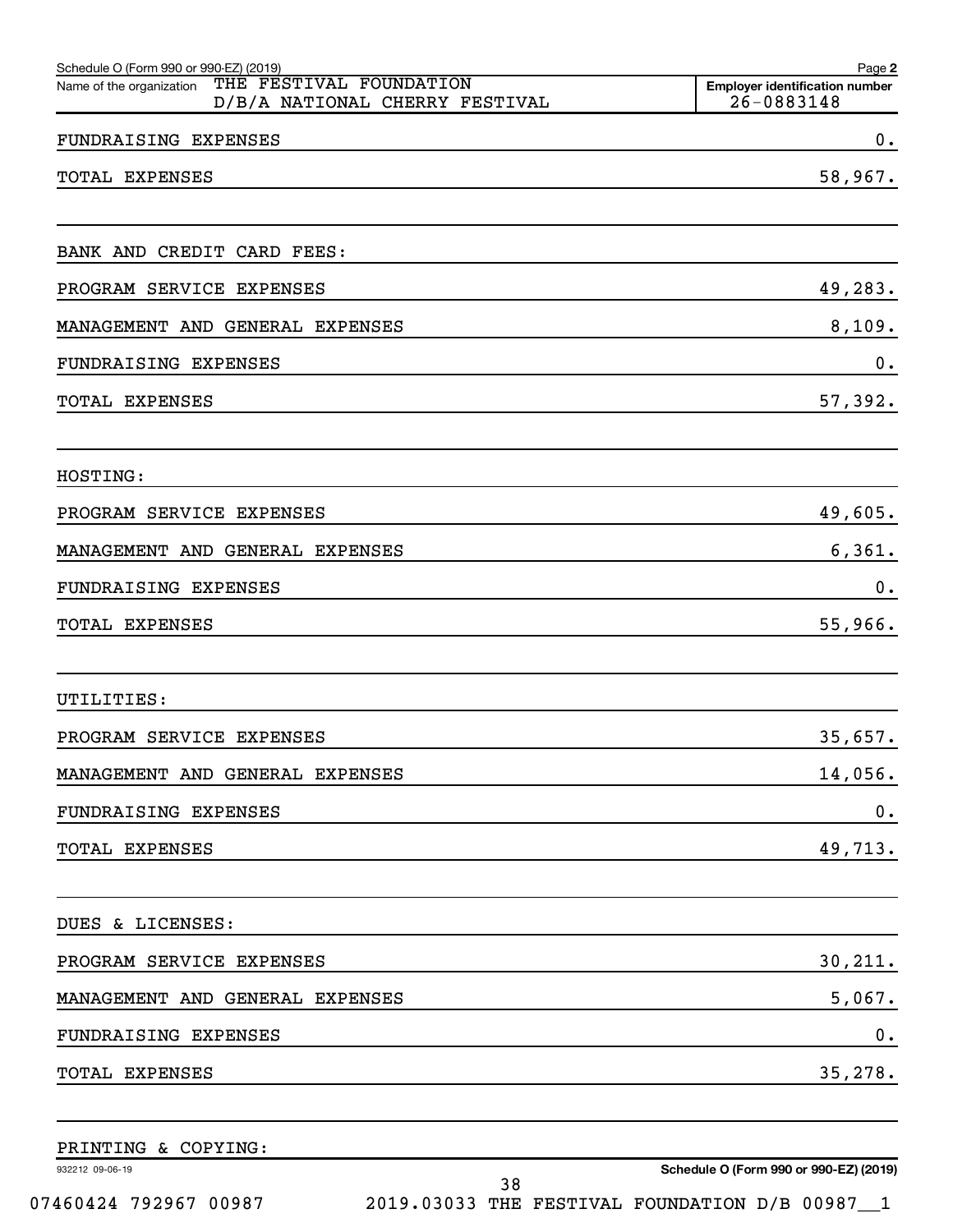Schedule O (Form 990 or 990-EZ) (2019) Page 2

Name of the organization THE FESTIVAL FOUNDATION D/B/A NATIONAL CHERRY FESTIVAL

Employer identification number 26-0883148

| | |
|---|---|
| FUNDRAISING EXPENSES | 0. |
| TOTAL EXPENSES | 58,967. |

BANK AND CREDIT CARD FEES:

| | |
|---|---|
| PROGRAM SERVICE EXPENSES | 49,283. |
| MANAGEMENT AND GENERAL EXPENSES | 8,109. |
| FUNDRAISING EXPENSES | 0. |
| TOTAL EXPENSES | 57,392. |

HOSTING:

| | |
|---|---|
| PROGRAM SERVICE EXPENSES | 49,605. |
| MANAGEMENT AND GENERAL EXPENSES | 6,361. |
| FUNDRAISING EXPENSES | 0. |
| TOTAL EXPENSES | 55,966. |

UTILITIES:

| | |
|---|---|
| PROGRAM SERVICE EXPENSES | 35,657. |
| MANAGEMENT AND GENERAL EXPENSES | 14,056. |
| FUNDRAISING EXPENSES | 0. |
| TOTAL EXPENSES | 49,713. |

DUES & LICENSES:

| | |
|---|---|
| PROGRAM SERVICE EXPENSES | 30,211. |
| MANAGEMENT AND GENERAL EXPENSES | 5,067. |
| FUNDRAISING EXPENSES | 0. |
| TOTAL EXPENSES | 35,278. |

PRINTING & COPYING:

932212 09-06-19

Schedule O (Form 990 or 990-EZ) (2019)

07460424 792967 00987 2019.03033 THE FESTIVAL FOUNDATION D/B 00987__1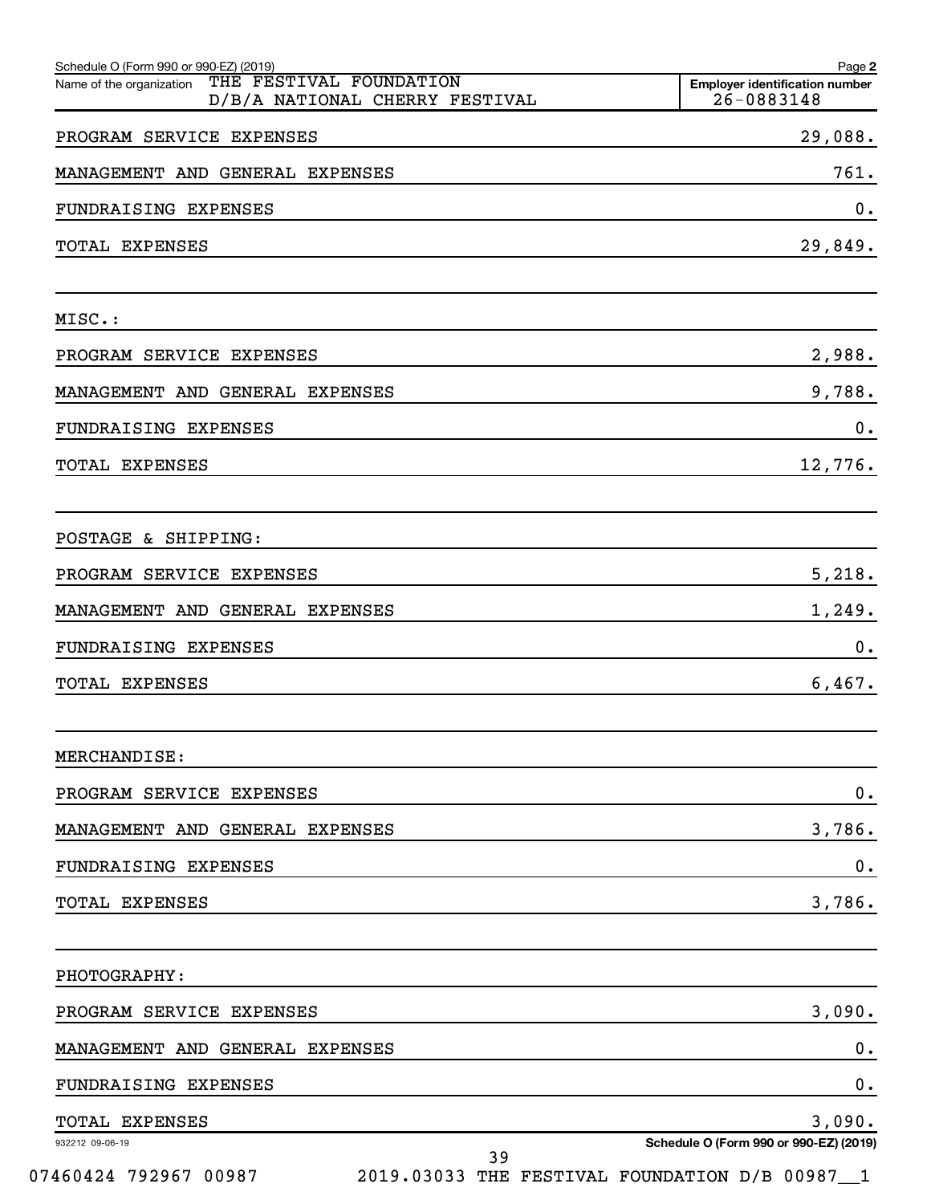Schedule O (Form 990 or 990-EZ) (2019)

Name of the organization THE FESTIVAL FOUNDATION D/B/A NATIONAL CHERRY FESTIVAL

Employer identification number 26-0883148

| | |
|---|---|
| PROGRAM SERVICE EXPENSES | 29,088. |
| MANAGEMENT AND GENERAL EXPENSES | 761. |
| FUNDRAISING EXPENSES | 0. |
| TOTAL EXPENSES | 29,849. |

MISC.:

| | |
|---|---|
| PROGRAM SERVICE EXPENSES | 2,988. |
| MANAGEMENT AND GENERAL EXPENSES | 9,788. |
| FUNDRAISING EXPENSES | 0. |
| TOTAL EXPENSES | 12,776. |

POSTAGE & SHIPPING:

| | |
|---|---|
| PROGRAM SERVICE EXPENSES | 5,218. |
| MANAGEMENT AND GENERAL EXPENSES | 1,249. |
| FUNDRAISING EXPENSES | 0. |
| TOTAL EXPENSES | 6,467. |

MERCHANDISE:

| | |
|---|---|
| PROGRAM SERVICE EXPENSES | 0. |
| MANAGEMENT AND GENERAL EXPENSES | 3,786. |
| FUNDRAISING EXPENSES | 0. |
| TOTAL EXPENSES | 3,786. |

PHOTOGRAPHY:

| | |
|---|---|
| PROGRAM SERVICE EXPENSES | 3,090. |
| MANAGEMENT AND GENERAL EXPENSES | 0. |
| FUNDRAISING EXPENSES | 0. |
| TOTAL EXPENSES | 3,090. |

932212 09-06-19

Schedule O (Form 990 or 990-EZ) (2019)

07460424 792967 00987 2019.03033 THE FESTIVAL FOUNDATION D/B 00987__1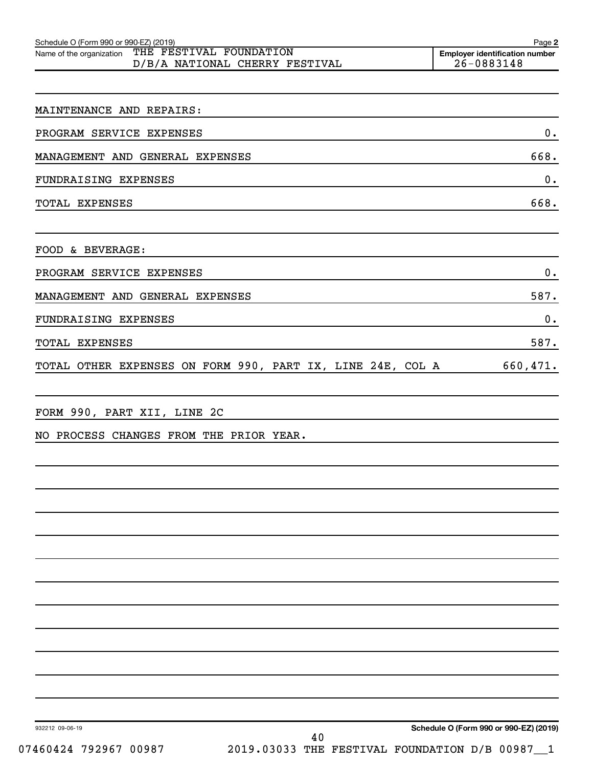Schedule O (Form 990 or 990-EZ) (2019) Page **2**

Name of the organization THE FESTIVAL FOUNDATION D/B/A NATIONAL CHERRY FESTIVAL

**Employer identification number** 26-0883148

| | |
|---|---|
| MAINTENANCE AND REPAIRS: | |
| PROGRAM SERVICE EXPENSES | 0. |
| MANAGEMENT AND GENERAL EXPENSES | 668. |
| FUNDRAISING EXPENSES | 0. |
| TOTAL EXPENSES | 668. |
| | |
| FOOD & BEVERAGE: | |
| PROGRAM SERVICE EXPENSES | 0. |
| MANAGEMENT AND GENERAL EXPENSES | 587. |
| FUNDRAISING EXPENSES | 0. |
| TOTAL EXPENSES | 587. |
| TOTAL OTHER EXPENSES ON FORM 990, PART IX, LINE 24E, COL A | 660,471. |

FORM 990, PART XII, LINE 2C

NO PROCESS CHANGES FROM THE PRIOR YEAR.

932212 09-06-19

**Schedule O (Form 990 or 990-EZ) (2019)**

07460424 792967 00987 2019.03033 THE FESTIVAL FOUNDATION D/B 00987__1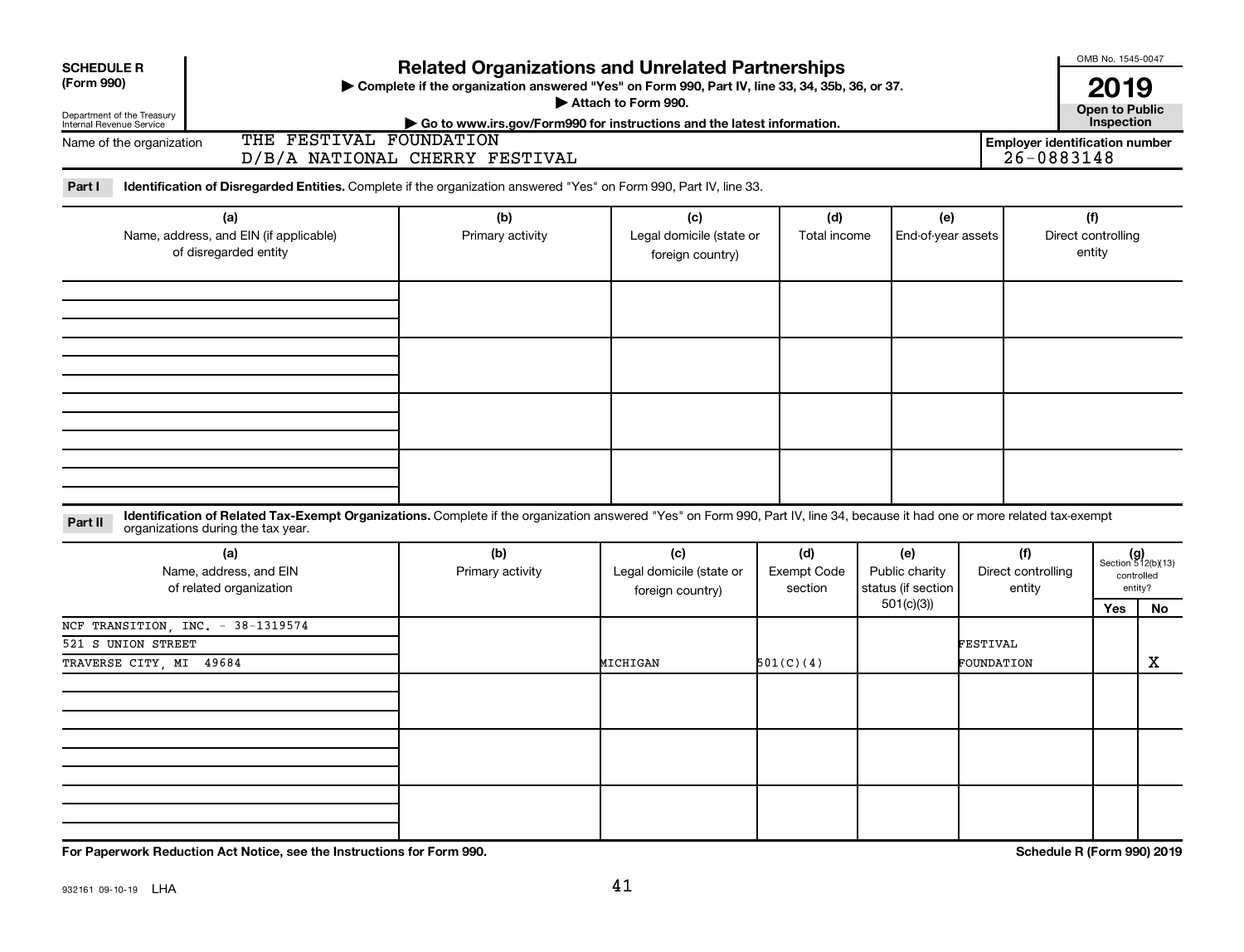**SCHEDULE R**
**(Form 990)**

Department of the Treasury
Internal Revenue Service

# Related Organizations and Unrelated Partnerships

▶ Complete if the organization answered "Yes" on Form 990, Part IV, line 33, 34, 35b, 36, or 37.
▶ Attach to Form 990.
▶ Go to www.irs.gov/Form990 for instructions and the latest information.

OMB No. 1545-0047

**2019**

**Open to Public Inspection**

Name of the organization: THE FESTIVAL FOUNDATION D/B/A NATIONAL CHERRY FESTIVAL

**Employer identification number** 26-0883148

**Part I** **Identification of Disregarded Entities.** Complete if the organization answered "Yes" on Form 990, Part IV, line 33.

| (a) Name, address, and EIN (if applicable) of disregarded entity | (b) Primary activity | (c) Legal domicile (state or foreign country) | (d) Total income | (e) End-of-year assets | (f) Direct controlling entity |
|---|---|---|---|---|---|
| | | | | | |
| | | | | | |
| | | | | | |
| | | | | | |

**Part II** **Identification of Related Tax-Exempt Organizations.** Complete if the organization answered "Yes" on Form 990, Part IV, line 34, because it had one or more related tax-exempt organizations during the tax year.

| (a) Name, address, and EIN of related organization | (b) Primary activity | (c) Legal domicile (state or foreign country) | (d) Exempt Code section | (e) Public charity status (if section 501(c)(3)) | (f) Direct controlling entity | (g) Section 512(b)(13) controlled entity? Yes | No |
|---|---|---|---|---|---|---|---|
| NCF TRANSITION, INC. - 38-1319574<br>521 S UNION STREET<br>TRAVERSE CITY, MI 49684 | | MICHIGAN | 501(C)(4) | | FESTIVAL FOUNDATION | | X |
| | | | | | | | |
| | | | | | | | |
| | | | | | | | |

**For Paperwork Reduction Act Notice, see the Instructions for Form 990.** **Schedule R (Form 990) 2019**

932161 09-10-19 LHA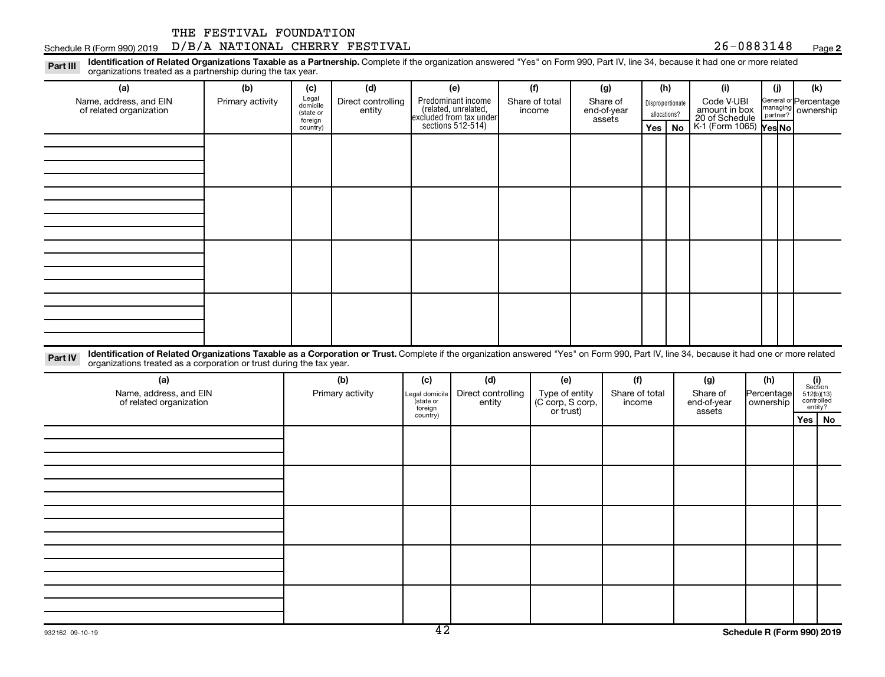THE FESTIVAL FOUNDATION
D/B/A NATIONAL CHERRY FESTIVAL

Schedule R (Form 990) 2019 26-0883148 Page **2**

**Part III** **Identification of Related Organizations Taxable as a Partnership.** Complete if the organization answered "Yes" on Form 990, Part IV, line 34, because it had one or more related organizations treated as a partnership during the tax year.

| (a) Name, address, and EIN of related organization | (b) Primary activity | (c) Legal domicile (state or foreign country) | (d) Direct controlling entity | (e) Predominant income (related, unrelated, excluded from tax under sections 512-514) | (f) Share of total income | (g) Share of end-of-year assets | (h) Disproportionate allocations? Yes | (h) No | (i) Code V-UBI amount in box 20 of Schedule K-1 (Form 1065) | (j) General or managing partner? Yes | (j) No | (k) Percentage ownership |
|---|---|---|---|---|---|---|---|---|---|---|---|---|
| | | | | | | | | | | | | |
| | | | | | | | | | | | | |
| | | | | | | | | | | | | |
| | | | | | | | | | | | | |

**Part IV** **Identification of Related Organizations Taxable as a Corporation or Trust.** Complete if the organization answered "Yes" on Form 990, Part IV, line 34, because it had one or more related organizations treated as a corporation or trust during the tax year.

| (a) Name, address, and EIN of related organization | (b) Primary activity | (c) Legal domicile (state or foreign country) | (d) Direct controlling entity | (e) Type of entity (C corp, S corp, or trust) | (f) Share of total income | (g) Share of end-of-year assets | (h) Percentage ownership | (i) Section 512(b)(13) controlled entity? Yes | (i) No |
|---|---|---|---|---|---|---|---|---|---|
| | | | | | | | | | |
| | | | | | | | | | |
| | | | | | | | | | |
| | | | | | | | | | |
| | | | | | | | | | |

932162 09-10-19 **Schedule R (Form 990) 2019**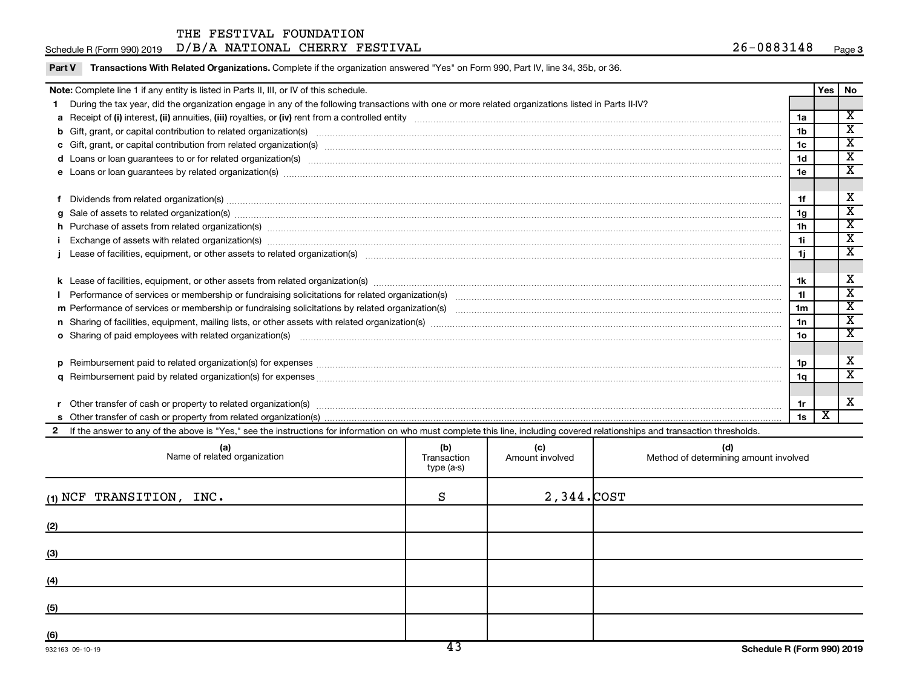THE FESTIVAL FOUNDATION
Schedule R (Form 990) 2019 D/B/A NATIONAL CHERRY FESTIVAL 26-0883148 Page 3

**Part V** **Transactions With Related Organizations.** Complete if the organization answered "Yes" on Form 990, Part IV, line 34, 35b, or 36.

| **Note:** Complete line 1 if any entity is listed in Parts II, III, or IV of this schedule. | | **Yes** | **No** |
|---|---|---|---|
| **1** During the tax year, did the organization engage in any of the following transactions with one or more related organizations listed in Parts II-IV? | | | |
| **a** Receipt of **(i)** interest, **(ii)** annuities, **(iii)** royalties, or **(iv)** rent from a controlled entity | 1a | | X |
| **b** Gift, grant, or capital contribution to related organization(s) | 1b | | X |
| **c** Gift, grant, or capital contribution from related organization(s) | 1c | | X |
| **d** Loans or loan guarantees to or for related organization(s) | 1d | | X |
| **e** Loans or loan guarantees by related organization(s) | 1e | | X |
| **f** Dividends from related organization(s) | 1f | | X |
| **g** Sale of assets to related organization(s) | 1g | | X |
| **h** Purchase of assets from related organization(s) | 1h | | X |
| **i** Exchange of assets with related organization(s) | 1i | | X |
| **j** Lease of facilities, equipment, or other assets to related organization(s) | 1j | | X |
| **k** Lease of facilities, equipment, or other assets from related organization(s) | 1k | | X |
| **l** Performance of services or membership or fundraising solicitations for related organization(s) | 1l | | X |
| **m** Performance of services or membership or fundraising solicitations by related organization(s) | 1m | | X |
| **n** Sharing of facilities, equipment, mailing lists, or other assets with related organization(s) | 1n | | X |
| **o** Sharing of paid employees with related organization(s) | 1o | | X |
| **p** Reimbursement paid to related organization(s) for expenses | 1p | | X |
| **q** Reimbursement paid by related organization(s) for expenses | 1q | | X |
| **r** Other transfer of cash or property to related organization(s) | 1r | | X |
| **s** Other transfer of cash or property from related organization(s) | 1s | X | |

**2** If the answer to any of the above is "Yes," see the instructions for information on who must complete this line, including covered relationships and transaction thresholds.

| (a) Name of related organization | (b) Transaction type (a-s) | (c) Amount involved | (d) Method of determining amount involved |
|---|---|---|---|
| (1) NCF TRANSITION, INC. | S | 2,344. | COST |
| (2) | | | |
| (3) | | | |
| (4) | | | |
| (5) | | | |
| (6) | | | |

932163 09-10-19 **Schedule R (Form 990) 2019**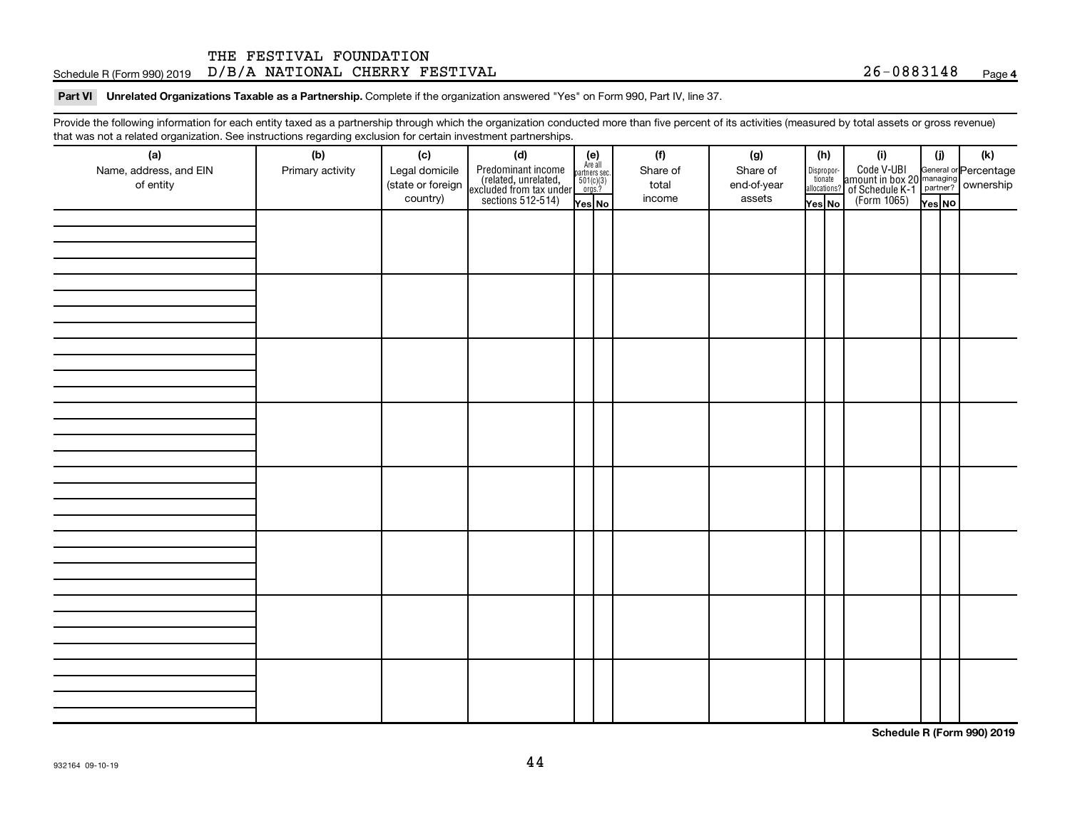THE FESTIVAL FOUNDATION
Schedule R (Form 990) 2019 D/B/A NATIONAL CHERRY FESTIVAL 26-0883148 Page **4**

**Part VI Unrelated Organizations Taxable as a Partnership.** Complete if the organization answered "Yes" on Form 990, Part IV, line 37.

Provide the following information for each entity taxed as a partnership through which the organization conducted more than five percent of its activities (measured by total assets or gross revenue) that was not a related organization. See instructions regarding exclusion for certain investment partnerships.

| (a) Name, address, and EIN of entity | (b) Primary activity | (c) Legal domicile (state or foreign country) | (d) Predominant income (related, unrelated, excluded from tax under sections 512-514) | (e) Are all partners sec. 501(c)(3) orgs.? | | (f) Share of total income | (g) Share of end-of-year assets | (h) Disproportionate allocations? | | (i) Code V-UBI amount in box 20 of Schedule K-1 (Form 1065) | (j) General or managing partner? | | (k) Percentage ownership |
|---|---|---|---|---|---|---|---|---|---|---|---|---|---|
| | | | | Yes | No | | | Yes | No | | Yes | No | |
| | | | | | | | | | | | | | |
| | | | | | | | | | | | | | |
| | | | | | | | | | | | | | |
| | | | | | | | | | | | | | |
| | | | | | | | | | | | | | |
| | | | | | | | | | | | | | |
| | | | | | | | | | | | | | |
| | | | | | | | | | | | | | |

**Schedule R (Form 990) 2019**

932164 09-10-19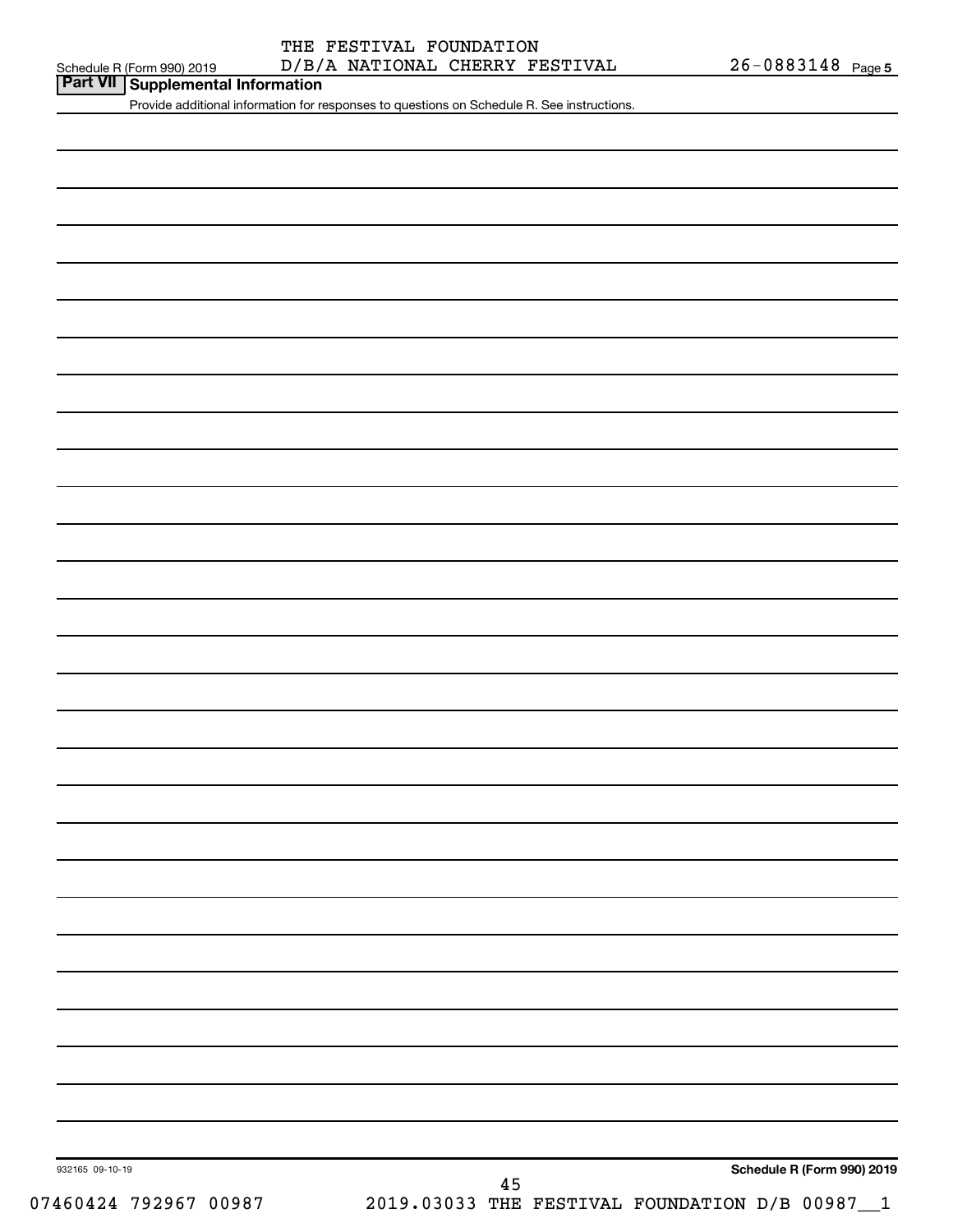THE FESTIVAL FOUNDATION
D/B/A NATIONAL CHERRY FESTIVAL

Schedule R (Form 990) 2019 26-0883148 Page 5

## Part VII Supplemental Information

Provide additional information for responses to questions on Schedule R. See instructions.

932165 09-10-19

**Schedule R (Form 990) 2019**

07460424 792967 00987 2019.03033 THE FESTIVAL FOUNDATION D/B 00987__1